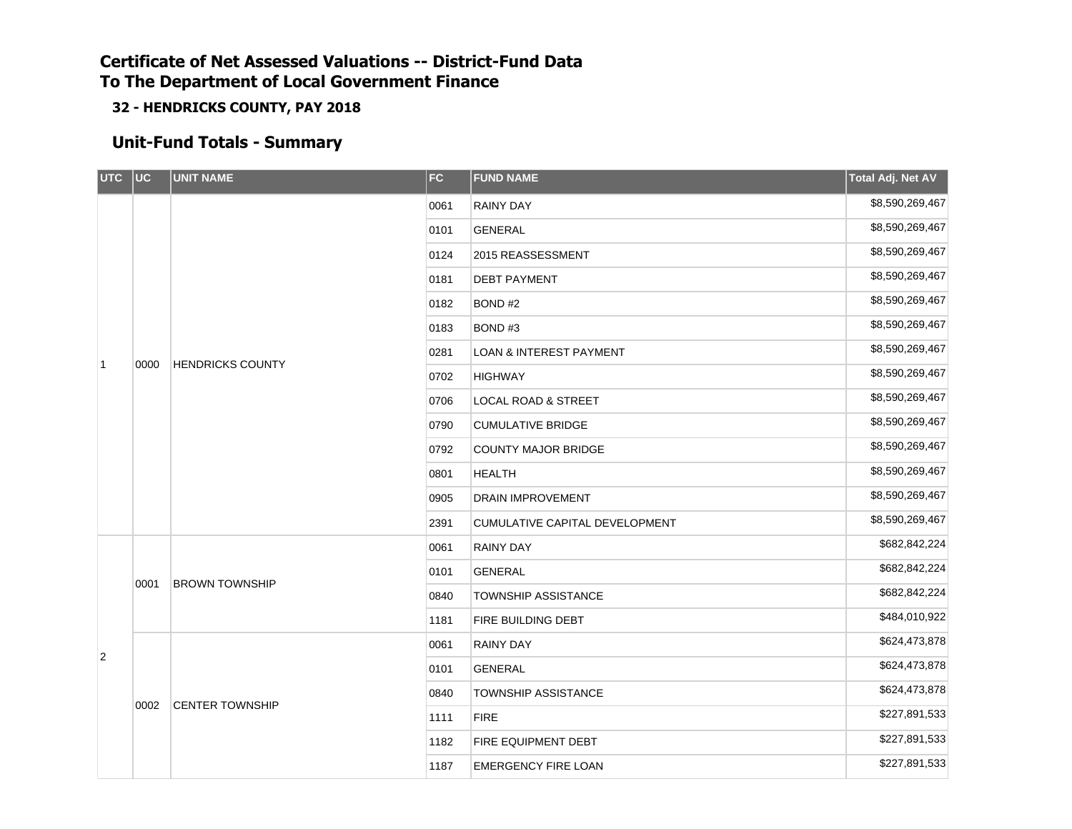# Certificate of Net Assessed Valuations -- District-Fund Data
# To The Department of Local Government Finance

### 32 - HENDRICKS COUNTY, PAY 2018

## Unit-Fund Totals - Summary

| UTC | UC | UNIT NAME | FC | FUND NAME | Total Adj. Net AV |
|---|---|---|---|---|---|
| 1 | 0000 | HENDRICKS COUNTY | 0061 | RAINY DAY | $8,590,269,467 |
| | | | 0101 | GENERAL | $8,590,269,467 |
| | | | 0124 | 2015 REASSESSMENT | $8,590,269,467 |
| | | | 0181 | DEBT PAYMENT | $8,590,269,467 |
| | | | 0182 | BOND #2 | $8,590,269,467 |
| | | | 0183 | BOND #3 | $8,590,269,467 |
| | | | 0281 | LOAN & INTEREST PAYMENT | $8,590,269,467 |
| | | | 0702 | HIGHWAY | $8,590,269,467 |
| | | | 0706 | LOCAL ROAD & STREET | $8,590,269,467 |
| | | | 0790 | CUMULATIVE BRIDGE | $8,590,269,467 |
| | | | 0792 | COUNTY MAJOR BRIDGE | $8,590,269,467 |
| | | | 0801 | HEALTH | $8,590,269,467 |
| | | | 0905 | DRAIN IMPROVEMENT | $8,590,269,467 |
| | | | 2391 | CUMULATIVE CAPITAL DEVELOPMENT | $8,590,269,467 |
| 2 | 0001 | BROWN TOWNSHIP | 0061 | RAINY DAY | $682,842,224 |
| | | | 0101 | GENERAL | $682,842,224 |
| | | | 0840 | TOWNSHIP ASSISTANCE | $682,842,224 |
| | | | 1181 | FIRE BUILDING DEBT | $484,010,922 |
| | 0002 | CENTER TOWNSHIP | 0061 | RAINY DAY | $624,473,878 |
| | | | 0101 | GENERAL | $624,473,878 |
| | | | 0840 | TOWNSHIP ASSISTANCE | $624,473,878 |
| | | | 1111 | FIRE | $227,891,533 |
| | | | 1182 | FIRE EQUIPMENT DEBT | $227,891,533 |
| | | | 1187 | EMERGENCY FIRE LOAN | $227,891,533 |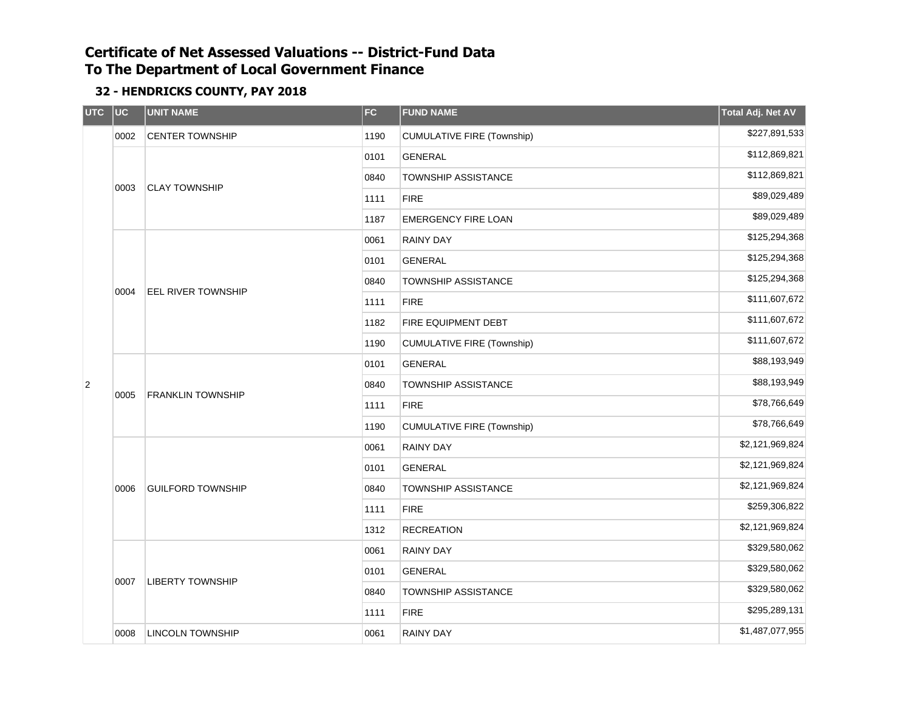# Certificate of Net Assessed Valuations -- District-Fund Data
# To The Department of Local Government Finance

### 32 - HENDRICKS COUNTY, PAY 2018

| UTC | UC | UNIT NAME | FC | FUND NAME | Total Adj. Net AV |
|---|---|---|---|---|---|
| 2 | 0002 | CENTER TOWNSHIP | 1190 | CUMULATIVE FIRE (Township) | $227,891,533 |
| | 0003 | CLAY TOWNSHIP | 0101 | GENERAL | $112,869,821 |
| | | | 0840 | TOWNSHIP ASSISTANCE | $112,869,821 |
| | | | 1111 | FIRE | $89,029,489 |
| | | | 1187 | EMERGENCY FIRE LOAN | $89,029,489 |
| | 0004 | EEL RIVER TOWNSHIP | 0061 | RAINY DAY | $125,294,368 |
| | | | 0101 | GENERAL | $125,294,368 |
| | | | 0840 | TOWNSHIP ASSISTANCE | $125,294,368 |
| | | | 1111 | FIRE | $111,607,672 |
| | | | 1182 | FIRE EQUIPMENT DEBT | $111,607,672 |
| | | | 1190 | CUMULATIVE FIRE (Township) | $111,607,672 |
| | 0005 | FRANKLIN TOWNSHIP | 0101 | GENERAL | $88,193,949 |
| | | | 0840 | TOWNSHIP ASSISTANCE | $88,193,949 |
| | | | 1111 | FIRE | $78,766,649 |
| | | | 1190 | CUMULATIVE FIRE (Township) | $78,766,649 |
| | 0006 | GUILFORD TOWNSHIP | 0061 | RAINY DAY | $2,121,969,824 |
| | | | 0101 | GENERAL | $2,121,969,824 |
| | | | 0840 | TOWNSHIP ASSISTANCE | $2,121,969,824 |
| | | | 1111 | FIRE | $259,306,822 |
| | | | 1312 | RECREATION | $2,121,969,824 |
| | 0007 | LIBERTY TOWNSHIP | 0061 | RAINY DAY | $329,580,062 |
| | | | 0101 | GENERAL | $329,580,062 |
| | | | 0840 | TOWNSHIP ASSISTANCE | $329,580,062 |
| | | | 1111 | FIRE | $295,289,131 |
| | 0008 | LINCOLN TOWNSHIP | 0061 | RAINY DAY | $1,487,077,955 |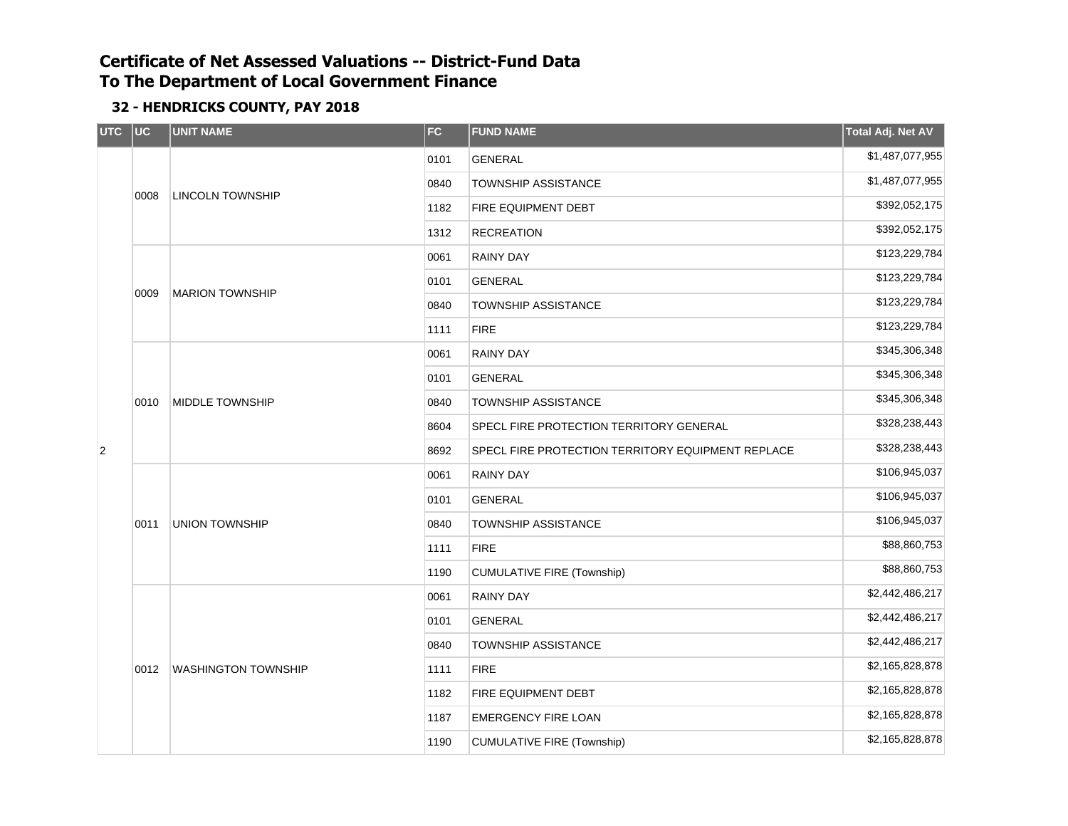# Certificate of Net Assessed Valuations -- District-Fund Data
# To The Department of Local Government Finance

### 32 - HENDRICKS COUNTY, PAY 2018

| UTC | UC | UNIT NAME | FC | FUND NAME | Total Adj. Net AV |
|---|---|---|---|---|---|
| 2 | 0008 | LINCOLN TOWNSHIP | 0101 | GENERAL | $1,487,077,955 |
| | | | 0840 | TOWNSHIP ASSISTANCE | $1,487,077,955 |
| | | | 1182 | FIRE EQUIPMENT DEBT | $392,052,175 |
| | | | 1312 | RECREATION | $392,052,175 |
| | 0009 | MARION TOWNSHIP | 0061 | RAINY DAY | $123,229,784 |
| | | | 0101 | GENERAL | $123,229,784 |
| | | | 0840 | TOWNSHIP ASSISTANCE | $123,229,784 |
| | | | 1111 | FIRE | $123,229,784 |
| | 0010 | MIDDLE TOWNSHIP | 0061 | RAINY DAY | $345,306,348 |
| | | | 0101 | GENERAL | $345,306,348 |
| | | | 0840 | TOWNSHIP ASSISTANCE | $345,306,348 |
| | | | 8604 | SPECL FIRE PROTECTION TERRITORY GENERAL | $328,238,443 |
| | | | 8692 | SPECL FIRE PROTECTION TERRITORY EQUIPMENT REPLACE | $328,238,443 |
| | 0011 | UNION TOWNSHIP | 0061 | RAINY DAY | $106,945,037 |
| | | | 0101 | GENERAL | $106,945,037 |
| | | | 0840 | TOWNSHIP ASSISTANCE | $106,945,037 |
| | | | 1111 | FIRE | $88,860,753 |
| | | | 1190 | CUMULATIVE FIRE (Township) | $88,860,753 |
| | 0012 | WASHINGTON TOWNSHIP | 0061 | RAINY DAY | $2,442,486,217 |
| | | | 0101 | GENERAL | $2,442,486,217 |
| | | | 0840 | TOWNSHIP ASSISTANCE | $2,442,486,217 |
| | | | 1111 | FIRE | $2,165,828,878 |
| | | | 1182 | FIRE EQUIPMENT DEBT | $2,165,828,878 |
| | | | 1187 | EMERGENCY FIRE LOAN | $2,165,828,878 |
| | | | 1190 | CUMULATIVE FIRE (Township) | $2,165,828,878 |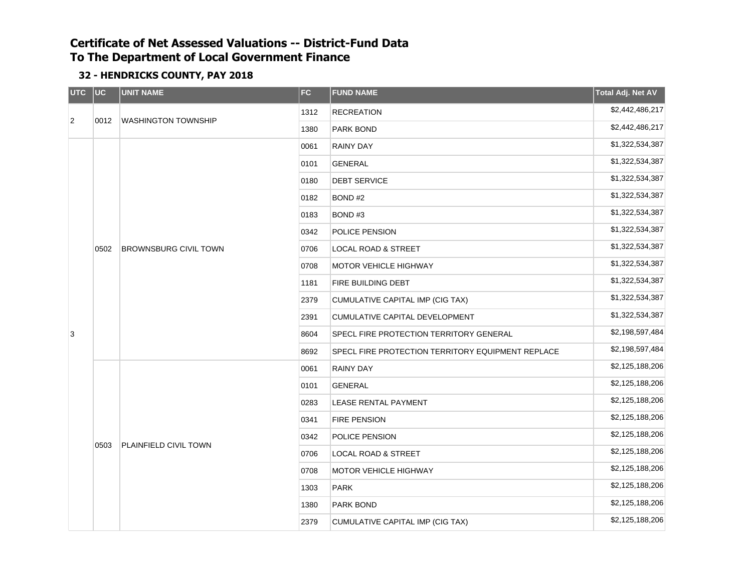# Certificate of Net Assessed Valuations -- District-Fund Data
# To The Department of Local Government Finance

## 32 - HENDRICKS COUNTY, PAY 2018

| UTC | UC | UNIT NAME | FC | FUND NAME | Total Adj. Net AV |
|---|---|---|---|---|---|
| 2 | 0012 | WASHINGTON TOWNSHIP | 1312 | RECREATION | $2,442,486,217 |
| | | | 1380 | PARK BOND | $2,442,486,217 |
| 3 | 0502 | BROWNSBURG CIVIL TOWN | 0061 | RAINY DAY | $1,322,534,387 |
| | | | 0101 | GENERAL | $1,322,534,387 |
| | | | 0180 | DEBT SERVICE | $1,322,534,387 |
| | | | 0182 | BOND #2 | $1,322,534,387 |
| | | | 0183 | BOND #3 | $1,322,534,387 |
| | | | 0342 | POLICE PENSION | $1,322,534,387 |
| | | | 0706 | LOCAL ROAD & STREET | $1,322,534,387 |
| | | | 0708 | MOTOR VEHICLE HIGHWAY | $1,322,534,387 |
| | | | 1181 | FIRE BUILDING DEBT | $1,322,534,387 |
| | | | 2379 | CUMULATIVE CAPITAL IMP (CIG TAX) | $1,322,534,387 |
| | | | 2391 | CUMULATIVE CAPITAL DEVELOPMENT | $1,322,534,387 |
| | | | 8604 | SPECL FIRE PROTECTION TERRITORY GENERAL | $2,198,597,484 |
| | | | 8692 | SPECL FIRE PROTECTION TERRITORY EQUIPMENT REPLACE | $2,198,597,484 |
| | 0503 | PLAINFIELD CIVIL TOWN | 0061 | RAINY DAY | $2,125,188,206 |
| | | | 0101 | GENERAL | $2,125,188,206 |
| | | | 0283 | LEASE RENTAL PAYMENT | $2,125,188,206 |
| | | | 0341 | FIRE PENSION | $2,125,188,206 |
| | | | 0342 | POLICE PENSION | $2,125,188,206 |
| | | | 0706 | LOCAL ROAD & STREET | $2,125,188,206 |
| | | | 0708 | MOTOR VEHICLE HIGHWAY | $2,125,188,206 |
| | | | 1303 | PARK | $2,125,188,206 |
| | | | 1380 | PARK BOND | $2,125,188,206 |
| | | | 2379 | CUMULATIVE CAPITAL IMP (CIG TAX) | $2,125,188,206 |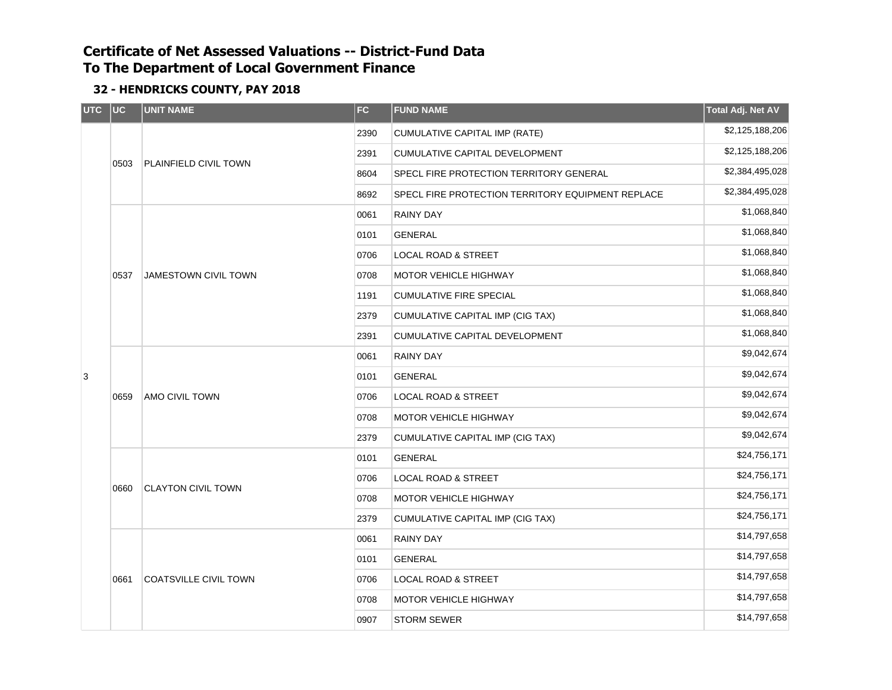# Certificate of Net Assessed Valuations -- District-Fund Data
# To The Department of Local Government Finance

### 32 - HENDRICKS COUNTY, PAY 2018

| UTC | UC | UNIT NAME | FC | FUND NAME | Total Adj. Net AV |
|---|---|---|---|---|---|
| 3 | 0503 | PLAINFIELD CIVIL TOWN | 2390 | CUMULATIVE CAPITAL IMP (RATE) | $2,125,188,206 |
| | | | 2391 | CUMULATIVE CAPITAL DEVELOPMENT | $2,125,188,206 |
| | | | 8604 | SPECL FIRE PROTECTION TERRITORY GENERAL | $2,384,495,028 |
| | | | 8692 | SPECL FIRE PROTECTION TERRITORY EQUIPMENT REPLACE | $2,384,495,028 |
| | 0537 | JAMESTOWN CIVIL TOWN | 0061 | RAINY DAY | $1,068,840 |
| | | | 0101 | GENERAL | $1,068,840 |
| | | | 0706 | LOCAL ROAD & STREET | $1,068,840 |
| | | | 0708 | MOTOR VEHICLE HIGHWAY | $1,068,840 |
| | | | 1191 | CUMULATIVE FIRE SPECIAL | $1,068,840 |
| | | | 2379 | CUMULATIVE CAPITAL IMP (CIG TAX) | $1,068,840 |
| | | | 2391 | CUMULATIVE CAPITAL DEVELOPMENT | $1,068,840 |
| | 0659 | AMO CIVIL TOWN | 0061 | RAINY DAY | $9,042,674 |
| | | | 0101 | GENERAL | $9,042,674 |
| | | | 0706 | LOCAL ROAD & STREET | $9,042,674 |
| | | | 0708 | MOTOR VEHICLE HIGHWAY | $9,042,674 |
| | | | 2379 | CUMULATIVE CAPITAL IMP (CIG TAX) | $9,042,674 |
| | 0660 | CLAYTON CIVIL TOWN | 0101 | GENERAL | $24,756,171 |
| | | | 0706 | LOCAL ROAD & STREET | $24,756,171 |
| | | | 0708 | MOTOR VEHICLE HIGHWAY | $24,756,171 |
| | | | 2379 | CUMULATIVE CAPITAL IMP (CIG TAX) | $24,756,171 |
| | 0661 | COATSVILLE CIVIL TOWN | 0061 | RAINY DAY | $14,797,658 |
| | | | 0101 | GENERAL | $14,797,658 |
| | | | 0706 | LOCAL ROAD & STREET | $14,797,658 |
| | | | 0708 | MOTOR VEHICLE HIGHWAY | $14,797,658 |
| | | | 0907 | STORM SEWER | $14,797,658 |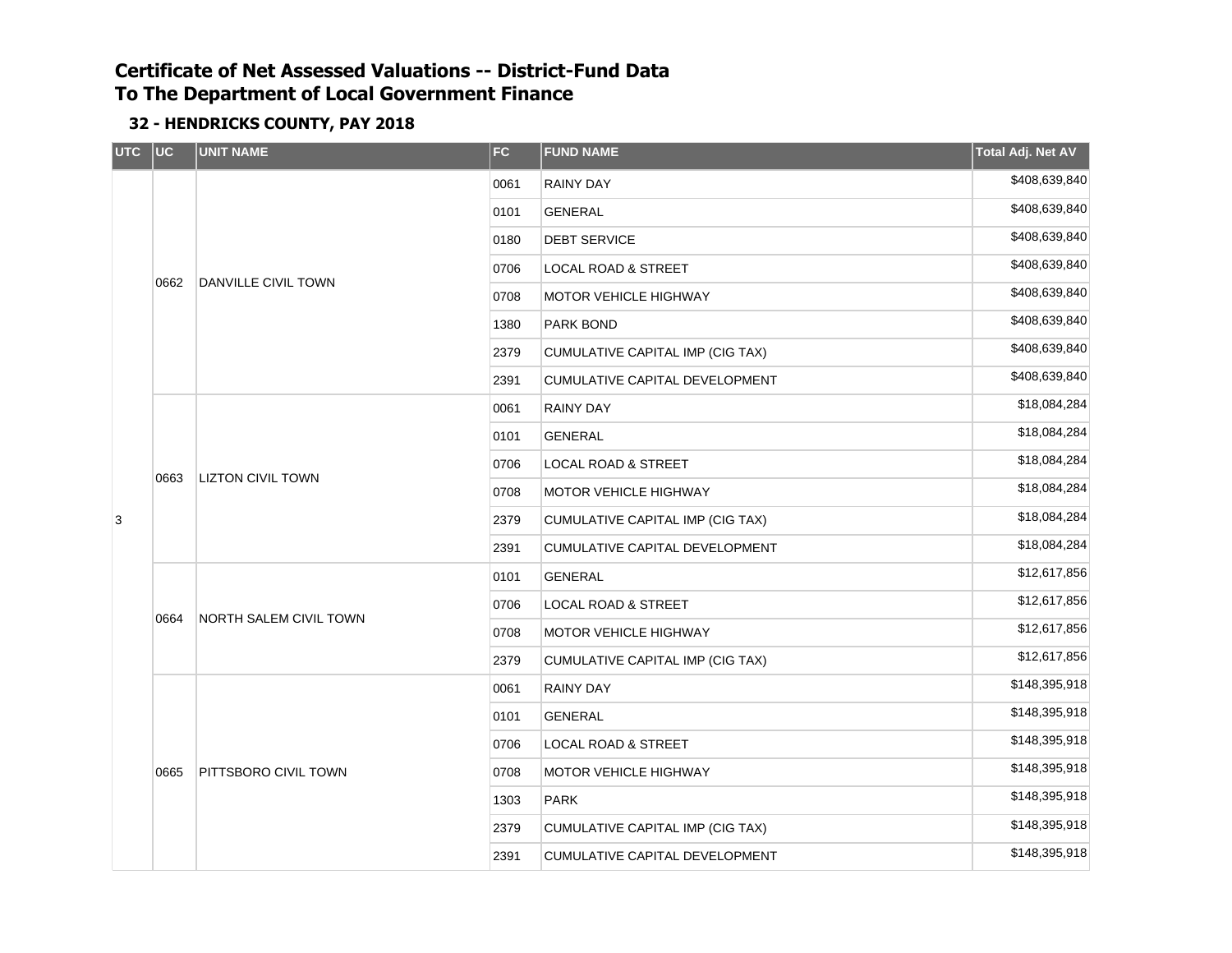# Certificate of Net Assessed Valuations -- District-Fund Data
# To The Department of Local Government Finance

## 32 - HENDRICKS COUNTY, PAY 2018

| UTC | UC | UNIT NAME | FC | FUND NAME | Total Adj. Net AV |
|---|---|---|---|---|---|
| 3 | 0662 | DANVILLE CIVIL TOWN | 0061 | RAINY DAY | $408,639,840 |
| | | | 0101 | GENERAL | $408,639,840 |
| | | | 0180 | DEBT SERVICE | $408,639,840 |
| | | | 0706 | LOCAL ROAD & STREET | $408,639,840 |
| | | | 0708 | MOTOR VEHICLE HIGHWAY | $408,639,840 |
| | | | 1380 | PARK BOND | $408,639,840 |
| | | | 2379 | CUMULATIVE CAPITAL IMP (CIG TAX) | $408,639,840 |
| | | | 2391 | CUMULATIVE CAPITAL DEVELOPMENT | $408,639,840 |
| | 0663 | LIZTON CIVIL TOWN | 0061 | RAINY DAY | $18,084,284 |
| | | | 0101 | GENERAL | $18,084,284 |
| | | | 0706 | LOCAL ROAD & STREET | $18,084,284 |
| | | | 0708 | MOTOR VEHICLE HIGHWAY | $18,084,284 |
| | | | 2379 | CUMULATIVE CAPITAL IMP (CIG TAX) | $18,084,284 |
| | | | 2391 | CUMULATIVE CAPITAL DEVELOPMENT | $18,084,284 |
| | 0664 | NORTH SALEM CIVIL TOWN | 0101 | GENERAL | $12,617,856 |
| | | | 0706 | LOCAL ROAD & STREET | $12,617,856 |
| | | | 0708 | MOTOR VEHICLE HIGHWAY | $12,617,856 |
| | | | 2379 | CUMULATIVE CAPITAL IMP (CIG TAX) | $12,617,856 |
| | 0665 | PITTSBORO CIVIL TOWN | 0061 | RAINY DAY | $148,395,918 |
| | | | 0101 | GENERAL | $148,395,918 |
| | | | 0706 | LOCAL ROAD & STREET | $148,395,918 |
| | | | 0708 | MOTOR VEHICLE HIGHWAY | $148,395,918 |
| | | | 1303 | PARK | $148,395,918 |
| | | | 2379 | CUMULATIVE CAPITAL IMP (CIG TAX) | $148,395,918 |
| | | | 2391 | CUMULATIVE CAPITAL DEVELOPMENT | $148,395,918 |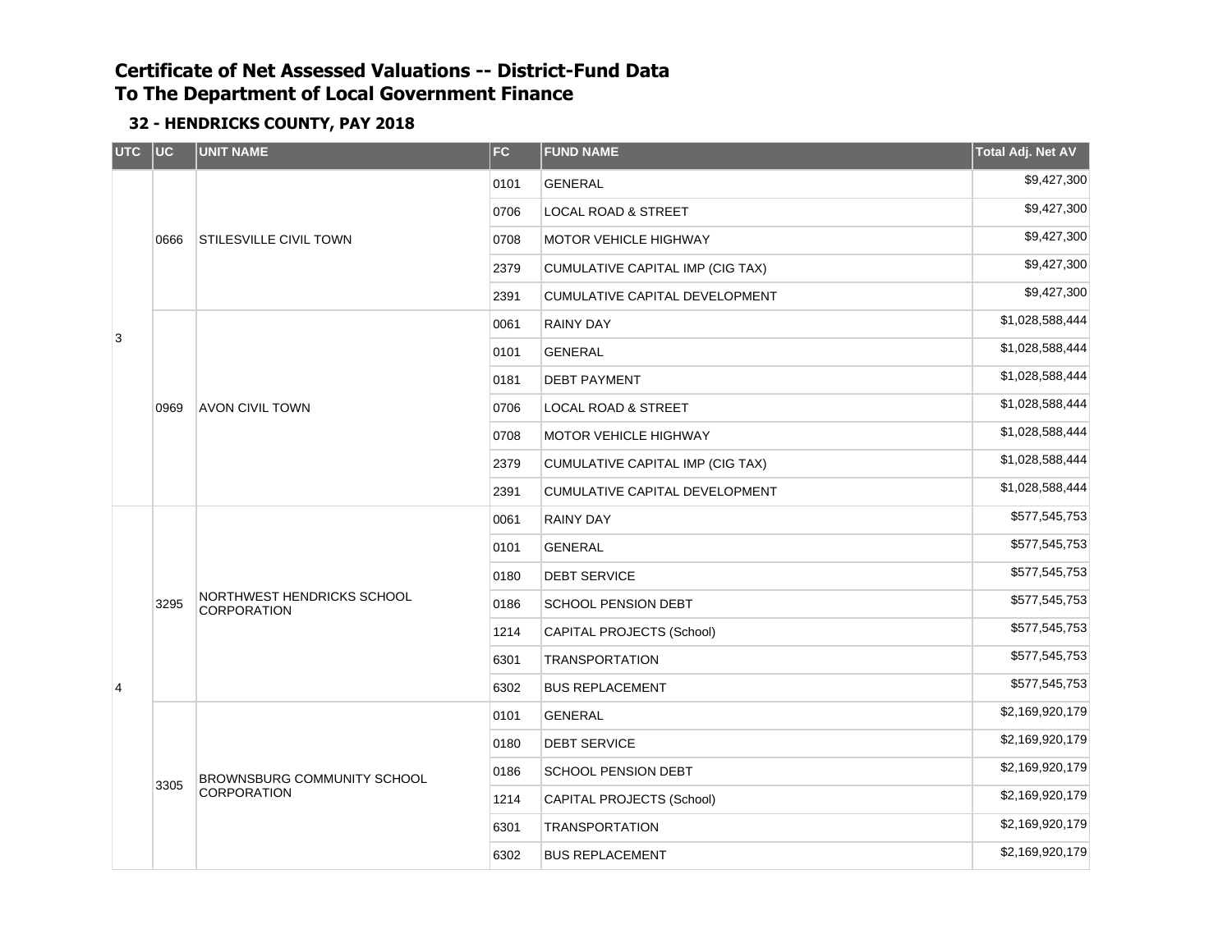# Certificate of Net Assessed Valuations -- District-Fund Data
# To The Department of Local Government Finance

### 32 - HENDRICKS COUNTY, PAY 2018

| UTC | UC | UNIT NAME | FC | FUND NAME | Total Adj. Net AV |
|---|---|---|---|---|---|
| 3 | 0666 | STILESVILLE CIVIL TOWN | 0101 | GENERAL | $9,427,300 |
| | | | 0706 | LOCAL ROAD & STREET | $9,427,300 |
| | | | 0708 | MOTOR VEHICLE HIGHWAY | $9,427,300 |
| | | | 2379 | CUMULATIVE CAPITAL IMP (CIG TAX) | $9,427,300 |
| | | | 2391 | CUMULATIVE CAPITAL DEVELOPMENT | $9,427,300 |
| | 0969 | AVON CIVIL TOWN | 0061 | RAINY DAY | $1,028,588,444 |
| | | | 0101 | GENERAL | $1,028,588,444 |
| | | | 0181 | DEBT PAYMENT | $1,028,588,444 |
| | | | 0706 | LOCAL ROAD & STREET | $1,028,588,444 |
| | | | 0708 | MOTOR VEHICLE HIGHWAY | $1,028,588,444 |
| | | | 2379 | CUMULATIVE CAPITAL IMP (CIG TAX) | $1,028,588,444 |
| | | | 2391 | CUMULATIVE CAPITAL DEVELOPMENT | $1,028,588,444 |
| 4 | 3295 | NORTHWEST HENDRICKS SCHOOL CORPORATION | 0061 | RAINY DAY | $577,545,753 |
| | | | 0101 | GENERAL | $577,545,753 |
| | | | 0180 | DEBT SERVICE | $577,545,753 |
| | | | 0186 | SCHOOL PENSION DEBT | $577,545,753 |
| | | | 1214 | CAPITAL PROJECTS (School) | $577,545,753 |
| | | | 6301 | TRANSPORTATION | $577,545,753 |
| | | | 6302 | BUS REPLACEMENT | $577,545,753 |
| | 3305 | BROWNSBURG COMMUNITY SCHOOL CORPORATION | 0101 | GENERAL | $2,169,920,179 |
| | | | 0180 | DEBT SERVICE | $2,169,920,179 |
| | | | 0186 | SCHOOL PENSION DEBT | $2,169,920,179 |
| | | | 1214 | CAPITAL PROJECTS (School) | $2,169,920,179 |
| | | | 6301 | TRANSPORTATION | $2,169,920,179 |
| | | | 6302 | BUS REPLACEMENT | $2,169,920,179 |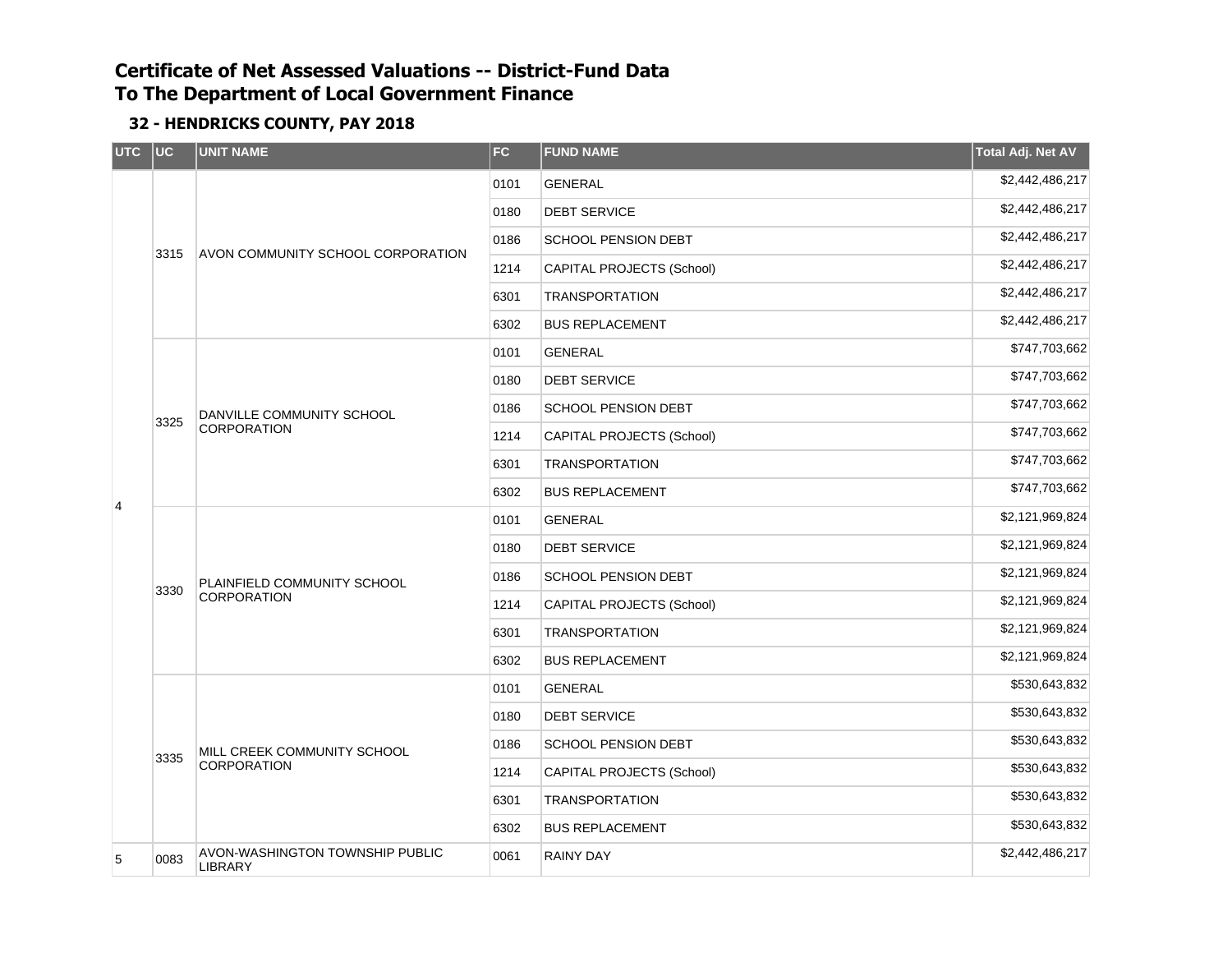# Certificate of Net Assessed Valuations -- District-Fund Data
# To The Department of Local Government Finance

## 32 - HENDRICKS COUNTY, PAY 2018

| UTC | UC | UNIT NAME | FC | FUND NAME | Total Adj. Net AV |
|---|---|---|---|---|---|
| 4 | 3315 | AVON COMMUNITY SCHOOL CORPORATION | 0101 | GENERAL | $2,442,486,217 |
| | | | 0180 | DEBT SERVICE | $2,442,486,217 |
| | | | 0186 | SCHOOL PENSION DEBT | $2,442,486,217 |
| | | | 1214 | CAPITAL PROJECTS (School) | $2,442,486,217 |
| | | | 6301 | TRANSPORTATION | $2,442,486,217 |
| | | | 6302 | BUS REPLACEMENT | $2,442,486,217 |
| | 3325 | DANVILLE COMMUNITY SCHOOL CORPORATION | 0101 | GENERAL | $747,703,662 |
| | | | 0180 | DEBT SERVICE | $747,703,662 |
| | | | 0186 | SCHOOL PENSION DEBT | $747,703,662 |
| | | | 1214 | CAPITAL PROJECTS (School) | $747,703,662 |
| | | | 6301 | TRANSPORTATION | $747,703,662 |
| | | | 6302 | BUS REPLACEMENT | $747,703,662 |
| | 3330 | PLAINFIELD COMMUNITY SCHOOL CORPORATION | 0101 | GENERAL | $2,121,969,824 |
| | | | 0180 | DEBT SERVICE | $2,121,969,824 |
| | | | 0186 | SCHOOL PENSION DEBT | $2,121,969,824 |
| | | | 1214 | CAPITAL PROJECTS (School) | $2,121,969,824 |
| | | | 6301 | TRANSPORTATION | $2,121,969,824 |
| | | | 6302 | BUS REPLACEMENT | $2,121,969,824 |
| | 3335 | MILL CREEK COMMUNITY SCHOOL CORPORATION | 0101 | GENERAL | $530,643,832 |
| | | | 0180 | DEBT SERVICE | $530,643,832 |
| | | | 0186 | SCHOOL PENSION DEBT | $530,643,832 |
| | | | 1214 | CAPITAL PROJECTS (School) | $530,643,832 |
| | | | 6301 | TRANSPORTATION | $530,643,832 |
| | | | 6302 | BUS REPLACEMENT | $530,643,832 |
| 5 | 0083 | AVON-WASHINGTON TOWNSHIP PUBLIC LIBRARY | 0061 | RAINY DAY | $2,442,486,217 |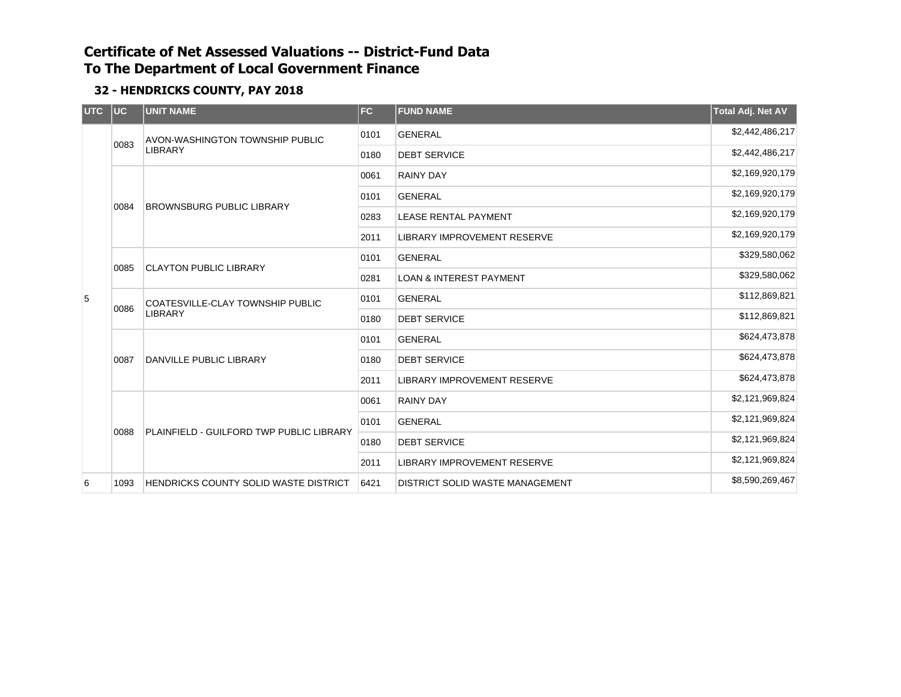# Certificate of Net Assessed Valuations -- District-Fund Data
# To The Department of Local Government Finance

### 32 - HENDRICKS COUNTY, PAY 2018

| UTC | UC | UNIT NAME | FC | FUND NAME | Total Adj. Net AV |
|---|---|---|---|---|---|
| 5 | 0083 | AVON-WASHINGTON TOWNSHIP PUBLIC LIBRARY | 0101 | GENERAL | $2,442,486,217 |
| | | | 0180 | DEBT SERVICE | $2,442,486,217 |
| | 0084 | BROWNSBURG PUBLIC LIBRARY | 0061 | RAINY DAY | $2,169,920,179 |
| | | | 0101 | GENERAL | $2,169,920,179 |
| | | | 0283 | LEASE RENTAL PAYMENT | $2,169,920,179 |
| | | | 2011 | LIBRARY IMPROVEMENT RESERVE | $2,169,920,179 |
| | 0085 | CLAYTON PUBLIC LIBRARY | 0101 | GENERAL | $329,580,062 |
| | | | 0281 | LOAN & INTEREST PAYMENT | $329,580,062 |
| | 0086 | COATESVILLE-CLAY TOWNSHIP PUBLIC LIBRARY | 0101 | GENERAL | $112,869,821 |
| | | | 0180 | DEBT SERVICE | $112,869,821 |
| | 0087 | DANVILLE PUBLIC LIBRARY | 0101 | GENERAL | $624,473,878 |
| | | | 0180 | DEBT SERVICE | $624,473,878 |
| | | | 2011 | LIBRARY IMPROVEMENT RESERVE | $624,473,878 |
| | 0088 | PLAINFIELD - GUILFORD TWP PUBLIC LIBRARY | 0061 | RAINY DAY | $2,121,969,824 |
| | | | 0101 | GENERAL | $2,121,969,824 |
| | | | 0180 | DEBT SERVICE | $2,121,969,824 |
| | | | 2011 | LIBRARY IMPROVEMENT RESERVE | $2,121,969,824 |
| 6 | 1093 | HENDRICKS COUNTY SOLID WASTE DISTRICT | 6421 | DISTRICT SOLID WASTE MANAGEMENT | $8,590,269,467 |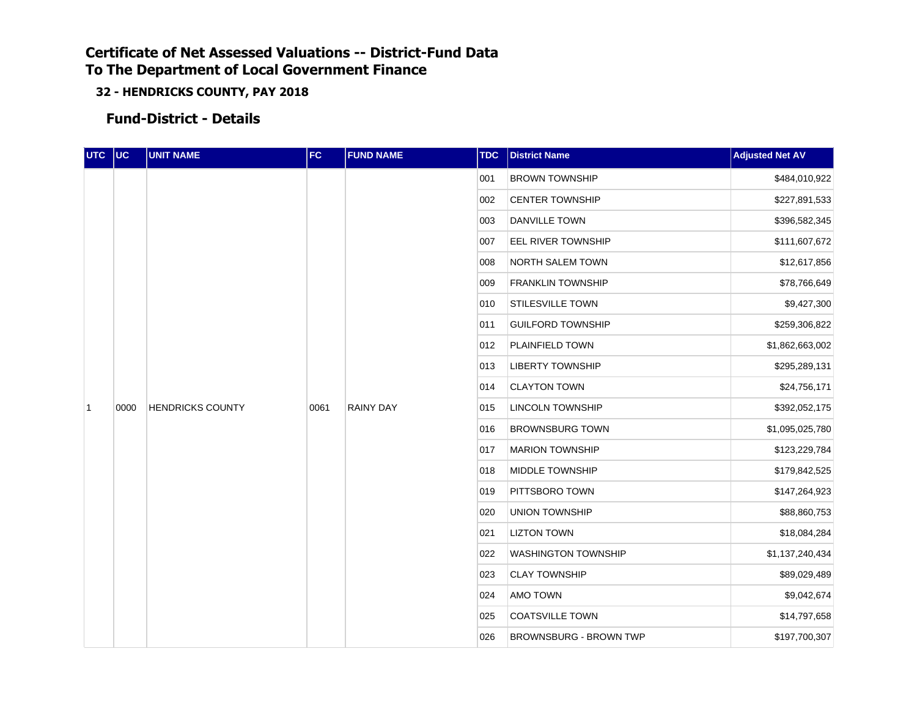# Certificate of Net Assessed Valuations -- District-Fund Data
# To The Department of Local Government Finance

### 32 - HENDRICKS COUNTY, PAY 2018

## Fund-District - Details

| UTC | UC | UNIT NAME | FC | FUND NAME | TDC | District Name | Adjusted Net AV |
|---|---|---|---|---|---|---|---|
| 1 | 0000 | HENDRICKS COUNTY | 0061 | RAINY DAY | 001 | BROWN TOWNSHIP | $484,010,922 |
| | | | | | 002 | CENTER TOWNSHIP | $227,891,533 |
| | | | | | 003 | DANVILLE TOWN | $396,582,345 |
| | | | | | 007 | EEL RIVER TOWNSHIP | $111,607,672 |
| | | | | | 008 | NORTH SALEM TOWN | $12,617,856 |
| | | | | | 009 | FRANKLIN TOWNSHIP | $78,766,649 |
| | | | | | 010 | STILESVILLE TOWN | $9,427,300 |
| | | | | | 011 | GUILFORD TOWNSHIP | $259,306,822 |
| | | | | | 012 | PLAINFIELD TOWN | $1,862,663,002 |
| | | | | | 013 | LIBERTY TOWNSHIP | $295,289,131 |
| | | | | | 014 | CLAYTON TOWN | $24,756,171 |
| | | | | | 015 | LINCOLN TOWNSHIP | $392,052,175 |
| | | | | | 016 | BROWNSBURG TOWN | $1,095,025,780 |
| | | | | | 017 | MARION TOWNSHIP | $123,229,784 |
| | | | | | 018 | MIDDLE TOWNSHIP | $179,842,525 |
| | | | | | 019 | PITTSBORO TOWN | $147,264,923 |
| | | | | | 020 | UNION TOWNSHIP | $88,860,753 |
| | | | | | 021 | LIZTON TOWN | $18,084,284 |
| | | | | | 022 | WASHINGTON TOWNSHIP | $1,137,240,434 |
| | | | | | 023 | CLAY TOWNSHIP | $89,029,489 |
| | | | | | 024 | AMO TOWN | $9,042,674 |
| | | | | | 025 | COATSVILLE TOWN | $14,797,658 |
| | | | | | 026 | BROWNSBURG - BROWN TWP | $197,700,307 |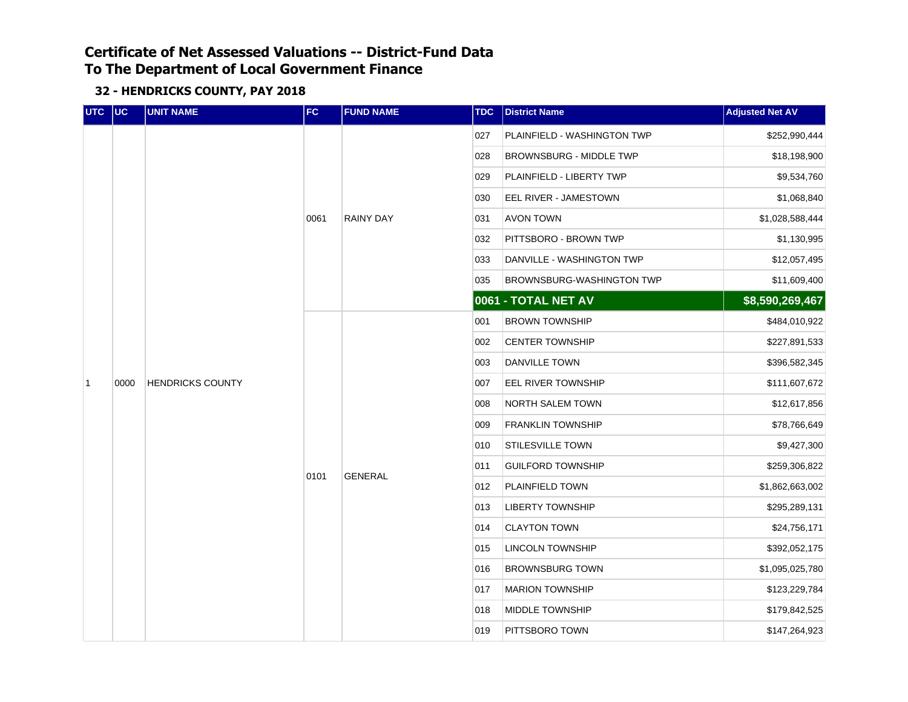# Certificate of Net Assessed Valuations -- District-Fund Data
# To The Department of Local Government Finance

### 32 - HENDRICKS COUNTY, PAY 2018

| UTC | UC | UNIT NAME | FC | FUND NAME | TDC | District Name | Adjusted Net AV |
|---|---|---|---|---|---|---|---|
| 1 | 0000 | HENDRICKS COUNTY | 0061 | RAINY DAY | 027 | PLAINFIELD - WASHINGTON TWP | $252,990,444 |
| | | | | | 028 | BROWNSBURG - MIDDLE TWP | $18,198,900 |
| | | | | | 029 | PLAINFIELD - LIBERTY TWP | $9,534,760 |
| | | | | | 030 | EEL RIVER - JAMESTOWN | $1,068,840 |
| | | | | | 031 | AVON TOWN | $1,028,588,444 |
| | | | | | 032 | PITTSBORO - BROWN TWP | $1,130,995 |
| | | | | | 033 | DANVILLE - WASHINGTON TWP | $12,057,495 |
| | | | | | 035 | BROWNSBURG-WASHINGTON TWP | $11,609,400 |
| | | | | | **0061 - TOTAL NET AV** | | **$8,590,269,467** |
| | | | 0101 | GENERAL | 001 | BROWN TOWNSHIP | $484,010,922 |
| | | | | | 002 | CENTER TOWNSHIP | $227,891,533 |
| | | | | | 003 | DANVILLE TOWN | $396,582,345 |
| | | | | | 007 | EEL RIVER TOWNSHIP | $111,607,672 |
| | | | | | 008 | NORTH SALEM TOWN | $12,617,856 |
| | | | | | 009 | FRANKLIN TOWNSHIP | $78,766,649 |
| | | | | | 010 | STILESVILLE TOWN | $9,427,300 |
| | | | | | 011 | GUILFORD TOWNSHIP | $259,306,822 |
| | | | | | 012 | PLAINFIELD TOWN | $1,862,663,002 |
| | | | | | 013 | LIBERTY TOWNSHIP | $295,289,131 |
| | | | | | 014 | CLAYTON TOWN | $24,756,171 |
| | | | | | 015 | LINCOLN TOWNSHIP | $392,052,175 |
| | | | | | 016 | BROWNSBURG TOWN | $1,095,025,780 |
| | | | | | 017 | MARION TOWNSHIP | $123,229,784 |
| | | | | | 018 | MIDDLE TOWNSHIP | $179,842,525 |
| | | | | | 019 | PITTSBORO TOWN | $147,264,923 |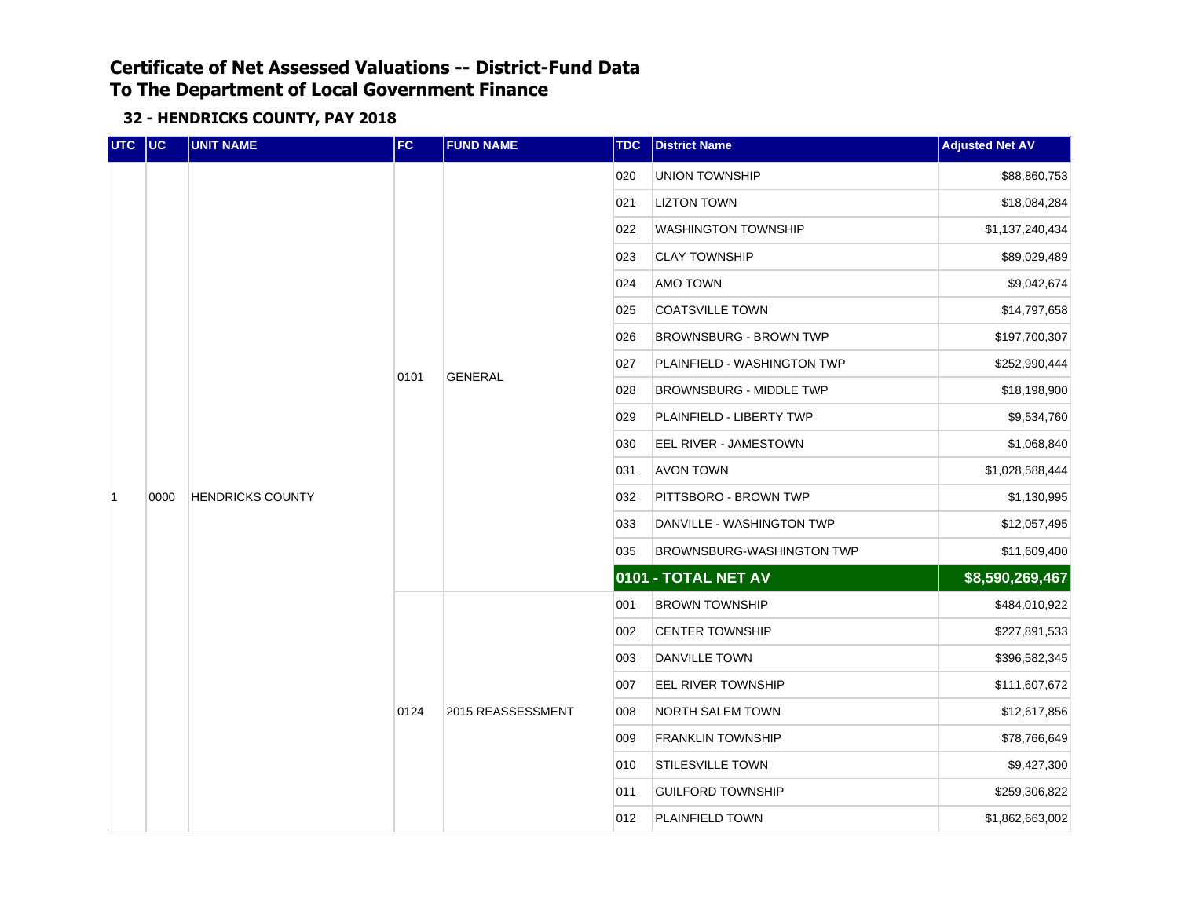# Certificate of Net Assessed Valuations -- District-Fund Data
# To The Department of Local Government Finance

### 32 - HENDRICKS COUNTY, PAY 2018

| UTC | UC | UNIT NAME | FC | FUND NAME | TDC | District Name | Adjusted Net AV |
|---|---|---|---|---|---|---|---|
| 1 | 0000 | HENDRICKS COUNTY | 0101 | GENERAL | 020 | UNION TOWNSHIP | $88,860,753 |
| | | | | | 021 | LIZTON TOWN | $18,084,284 |
| | | | | | 022 | WASHINGTON TOWNSHIP | $1,137,240,434 |
| | | | | | 023 | CLAY TOWNSHIP | $89,029,489 |
| | | | | | 024 | AMO TOWN | $9,042,674 |
| | | | | | 025 | COATSVILLE TOWN | $14,797,658 |
| | | | | | 026 | BROWNSBURG - BROWN TWP | $197,700,307 |
| | | | | | 027 | PLAINFIELD - WASHINGTON TWP | $252,990,444 |
| | | | | | 028 | BROWNSBURG - MIDDLE TWP | $18,198,900 |
| | | | | | 029 | PLAINFIELD - LIBERTY TWP | $9,534,760 |
| | | | | | 030 | EEL RIVER - JAMESTOWN | $1,068,840 |
| | | | | | 031 | AVON TOWN | $1,028,588,444 |
| | | | | | 032 | PITTSBORO - BROWN TWP | $1,130,995 |
| | | | | | 033 | DANVILLE - WASHINGTON TWP | $12,057,495 |
| | | | | | 035 | BROWNSBURG-WASHINGTON TWP | $11,609,400 |
| | | | | | **0101 - TOTAL NET AV** | | **$8,590,269,467** |
| | | | 0124 | 2015 REASSESSMENT | 001 | BROWN TOWNSHIP | $484,010,922 |
| | | | | | 002 | CENTER TOWNSHIP | $227,891,533 |
| | | | | | 003 | DANVILLE TOWN | $396,582,345 |
| | | | | | 007 | EEL RIVER TOWNSHIP | $111,607,672 |
| | | | | | 008 | NORTH SALEM TOWN | $12,617,856 |
| | | | | | 009 | FRANKLIN TOWNSHIP | $78,766,649 |
| | | | | | 010 | STILESVILLE TOWN | $9,427,300 |
| | | | | | 011 | GUILFORD TOWNSHIP | $259,306,822 |
| | | | | | 012 | PLAINFIELD TOWN | $1,862,663,002 |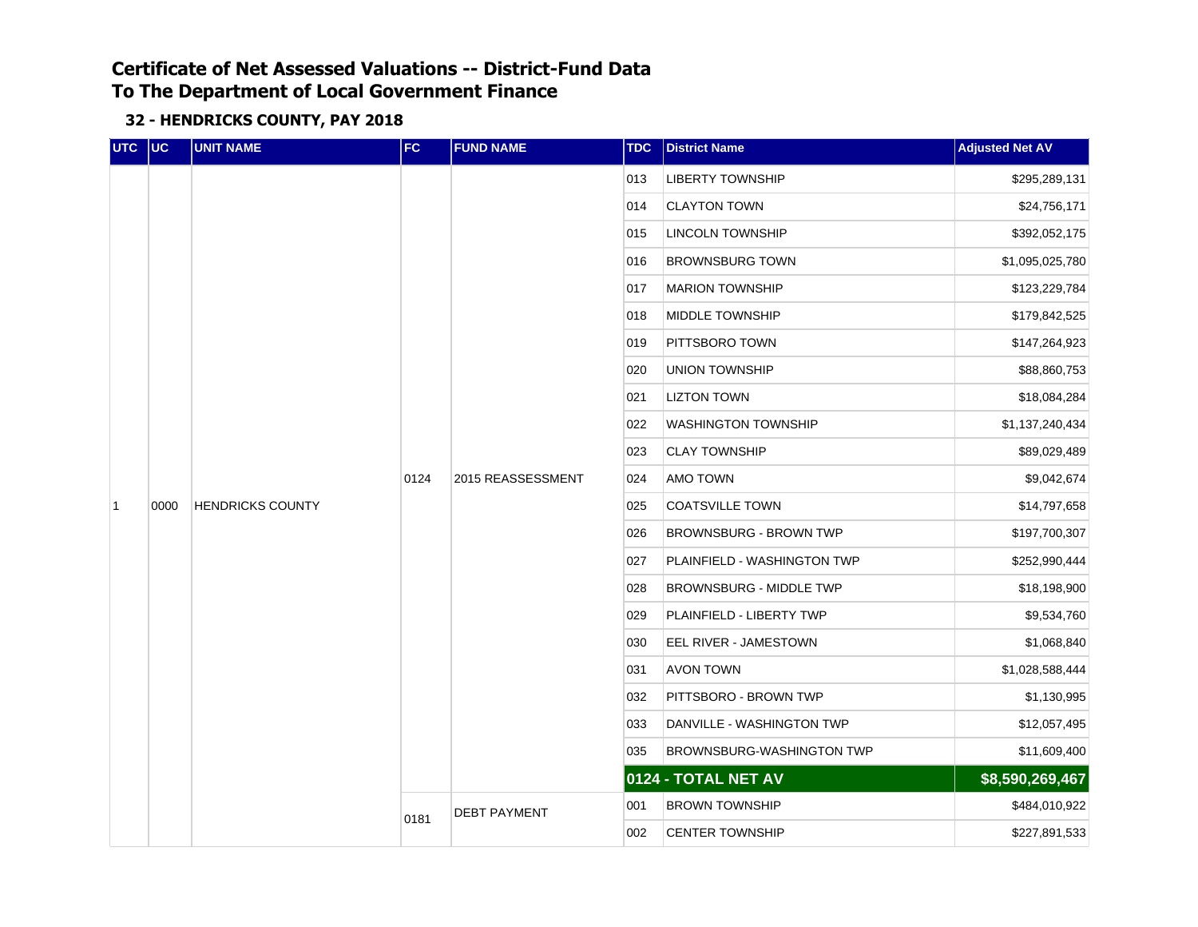# Certificate of Net Assessed Valuations -- District-Fund Data
# To The Department of Local Government Finance

## 32 - HENDRICKS COUNTY, PAY 2018

| UTC | UC | UNIT NAME | FC | FUND NAME | TDC | District Name | Adjusted Net AV |
|---|---|---|---|---|---|---|---|
| 1 | 0000 | HENDRICKS COUNTY | 0124 | 2015 REASSESSMENT | 013 | LIBERTY TOWNSHIP | $295,289,131 |
| | | | | | 014 | CLAYTON TOWN | $24,756,171 |
| | | | | | 015 | LINCOLN TOWNSHIP | $392,052,175 |
| | | | | | 016 | BROWNSBURG TOWN | $1,095,025,780 |
| | | | | | 017 | MARION TOWNSHIP | $123,229,784 |
| | | | | | 018 | MIDDLE TOWNSHIP | $179,842,525 |
| | | | | | 019 | PITTSBORO TOWN | $147,264,923 |
| | | | | | 020 | UNION TOWNSHIP | $88,860,753 |
| | | | | | 021 | LIZTON TOWN | $18,084,284 |
| | | | | | 022 | WASHINGTON TOWNSHIP | $1,137,240,434 |
| | | | | | 023 | CLAY TOWNSHIP | $89,029,489 |
| | | | | | 024 | AMO TOWN | $9,042,674 |
| | | | | | 025 | COATSVILLE TOWN | $14,797,658 |
| | | | | | 026 | BROWNSBURG - BROWN TWP | $197,700,307 |
| | | | | | 027 | PLAINFIELD - WASHINGTON TWP | $252,990,444 |
| | | | | | 028 | BROWNSBURG - MIDDLE TWP | $18,198,900 |
| | | | | | 029 | PLAINFIELD - LIBERTY TWP | $9,534,760 |
| | | | | | 030 | EEL RIVER - JAMESTOWN | $1,068,840 |
| | | | | | 031 | AVON TOWN | $1,028,588,444 |
| | | | | | 032 | PITTSBORO - BROWN TWP | $1,130,995 |
| | | | | | 033 | DANVILLE - WASHINGTON TWP | $12,057,495 |
| | | | | | 035 | BROWNSBURG-WASHINGTON TWP | $11,609,400 |
| | | | | | **0124 - TOTAL NET AV** | | **$8,590,269,467** |
| | | | 0181 | DEBT PAYMENT | 001 | BROWN TOWNSHIP | $484,010,922 |
| | | | | | 002 | CENTER TOWNSHIP | $227,891,533 |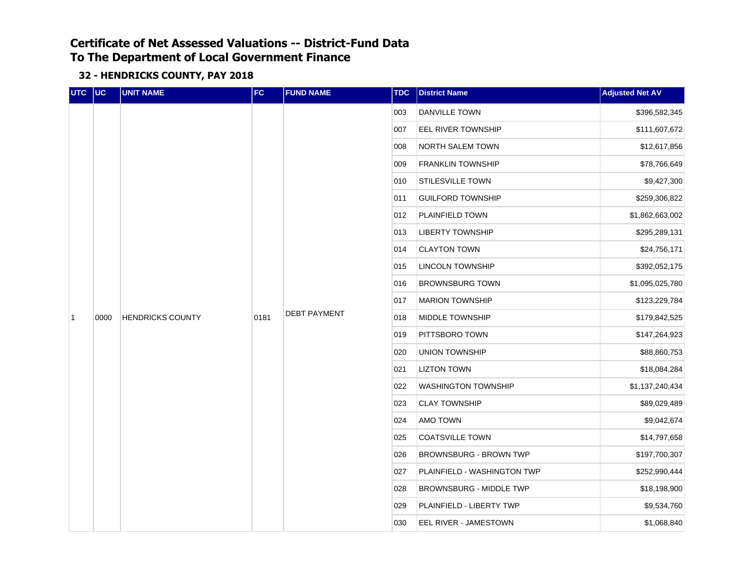# Certificate of Net Assessed Valuations -- District-Fund Data
# To The Department of Local Government Finance

## 32 - HENDRICKS COUNTY, PAY 2018

| UTC | UC | UNIT NAME | FC | FUND NAME | TDC | District Name | Adjusted Net AV |
|---|---|---|---|---|---|---|---|
| 1 | 0000 | HENDRICKS COUNTY | 0181 | DEBT PAYMENT | 003 | DANVILLE TOWN | $396,582,345 |
| | | | | | 007 | EEL RIVER TOWNSHIP | $111,607,672 |
| | | | | | 008 | NORTH SALEM TOWN | $12,617,856 |
| | | | | | 009 | FRANKLIN TOWNSHIP | $78,766,649 |
| | | | | | 010 | STILESVILLE TOWN | $9,427,300 |
| | | | | | 011 | GUILFORD TOWNSHIP | $259,306,822 |
| | | | | | 012 | PLAINFIELD TOWN | $1,862,663,002 |
| | | | | | 013 | LIBERTY TOWNSHIP | $295,289,131 |
| | | | | | 014 | CLAYTON TOWN | $24,756,171 |
| | | | | | 015 | LINCOLN TOWNSHIP | $392,052,175 |
| | | | | | 016 | BROWNSBURG TOWN | $1,095,025,780 |
| | | | | | 017 | MARION TOWNSHIP | $123,229,784 |
| | | | | | 018 | MIDDLE TOWNSHIP | $179,842,525 |
| | | | | | 019 | PITTSBORO TOWN | $147,264,923 |
| | | | | | 020 | UNION TOWNSHIP | $88,860,753 |
| | | | | | 021 | LIZTON TOWN | $18,084,284 |
| | | | | | 022 | WASHINGTON TOWNSHIP | $1,137,240,434 |
| | | | | | 023 | CLAY TOWNSHIP | $89,029,489 |
| | | | | | 024 | AMO TOWN | $9,042,674 |
| | | | | | 025 | COATSVILLE TOWN | $14,797,658 |
| | | | | | 026 | BROWNSBURG - BROWN TWP | $197,700,307 |
| | | | | | 027 | PLAINFIELD - WASHINGTON TWP | $252,990,444 |
| | | | | | 028 | BROWNSBURG - MIDDLE TWP | $18,198,900 |
| | | | | | 029 | PLAINFIELD - LIBERTY TWP | $9,534,760 |
| | | | | | 030 | EEL RIVER - JAMESTOWN | $1,068,840 |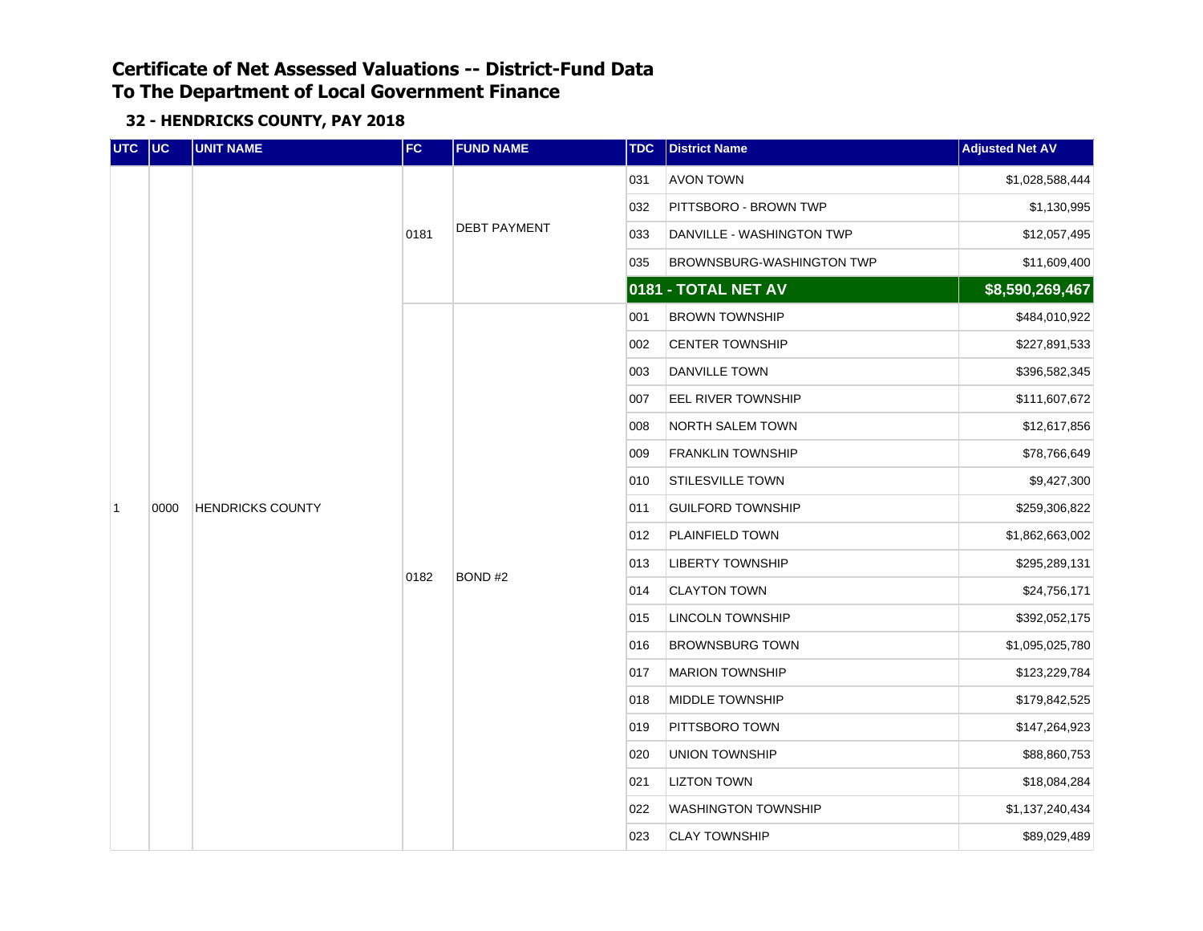# Certificate of Net Assessed Valuations -- District-Fund Data
# To The Department of Local Government Finance

### 32 - HENDRICKS COUNTY, PAY 2018

| UTC | UC | UNIT NAME | FC | FUND NAME | TDC | District Name | Adjusted Net AV |
|---|---|---|---|---|---|---|---|
| 1 | 0000 | HENDRICKS COUNTY | 0181 | DEBT PAYMENT | 031 | AVON TOWN | $1,028,588,444 |
| | | | | | 032 | PITTSBORO - BROWN TWP | $1,130,995 |
| | | | | | 033 | DANVILLE - WASHINGTON TWP | $12,057,495 |
| | | | | | 035 | BROWNSBURG-WASHINGTON TWP | $11,609,400 |
| | | | | | **0181 - TOTAL NET AV** | | **$8,590,269,467** |
| | | | 0182 | BOND #2 | 001 | BROWN TOWNSHIP | $484,010,922 |
| | | | | | 002 | CENTER TOWNSHIP | $227,891,533 |
| | | | | | 003 | DANVILLE TOWN | $396,582,345 |
| | | | | | 007 | EEL RIVER TOWNSHIP | $111,607,672 |
| | | | | | 008 | NORTH SALEM TOWN | $12,617,856 |
| | | | | | 009 | FRANKLIN TOWNSHIP | $78,766,649 |
| | | | | | 010 | STILESVILLE TOWN | $9,427,300 |
| | | | | | 011 | GUILFORD TOWNSHIP | $259,306,822 |
| | | | | | 012 | PLAINFIELD TOWN | $1,862,663,002 |
| | | | | | 013 | LIBERTY TOWNSHIP | $295,289,131 |
| | | | | | 014 | CLAYTON TOWN | $24,756,171 |
| | | | | | 015 | LINCOLN TOWNSHIP | $392,052,175 |
| | | | | | 016 | BROWNSBURG TOWN | $1,095,025,780 |
| | | | | | 017 | MARION TOWNSHIP | $123,229,784 |
| | | | | | 018 | MIDDLE TOWNSHIP | $179,842,525 |
| | | | | | 019 | PITTSBORO TOWN | $147,264,923 |
| | | | | | 020 | UNION TOWNSHIP | $88,860,753 |
| | | | | | 021 | LIZTON TOWN | $18,084,284 |
| | | | | | 022 | WASHINGTON TOWNSHIP | $1,137,240,434 |
| | | | | | 023 | CLAY TOWNSHIP | $89,029,489 |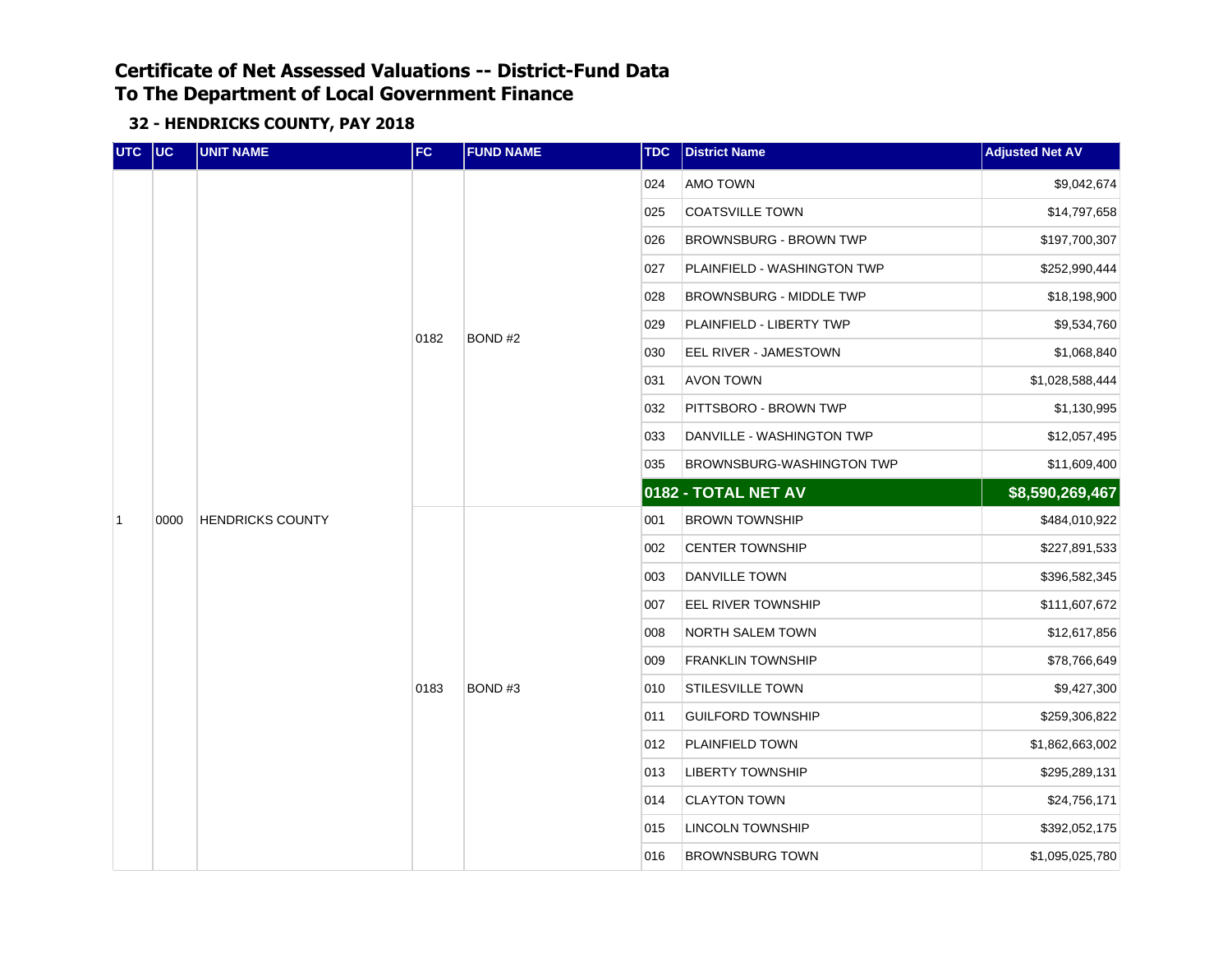# Certificate of Net Assessed Valuations -- District-Fund Data
# To The Department of Local Government Finance

## 32 - HENDRICKS COUNTY, PAY 2018

| UTC | UC | UNIT NAME | FC | FUND NAME | TDC | District Name | Adjusted Net AV |
|---|---|---|---|---|---|---|---|
| 1 | 0000 | HENDRICKS COUNTY | 0182 | BOND #2 | 024 | AMO TOWN | $9,042,674 |
| | | | | | 025 | COATSVILLE TOWN | $14,797,658 |
| | | | | | 026 | BROWNSBURG - BROWN TWP | $197,700,307 |
| | | | | | 027 | PLAINFIELD - WASHINGTON TWP | $252,990,444 |
| | | | | | 028 | BROWNSBURG - MIDDLE TWP | $18,198,900 |
| | | | | | 029 | PLAINFIELD - LIBERTY TWP | $9,534,760 |
| | | | | | 030 | EEL RIVER - JAMESTOWN | $1,068,840 |
| | | | | | 031 | AVON TOWN | $1,028,588,444 |
| | | | | | 032 | PITTSBORO - BROWN TWP | $1,130,995 |
| | | | | | 033 | DANVILLE - WASHINGTON TWP | $12,057,495 |
| | | | | | 035 | BROWNSBURG-WASHINGTON TWP | $11,609,400 |
| | | | | | **0182 - TOTAL NET AV** | | **$8,590,269,467** |
| | | | 0183 | BOND #3 | 001 | BROWN TOWNSHIP | $484,010,922 |
| | | | | | 002 | CENTER TOWNSHIP | $227,891,533 |
| | | | | | 003 | DANVILLE TOWN | $396,582,345 |
| | | | | | 007 | EEL RIVER TOWNSHIP | $111,607,672 |
| | | | | | 008 | NORTH SALEM TOWN | $12,617,856 |
| | | | | | 009 | FRANKLIN TOWNSHIP | $78,766,649 |
| | | | | | 010 | STILESVILLE TOWN | $9,427,300 |
| | | | | | 011 | GUILFORD TOWNSHIP | $259,306,822 |
| | | | | | 012 | PLAINFIELD TOWN | $1,862,663,002 |
| | | | | | 013 | LIBERTY TOWNSHIP | $295,289,131 |
| | | | | | 014 | CLAYTON TOWN | $24,756,171 |
| | | | | | 015 | LINCOLN TOWNSHIP | $392,052,175 |
| | | | | | 016 | BROWNSBURG TOWN | $1,095,025,780 |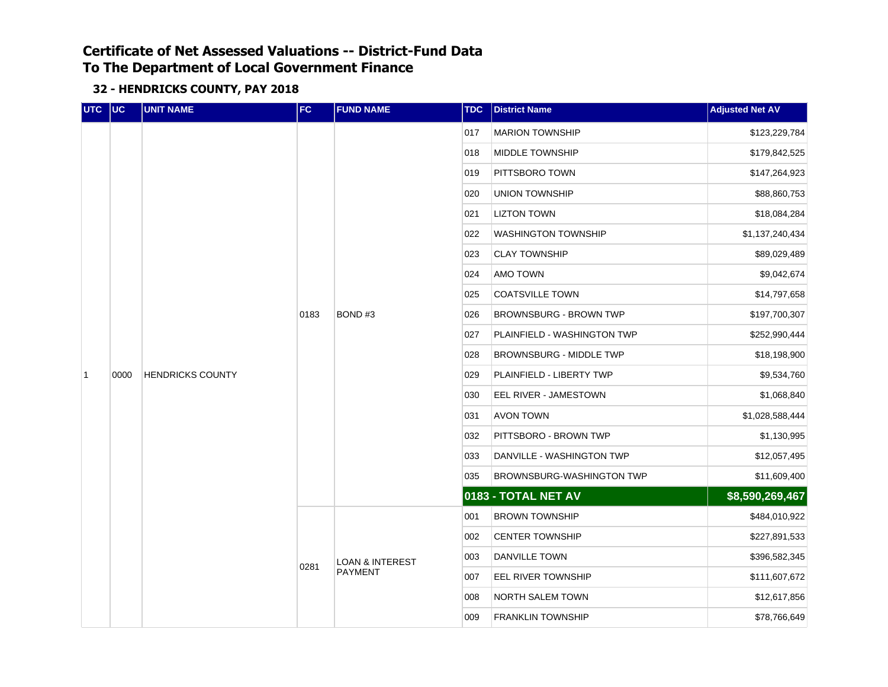# Certificate of Net Assessed Valuations -- District-Fund Data
# To The Department of Local Government Finance

### 32 - HENDRICKS COUNTY, PAY 2018

| UTC | UC | UNIT NAME | FC | FUND NAME | TDC | District Name | Adjusted Net AV |
|---|---|---|---|---|---|---|---|
| 1 | 0000 | HENDRICKS COUNTY | 0183 | BOND #3 | 017 | MARION TOWNSHIP | $123,229,784 |
| | | | | | 018 | MIDDLE TOWNSHIP | $179,842,525 |
| | | | | | 019 | PITTSBORO TOWN | $147,264,923 |
| | | | | | 020 | UNION TOWNSHIP | $88,860,753 |
| | | | | | 021 | LIZTON TOWN | $18,084,284 |
| | | | | | 022 | WASHINGTON TOWNSHIP | $1,137,240,434 |
| | | | | | 023 | CLAY TOWNSHIP | $89,029,489 |
| | | | | | 024 | AMO TOWN | $9,042,674 |
| | | | | | 025 | COATSVILLE TOWN | $14,797,658 |
| | | | | | 026 | BROWNSBURG - BROWN TWP | $197,700,307 |
| | | | | | 027 | PLAINFIELD - WASHINGTON TWP | $252,990,444 |
| | | | | | 028 | BROWNSBURG - MIDDLE TWP | $18,198,900 |
| | | | | | 029 | PLAINFIELD - LIBERTY TWP | $9,534,760 |
| | | | | | 030 | EEL RIVER - JAMESTOWN | $1,068,840 |
| | | | | | 031 | AVON TOWN | $1,028,588,444 |
| | | | | | 032 | PITTSBORO - BROWN TWP | $1,130,995 |
| | | | | | 033 | DANVILLE - WASHINGTON TWP | $12,057,495 |
| | | | | | 035 | BROWNSBURG-WASHINGTON TWP | $11,609,400 |
| | | | | | **0183 - TOTAL NET AV** | | **$8,590,269,467** |
| | | | 0281 | LOAN & INTEREST PAYMENT | 001 | BROWN TOWNSHIP | $484,010,922 |
| | | | | | 002 | CENTER TOWNSHIP | $227,891,533 |
| | | | | | 003 | DANVILLE TOWN | $396,582,345 |
| | | | | | 007 | EEL RIVER TOWNSHIP | $111,607,672 |
| | | | | | 008 | NORTH SALEM TOWN | $12,617,856 |
| | | | | | 009 | FRANKLIN TOWNSHIP | $78,766,649 |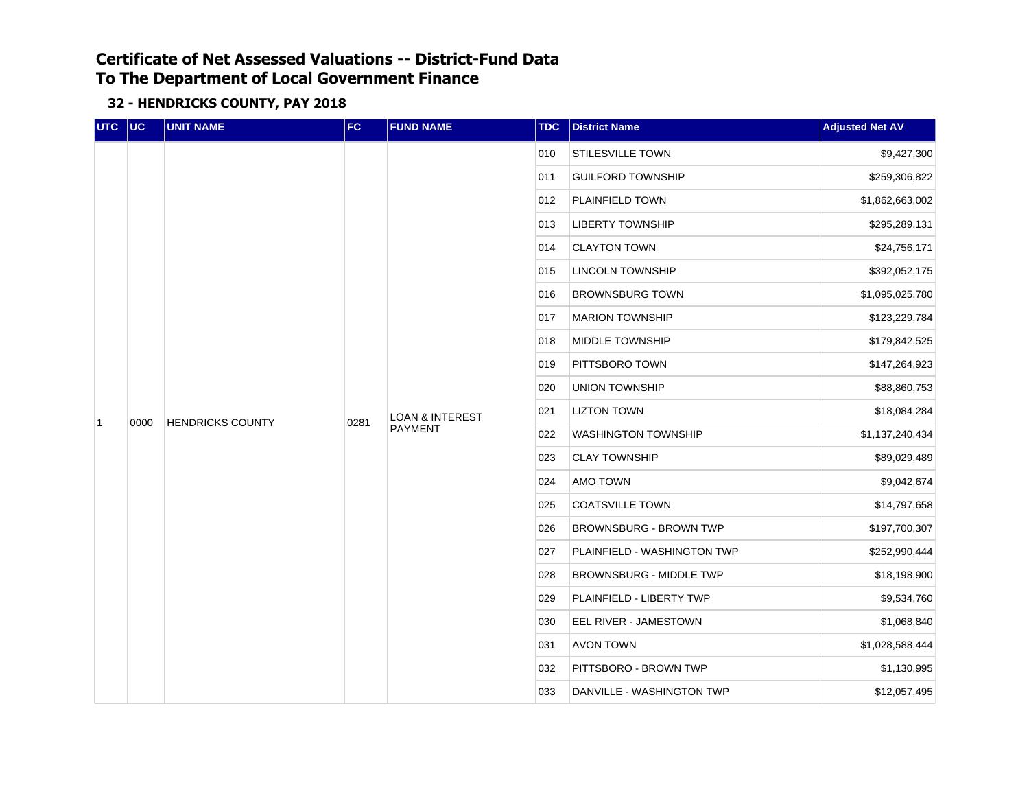# Certificate of Net Assessed Valuations -- District-Fund Data
# To The Department of Local Government Finance

### 32 - HENDRICKS COUNTY, PAY 2018

| UTC | UC | UNIT NAME | FC | FUND NAME | TDC | District Name | Adjusted Net AV |
|---|---|---|---|---|---|---|---|
| 1 | 0000 | HENDRICKS COUNTY | 0281 | LOAN & INTEREST PAYMENT | 010 | STILESVILLE TOWN | $9,427,300 |
| | | | | | 011 | GUILFORD TOWNSHIP | $259,306,822 |
| | | | | | 012 | PLAINFIELD TOWN | $1,862,663,002 |
| | | | | | 013 | LIBERTY TOWNSHIP | $295,289,131 |
| | | | | | 014 | CLAYTON TOWN | $24,756,171 |
| | | | | | 015 | LINCOLN TOWNSHIP | $392,052,175 |
| | | | | | 016 | BROWNSBURG TOWN | $1,095,025,780 |
| | | | | | 017 | MARION TOWNSHIP | $123,229,784 |
| | | | | | 018 | MIDDLE TOWNSHIP | $179,842,525 |
| | | | | | 019 | PITTSBORO TOWN | $147,264,923 |
| | | | | | 020 | UNION TOWNSHIP | $88,860,753 |
| | | | | | 021 | LIZTON TOWN | $18,084,284 |
| | | | | | 022 | WASHINGTON TOWNSHIP | $1,137,240,434 |
| | | | | | 023 | CLAY TOWNSHIP | $89,029,489 |
| | | | | | 024 | AMO TOWN | $9,042,674 |
| | | | | | 025 | COATSVILLE TOWN | $14,797,658 |
| | | | | | 026 | BROWNSBURG - BROWN TWP | $197,700,307 |
| | | | | | 027 | PLAINFIELD - WASHINGTON TWP | $252,990,444 |
| | | | | | 028 | BROWNSBURG - MIDDLE TWP | $18,198,900 |
| | | | | | 029 | PLAINFIELD - LIBERTY TWP | $9,534,760 |
| | | | | | 030 | EEL RIVER - JAMESTOWN | $1,068,840 |
| | | | | | 031 | AVON TOWN | $1,028,588,444 |
| | | | | | 032 | PITTSBORO - BROWN TWP | $1,130,995 |
| | | | | | 033 | DANVILLE - WASHINGTON TWP | $12,057,495 |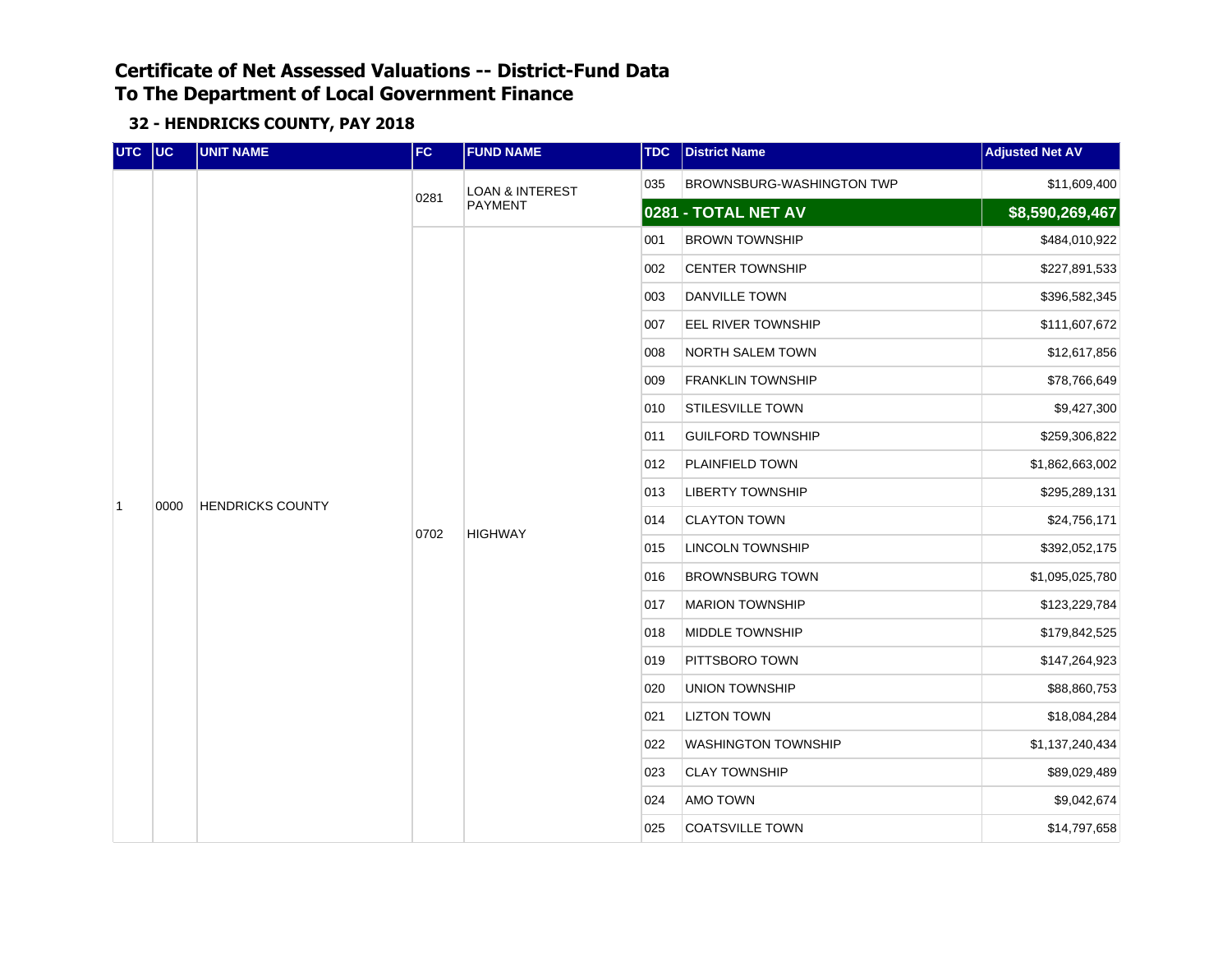# Certificate of Net Assessed Valuations -- District-Fund Data
# To The Department of Local Government Finance

### 32 - HENDRICKS COUNTY, PAY 2018

| UTC | UC | UNIT NAME | FC | FUND NAME | TDC | District Name | Adjusted Net AV |
|---|---|---|---|---|---|---|---|
| 1 | 0000 | HENDRICKS COUNTY | 0281 | LOAN & INTEREST PAYMENT | 035 | BROWNSBURG-WASHINGTON TWP | $11,609,400 |
| | | | | | **0281 - TOTAL NET AV** | | **$8,590,269,467** |
| | | | 0702 | HIGHWAY | 001 | BROWN TOWNSHIP | $484,010,922 |
| | | | | | 002 | CENTER TOWNSHIP | $227,891,533 |
| | | | | | 003 | DANVILLE TOWN | $396,582,345 |
| | | | | | 007 | EEL RIVER TOWNSHIP | $111,607,672 |
| | | | | | 008 | NORTH SALEM TOWN | $12,617,856 |
| | | | | | 009 | FRANKLIN TOWNSHIP | $78,766,649 |
| | | | | | 010 | STILESVILLE TOWN | $9,427,300 |
| | | | | | 011 | GUILFORD TOWNSHIP | $259,306,822 |
| | | | | | 012 | PLAINFIELD TOWN | $1,862,663,002 |
| | | | | | 013 | LIBERTY TOWNSHIP | $295,289,131 |
| | | | | | 014 | CLAYTON TOWN | $24,756,171 |
| | | | | | 015 | LINCOLN TOWNSHIP | $392,052,175 |
| | | | | | 016 | BROWNSBURG TOWN | $1,095,025,780 |
| | | | | | 017 | MARION TOWNSHIP | $123,229,784 |
| | | | | | 018 | MIDDLE TOWNSHIP | $179,842,525 |
| | | | | | 019 | PITTSBORO TOWN | $147,264,923 |
| | | | | | 020 | UNION TOWNSHIP | $88,860,753 |
| | | | | | 021 | LIZTON TOWN | $18,084,284 |
| | | | | | 022 | WASHINGTON TOWNSHIP | $1,137,240,434 |
| | | | | | 023 | CLAY TOWNSHIP | $89,029,489 |
| | | | | | 024 | AMO TOWN | $9,042,674 |
| | | | | | 025 | COATSVILLE TOWN | $14,797,658 |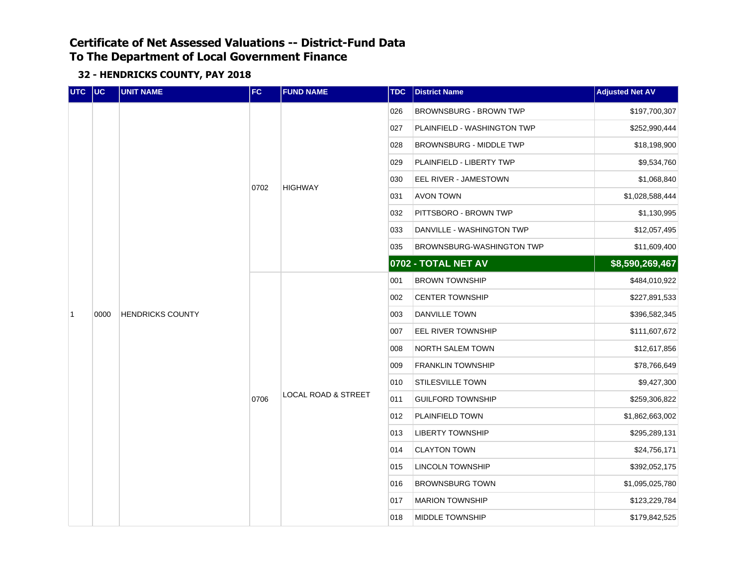# Certificate of Net Assessed Valuations -- District-Fund Data
# To The Department of Local Government Finance

### 32 - HENDRICKS COUNTY, PAY 2018

| UTC | UC | UNIT NAME | FC | FUND NAME | TDC | District Name | Adjusted Net AV |
|---|---|---|---|---|---|---|---|
| 1 | 0000 | HENDRICKS COUNTY | 0702 | HIGHWAY | 026 | BROWNSBURG - BROWN TWP | $197,700,307 |
| | | | | | 027 | PLAINFIELD - WASHINGTON TWP | $252,990,444 |
| | | | | | 028 | BROWNSBURG - MIDDLE TWP | $18,198,900 |
| | | | | | 029 | PLAINFIELD - LIBERTY TWP | $9,534,760 |
| | | | | | 030 | EEL RIVER - JAMESTOWN | $1,068,840 |
| | | | | | 031 | AVON TOWN | $1,028,588,444 |
| | | | | | 032 | PITTSBORO - BROWN TWP | $1,130,995 |
| | | | | | 033 | DANVILLE - WASHINGTON TWP | $12,057,495 |
| | | | | | 035 | BROWNSBURG-WASHINGTON TWP | $11,609,400 |
| | | | | | **0702 - TOTAL NET AV** | | **$8,590,269,467** |
| | | | 0706 | LOCAL ROAD & STREET | 001 | BROWN TOWNSHIP | $484,010,922 |
| | | | | | 002 | CENTER TOWNSHIP | $227,891,533 |
| | | | | | 003 | DANVILLE TOWN | $396,582,345 |
| | | | | | 007 | EEL RIVER TOWNSHIP | $111,607,672 |
| | | | | | 008 | NORTH SALEM TOWN | $12,617,856 |
| | | | | | 009 | FRANKLIN TOWNSHIP | $78,766,649 |
| | | | | | 010 | STILESVILLE TOWN | $9,427,300 |
| | | | | | 011 | GUILFORD TOWNSHIP | $259,306,822 |
| | | | | | 012 | PLAINFIELD TOWN | $1,862,663,002 |
| | | | | | 013 | LIBERTY TOWNSHIP | $295,289,131 |
| | | | | | 014 | CLAYTON TOWN | $24,756,171 |
| | | | | | 015 | LINCOLN TOWNSHIP | $392,052,175 |
| | | | | | 016 | BROWNSBURG TOWN | $1,095,025,780 |
| | | | | | 017 | MARION TOWNSHIP | $123,229,784 |
| | | | | | 018 | MIDDLE TOWNSHIP | $179,842,525 |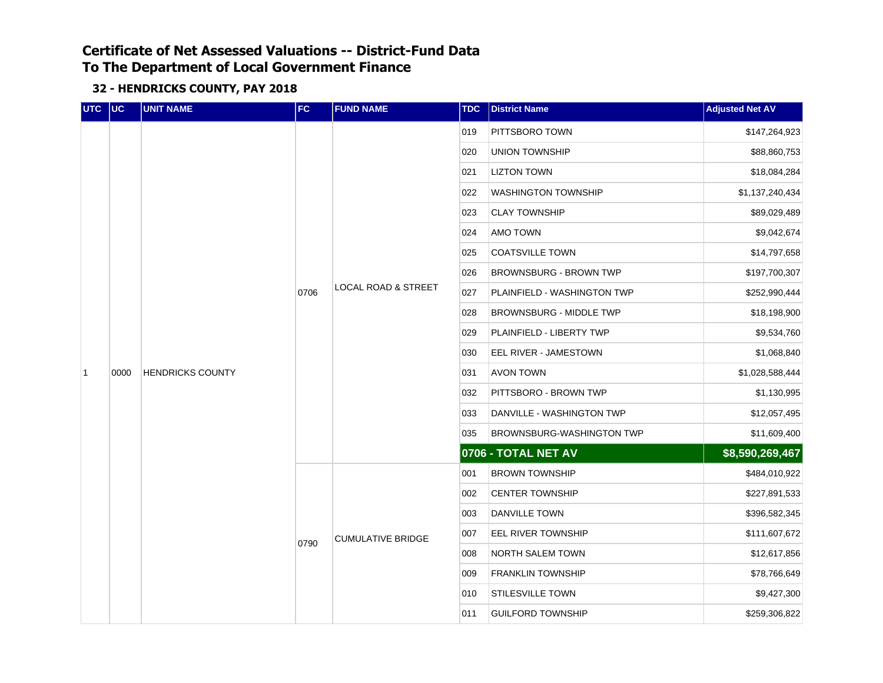# Certificate of Net Assessed Valuations -- District-Fund Data
# To The Department of Local Government Finance

### 32 - HENDRICKS COUNTY, PAY 2018

| UTC | UC | UNIT NAME | FC | FUND NAME | TDC | District Name | Adjusted Net AV |
|---|---|---|---|---|---|---|---|
| 1 | 0000 | HENDRICKS COUNTY | 0706 | LOCAL ROAD & STREET | 019 | PITTSBORO TOWN | $147,264,923 |
| | | | | | 020 | UNION TOWNSHIP | $88,860,753 |
| | | | | | 021 | LIZTON TOWN | $18,084,284 |
| | | | | | 022 | WASHINGTON TOWNSHIP | $1,137,240,434 |
| | | | | | 023 | CLAY TOWNSHIP | $89,029,489 |
| | | | | | 024 | AMO TOWN | $9,042,674 |
| | | | | | 025 | COATSVILLE TOWN | $14,797,658 |
| | | | | | 026 | BROWNSBURG - BROWN TWP | $197,700,307 |
| | | | | | 027 | PLAINFIELD - WASHINGTON TWP | $252,990,444 |
| | | | | | 028 | BROWNSBURG - MIDDLE TWP | $18,198,900 |
| | | | | | 029 | PLAINFIELD - LIBERTY TWP | $9,534,760 |
| | | | | | 030 | EEL RIVER - JAMESTOWN | $1,068,840 |
| | | | | | 031 | AVON TOWN | $1,028,588,444 |
| | | | | | 032 | PITTSBORO - BROWN TWP | $1,130,995 |
| | | | | | 033 | DANVILLE - WASHINGTON TWP | $12,057,495 |
| | | | | | 035 | BROWNSBURG-WASHINGTON TWP | $11,609,400 |
| | | | | | **0706 - TOTAL NET AV** | | **$8,590,269,467** |
| | | | 0790 | CUMULATIVE BRIDGE | 001 | BROWN TOWNSHIP | $484,010,922 |
| | | | | | 002 | CENTER TOWNSHIP | $227,891,533 |
| | | | | | 003 | DANVILLE TOWN | $396,582,345 |
| | | | | | 007 | EEL RIVER TOWNSHIP | $111,607,672 |
| | | | | | 008 | NORTH SALEM TOWN | $12,617,856 |
| | | | | | 009 | FRANKLIN TOWNSHIP | $78,766,649 |
| | | | | | 010 | STILESVILLE TOWN | $9,427,300 |
| | | | | | 011 | GUILFORD TOWNSHIP | $259,306,822 |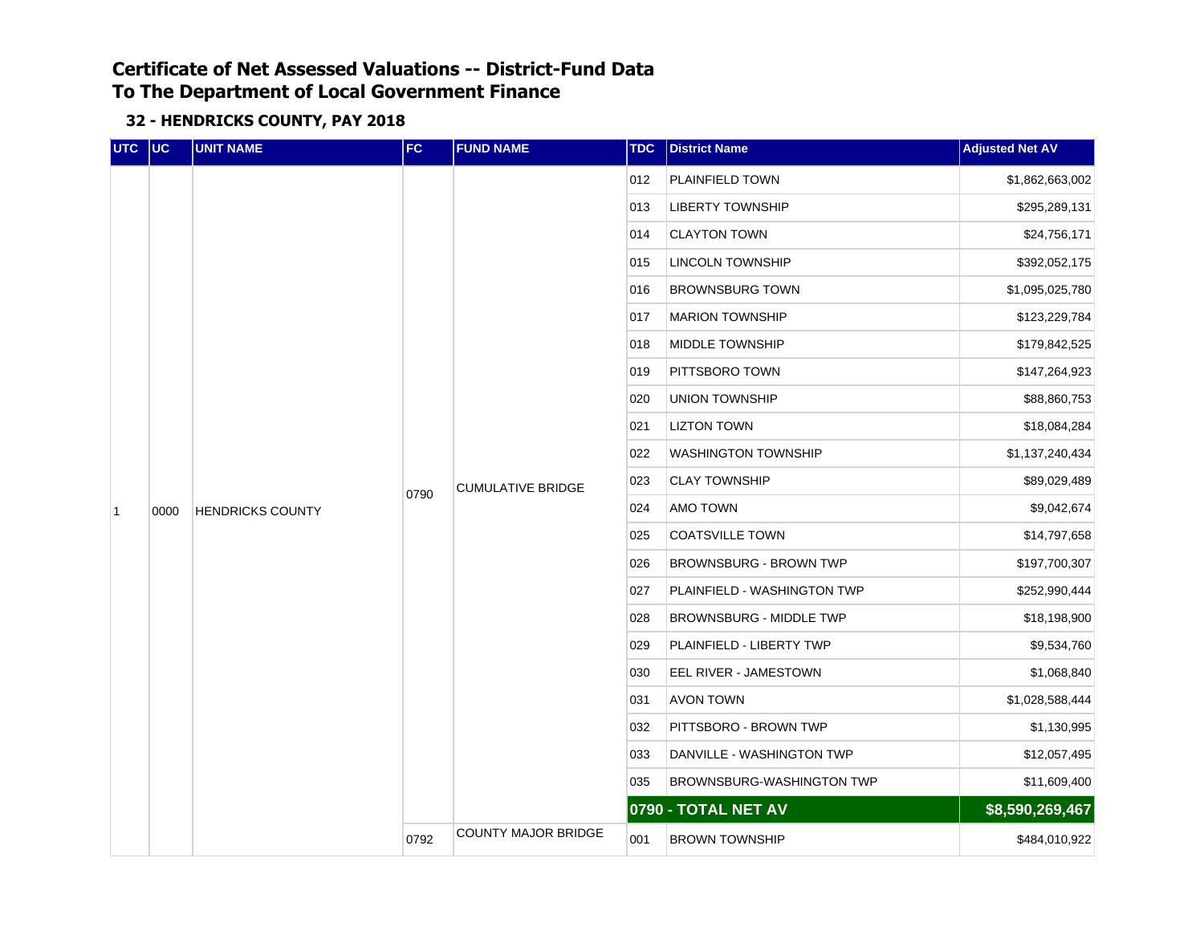# Certificate of Net Assessed Valuations -- District-Fund Data
# To The Department of Local Government Finance

### 32 - HENDRICKS COUNTY, PAY 2018

| UTC | UC | UNIT NAME | FC | FUND NAME | TDC | District Name | Adjusted Net AV |
|---|---|---|---|---|---|---|---|
| 1 | 0000 | HENDRICKS COUNTY | 0790 | CUMULATIVE BRIDGE | 012 | PLAINFIELD TOWN | $1,862,663,002 |
| | | | | | 013 | LIBERTY TOWNSHIP | $295,289,131 |
| | | | | | 014 | CLAYTON TOWN | $24,756,171 |
| | | | | | 015 | LINCOLN TOWNSHIP | $392,052,175 |
| | | | | | 016 | BROWNSBURG TOWN | $1,095,025,780 |
| | | | | | 017 | MARION TOWNSHIP | $123,229,784 |
| | | | | | 018 | MIDDLE TOWNSHIP | $179,842,525 |
| | | | | | 019 | PITTSBORO TOWN | $147,264,923 |
| | | | | | 020 | UNION TOWNSHIP | $88,860,753 |
| | | | | | 021 | LIZTON TOWN | $18,084,284 |
| | | | | | 022 | WASHINGTON TOWNSHIP | $1,137,240,434 |
| | | | | | 023 | CLAY TOWNSHIP | $89,029,489 |
| | | | | | 024 | AMO TOWN | $9,042,674 |
| | | | | | 025 | COATSVILLE TOWN | $14,797,658 |
| | | | | | 026 | BROWNSBURG - BROWN TWP | $197,700,307 |
| | | | | | 027 | PLAINFIELD - WASHINGTON TWP | $252,990,444 |
| | | | | | 028 | BROWNSBURG - MIDDLE TWP | $18,198,900 |
| | | | | | 029 | PLAINFIELD - LIBERTY TWP | $9,534,760 |
| | | | | | 030 | EEL RIVER - JAMESTOWN | $1,068,840 |
| | | | | | 031 | AVON TOWN | $1,028,588,444 |
| | | | | | 032 | PITTSBORO - BROWN TWP | $1,130,995 |
| | | | | | 033 | DANVILLE - WASHINGTON TWP | $12,057,495 |
| | | | | | 035 | BROWNSBURG-WASHINGTON TWP | $11,609,400 |
| | | | | | **0790 - TOTAL NET AV** | | **$8,590,269,467** |
| | | | 0792 | COUNTY MAJOR BRIDGE | 001 | BROWN TOWNSHIP | $484,010,922 |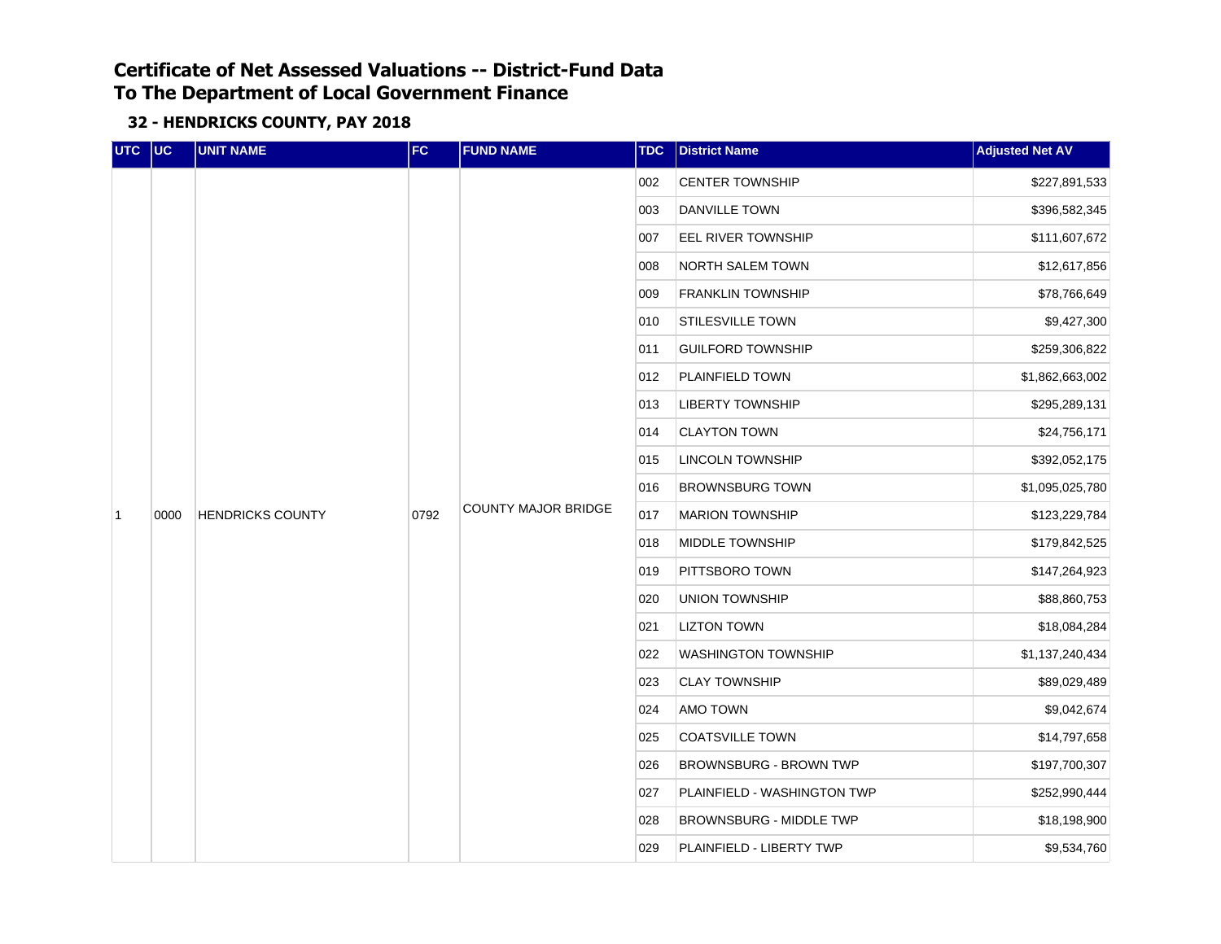# Certificate of Net Assessed Valuations -- District-Fund Data
# To The Department of Local Government Finance

### 32 - HENDRICKS COUNTY, PAY 2018

| UTC | UC | UNIT NAME | FC | FUND NAME | TDC | District Name | Adjusted Net AV |
|---|---|---|---|---|---|---|---|
| 1 | 0000 | HENDRICKS COUNTY | 0792 | COUNTY MAJOR BRIDGE | 002 | CENTER TOWNSHIP | $227,891,533 |
| | | | | | 003 | DANVILLE TOWN | $396,582,345 |
| | | | | | 007 | EEL RIVER TOWNSHIP | $111,607,672 |
| | | | | | 008 | NORTH SALEM TOWN | $12,617,856 |
| | | | | | 009 | FRANKLIN TOWNSHIP | $78,766,649 |
| | | | | | 010 | STILESVILLE TOWN | $9,427,300 |
| | | | | | 011 | GUILFORD TOWNSHIP | $259,306,822 |
| | | | | | 012 | PLAINFIELD TOWN | $1,862,663,002 |
| | | | | | 013 | LIBERTY TOWNSHIP | $295,289,131 |
| | | | | | 014 | CLAYTON TOWN | $24,756,171 |
| | | | | | 015 | LINCOLN TOWNSHIP | $392,052,175 |
| | | | | | 016 | BROWNSBURG TOWN | $1,095,025,780 |
| | | | | | 017 | MARION TOWNSHIP | $123,229,784 |
| | | | | | 018 | MIDDLE TOWNSHIP | $179,842,525 |
| | | | | | 019 | PITTSBORO TOWN | $147,264,923 |
| | | | | | 020 | UNION TOWNSHIP | $88,860,753 |
| | | | | | 021 | LIZTON TOWN | $18,084,284 |
| | | | | | 022 | WASHINGTON TOWNSHIP | $1,137,240,434 |
| | | | | | 023 | CLAY TOWNSHIP | $89,029,489 |
| | | | | | 024 | AMO TOWN | $9,042,674 |
| | | | | | 025 | COATSVILLE TOWN | $14,797,658 |
| | | | | | 026 | BROWNSBURG - BROWN TWP | $197,700,307 |
| | | | | | 027 | PLAINFIELD - WASHINGTON TWP | $252,990,444 |
| | | | | | 028 | BROWNSBURG - MIDDLE TWP | $18,198,900 |
| | | | | | 029 | PLAINFIELD - LIBERTY TWP | $9,534,760 |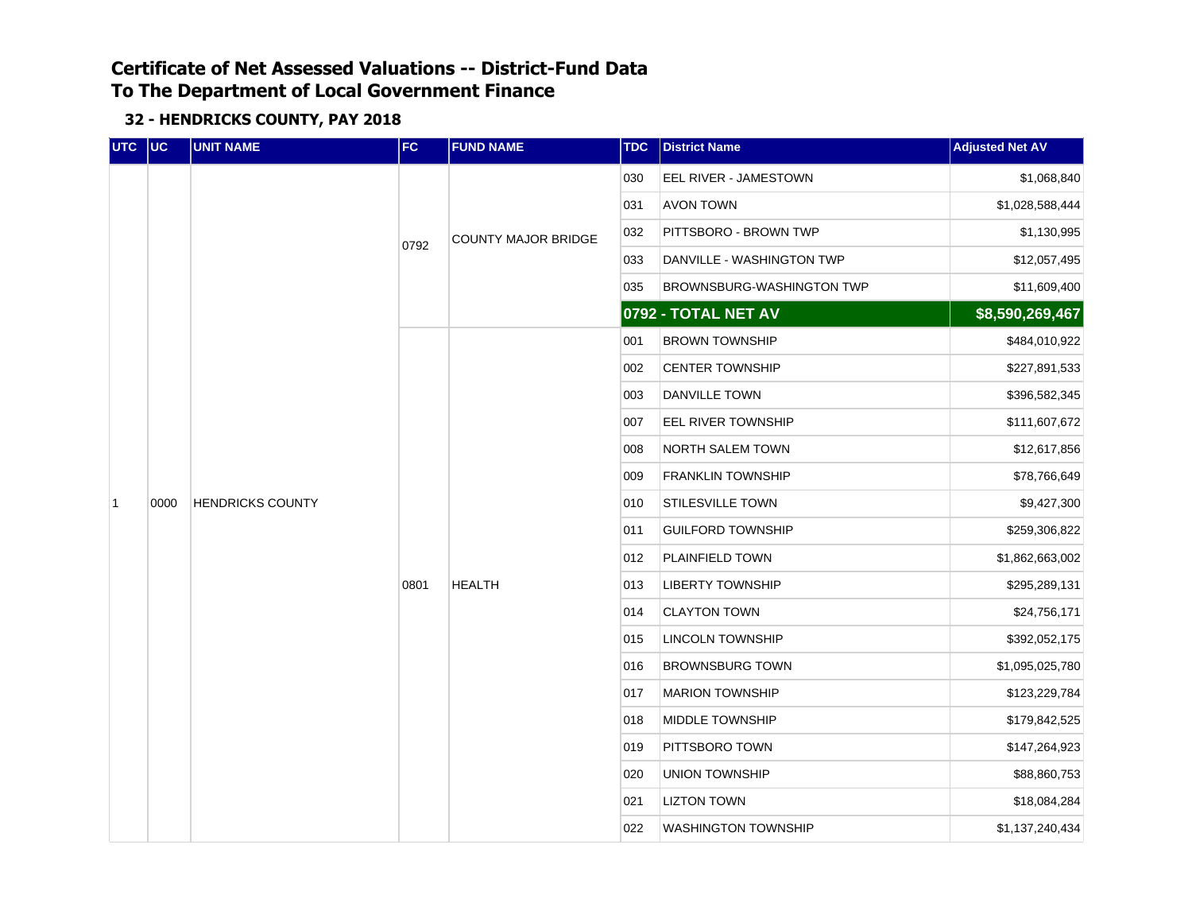# Certificate of Net Assessed Valuations -- District-Fund Data
# To The Department of Local Government Finance

### 32 - HENDRICKS COUNTY, PAY 2018

| UTC | UC | UNIT NAME | FC | FUND NAME | TDC | District Name | Adjusted Net AV |
|---|---|---|---|---|---|---|---|
| 1 | 0000 | HENDRICKS COUNTY | 0792 | COUNTY MAJOR BRIDGE | 030 | EEL RIVER - JAMESTOWN | $1,068,840 |
| | | | | | 031 | AVON TOWN | $1,028,588,444 |
| | | | | | 032 | PITTSBORO - BROWN TWP | $1,130,995 |
| | | | | | 033 | DANVILLE - WASHINGTON TWP | $12,057,495 |
| | | | | | 035 | BROWNSBURG-WASHINGTON TWP | $11,609,400 |
| | | | | | **0792 - TOTAL NET AV** | | **$8,590,269,467** |
| | | | 0801 | HEALTH | 001 | BROWN TOWNSHIP | $484,010,922 |
| | | | | | 002 | CENTER TOWNSHIP | $227,891,533 |
| | | | | | 003 | DANVILLE TOWN | $396,582,345 |
| | | | | | 007 | EEL RIVER TOWNSHIP | $111,607,672 |
| | | | | | 008 | NORTH SALEM TOWN | $12,617,856 |
| | | | | | 009 | FRANKLIN TOWNSHIP | $78,766,649 |
| | | | | | 010 | STILESVILLE TOWN | $9,427,300 |
| | | | | | 011 | GUILFORD TOWNSHIP | $259,306,822 |
| | | | | | 012 | PLAINFIELD TOWN | $1,862,663,002 |
| | | | | | 013 | LIBERTY TOWNSHIP | $295,289,131 |
| | | | | | 014 | CLAYTON TOWN | $24,756,171 |
| | | | | | 015 | LINCOLN TOWNSHIP | $392,052,175 |
| | | | | | 016 | BROWNSBURG TOWN | $1,095,025,780 |
| | | | | | 017 | MARION TOWNSHIP | $123,229,784 |
| | | | | | 018 | MIDDLE TOWNSHIP | $179,842,525 |
| | | | | | 019 | PITTSBORO TOWN | $147,264,923 |
| | | | | | 020 | UNION TOWNSHIP | $88,860,753 |
| | | | | | 021 | LIZTON TOWN | $18,084,284 |
| | | | | | 022 | WASHINGTON TOWNSHIP | $1,137,240,434 |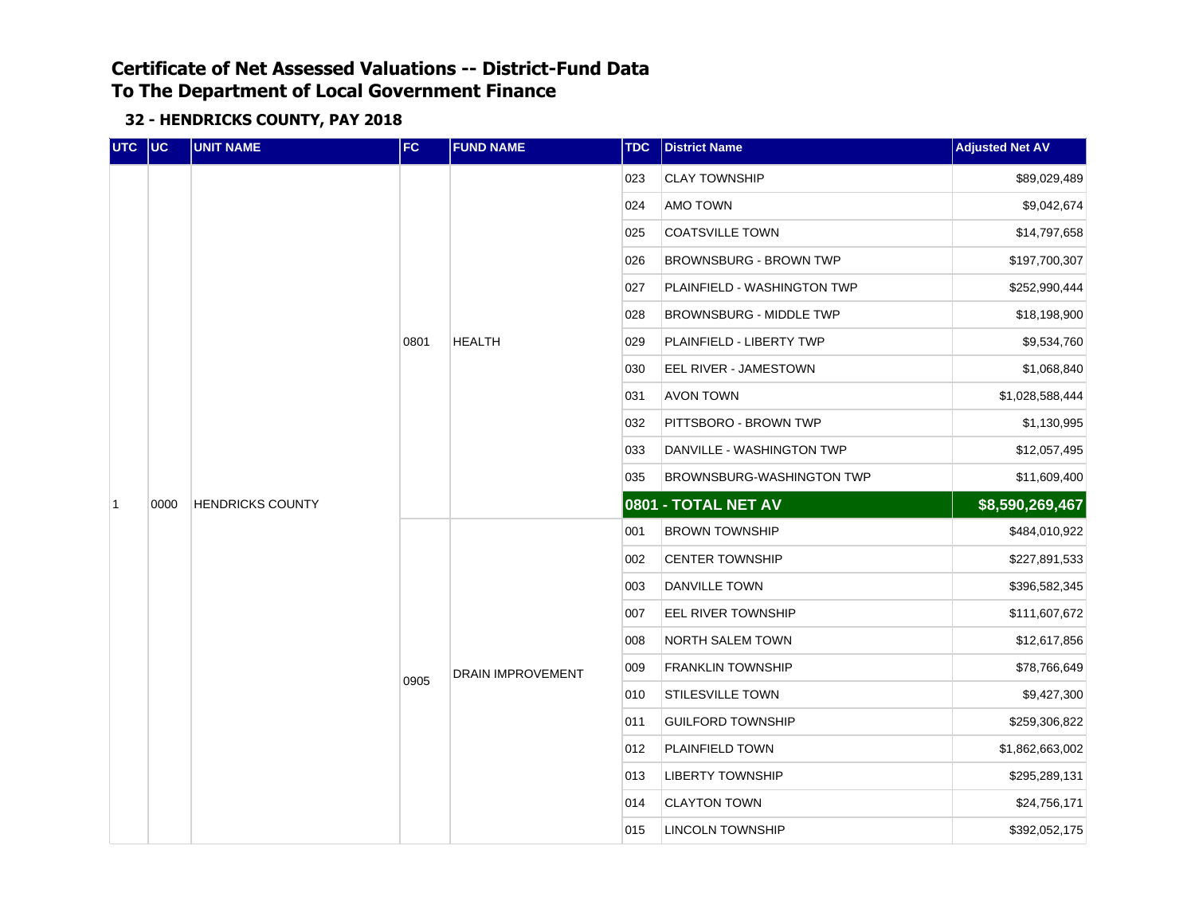# Certificate of Net Assessed Valuations -- District-Fund Data
# To The Department of Local Government Finance

### 32 - HENDRICKS COUNTY, PAY 2018

| UTC | UC | UNIT NAME | FC | FUND NAME | TDC | District Name | Adjusted Net AV |
|---|---|---|---|---|---|---|---|
| 1 | 0000 | HENDRICKS COUNTY | 0801 | HEALTH | 023 | CLAY TOWNSHIP | $89,029,489 |
| | | | | | 024 | AMO TOWN | $9,042,674 |
| | | | | | 025 | COATSVILLE TOWN | $14,797,658 |
| | | | | | 026 | BROWNSBURG - BROWN TWP | $197,700,307 |
| | | | | | 027 | PLAINFIELD - WASHINGTON TWP | $252,990,444 |
| | | | | | 028 | BROWNSBURG - MIDDLE TWP | $18,198,900 |
| | | | | | 029 | PLAINFIELD - LIBERTY TWP | $9,534,760 |
| | | | | | 030 | EEL RIVER - JAMESTOWN | $1,068,840 |
| | | | | | 031 | AVON TOWN | $1,028,588,444 |
| | | | | | 032 | PITTSBORO - BROWN TWP | $1,130,995 |
| | | | | | 033 | DANVILLE - WASHINGTON TWP | $12,057,495 |
| | | | | | 035 | BROWNSBURG-WASHINGTON TWP | $11,609,400 |
| | | | | | **0801 - TOTAL NET AV** | | **$8,590,269,467** |
| | | | 0905 | DRAIN IMPROVEMENT | 001 | BROWN TOWNSHIP | $484,010,922 |
| | | | | | 002 | CENTER TOWNSHIP | $227,891,533 |
| | | | | | 003 | DANVILLE TOWN | $396,582,345 |
| | | | | | 007 | EEL RIVER TOWNSHIP | $111,607,672 |
| | | | | | 008 | NORTH SALEM TOWN | $12,617,856 |
| | | | | | 009 | FRANKLIN TOWNSHIP | $78,766,649 |
| | | | | | 010 | STILESVILLE TOWN | $9,427,300 |
| | | | | | 011 | GUILFORD TOWNSHIP | $259,306,822 |
| | | | | | 012 | PLAINFIELD TOWN | $1,862,663,002 |
| | | | | | 013 | LIBERTY TOWNSHIP | $295,289,131 |
| | | | | | 014 | CLAYTON TOWN | $24,756,171 |
| | | | | | 015 | LINCOLN TOWNSHIP | $392,052,175 |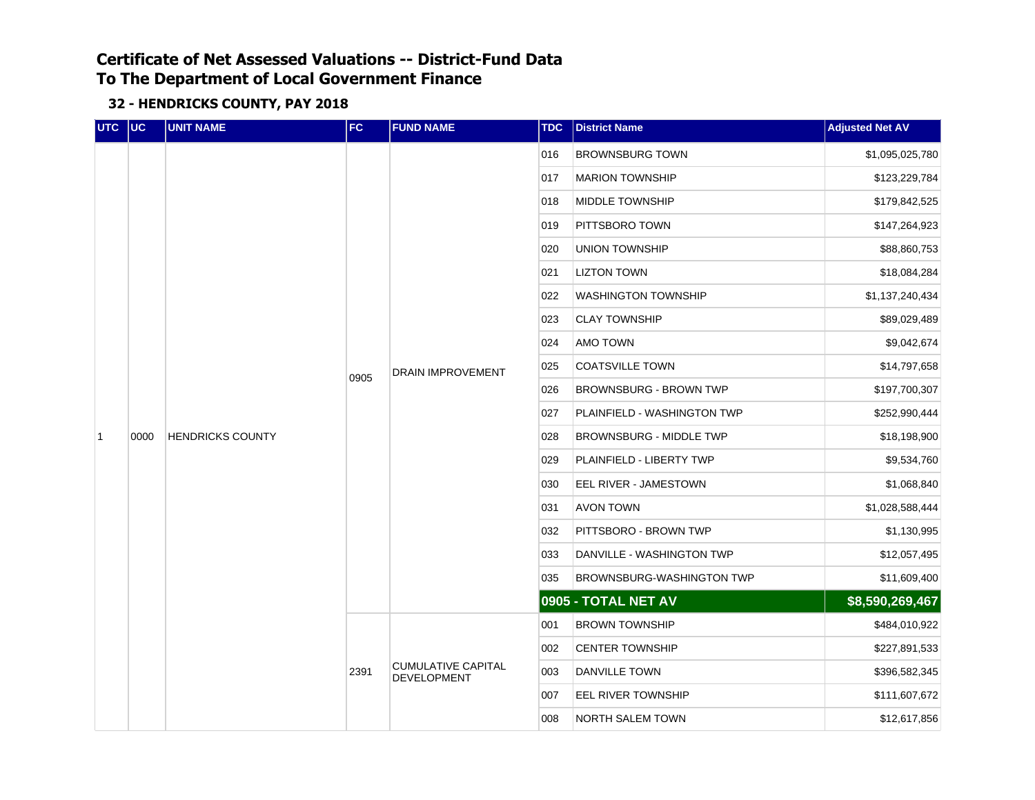# Certificate of Net Assessed Valuations -- District-Fund Data
# To The Department of Local Government Finance

## 32 - HENDRICKS COUNTY, PAY 2018

| UTC | UC | UNIT NAME | FC | FUND NAME | TDC | District Name | Adjusted Net AV |
|---|---|---|---|---|---|---|---|
| 1 | 0000 | HENDRICKS COUNTY | 0905 | DRAIN IMPROVEMENT | 016 | BROWNSBURG TOWN | $1,095,025,780 |
| | | | | | 017 | MARION TOWNSHIP | $123,229,784 |
| | | | | | 018 | MIDDLE TOWNSHIP | $179,842,525 |
| | | | | | 019 | PITTSBORO TOWN | $147,264,923 |
| | | | | | 020 | UNION TOWNSHIP | $88,860,753 |
| | | | | | 021 | LIZTON TOWN | $18,084,284 |
| | | | | | 022 | WASHINGTON TOWNSHIP | $1,137,240,434 |
| | | | | | 023 | CLAY TOWNSHIP | $89,029,489 |
| | | | | | 024 | AMO TOWN | $9,042,674 |
| | | | | | 025 | COATSVILLE TOWN | $14,797,658 |
| | | | | | 026 | BROWNSBURG - BROWN TWP | $197,700,307 |
| | | | | | 027 | PLAINFIELD - WASHINGTON TWP | $252,990,444 |
| | | | | | 028 | BROWNSBURG - MIDDLE TWP | $18,198,900 |
| | | | | | 029 | PLAINFIELD - LIBERTY TWP | $9,534,760 |
| | | | | | 030 | EEL RIVER - JAMESTOWN | $1,068,840 |
| | | | | | 031 | AVON TOWN | $1,028,588,444 |
| | | | | | 032 | PITTSBORO - BROWN TWP | $1,130,995 |
| | | | | | 033 | DANVILLE - WASHINGTON TWP | $12,057,495 |
| | | | | | 035 | BROWNSBURG-WASHINGTON TWP | $11,609,400 |
| | | | | | **0905 - TOTAL NET AV** | | **$8,590,269,467** |
| | | | 2391 | CUMULATIVE CAPITAL DEVELOPMENT | 001 | BROWN TOWNSHIP | $484,010,922 |
| | | | | | 002 | CENTER TOWNSHIP | $227,891,533 |
| | | | | | 003 | DANVILLE TOWN | $396,582,345 |
| | | | | | 007 | EEL RIVER TOWNSHIP | $111,607,672 |
| | | | | | 008 | NORTH SALEM TOWN | $12,617,856 |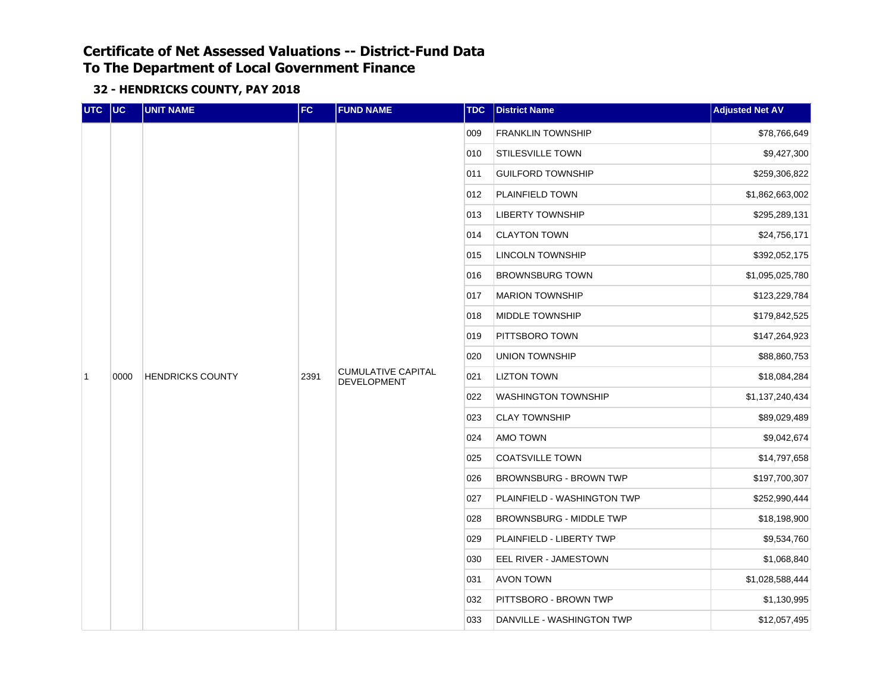# Certificate of Net Assessed Valuations -- District-Fund Data
# To The Department of Local Government Finance

## 32 - HENDRICKS COUNTY, PAY 2018

| UTC | UC | UNIT NAME | FC | FUND NAME | TDC | District Name | Adjusted Net AV |
|---|---|---|---|---|---|---|---|
| 1 | 0000 | HENDRICKS COUNTY | 2391 | CUMULATIVE CAPITAL DEVELOPMENT | 009 | FRANKLIN TOWNSHIP | $78,766,649 |
| | | | | | 010 | STILESVILLE TOWN | $9,427,300 |
| | | | | | 011 | GUILFORD TOWNSHIP | $259,306,822 |
| | | | | | 012 | PLAINFIELD TOWN | $1,862,663,002 |
| | | | | | 013 | LIBERTY TOWNSHIP | $295,289,131 |
| | | | | | 014 | CLAYTON TOWN | $24,756,171 |
| | | | | | 015 | LINCOLN TOWNSHIP | $392,052,175 |
| | | | | | 016 | BROWNSBURG TOWN | $1,095,025,780 |
| | | | | | 017 | MARION TOWNSHIP | $123,229,784 |
| | | | | | 018 | MIDDLE TOWNSHIP | $179,842,525 |
| | | | | | 019 | PITTSBORO TOWN | $147,264,923 |
| | | | | | 020 | UNION TOWNSHIP | $88,860,753 |
| | | | | | 021 | LIZTON TOWN | $18,084,284 |
| | | | | | 022 | WASHINGTON TOWNSHIP | $1,137,240,434 |
| | | | | | 023 | CLAY TOWNSHIP | $89,029,489 |
| | | | | | 024 | AMO TOWN | $9,042,674 |
| | | | | | 025 | COATSVILLE TOWN | $14,797,658 |
| | | | | | 026 | BROWNSBURG - BROWN TWP | $197,700,307 |
| | | | | | 027 | PLAINFIELD - WASHINGTON TWP | $252,990,444 |
| | | | | | 028 | BROWNSBURG - MIDDLE TWP | $18,198,900 |
| | | | | | 029 | PLAINFIELD - LIBERTY TWP | $9,534,760 |
| | | | | | 030 | EEL RIVER - JAMESTOWN | $1,068,840 |
| | | | | | 031 | AVON TOWN | $1,028,588,444 |
| | | | | | 032 | PITTSBORO - BROWN TWP | $1,130,995 |
| | | | | | 033 | DANVILLE - WASHINGTON TWP | $12,057,495 |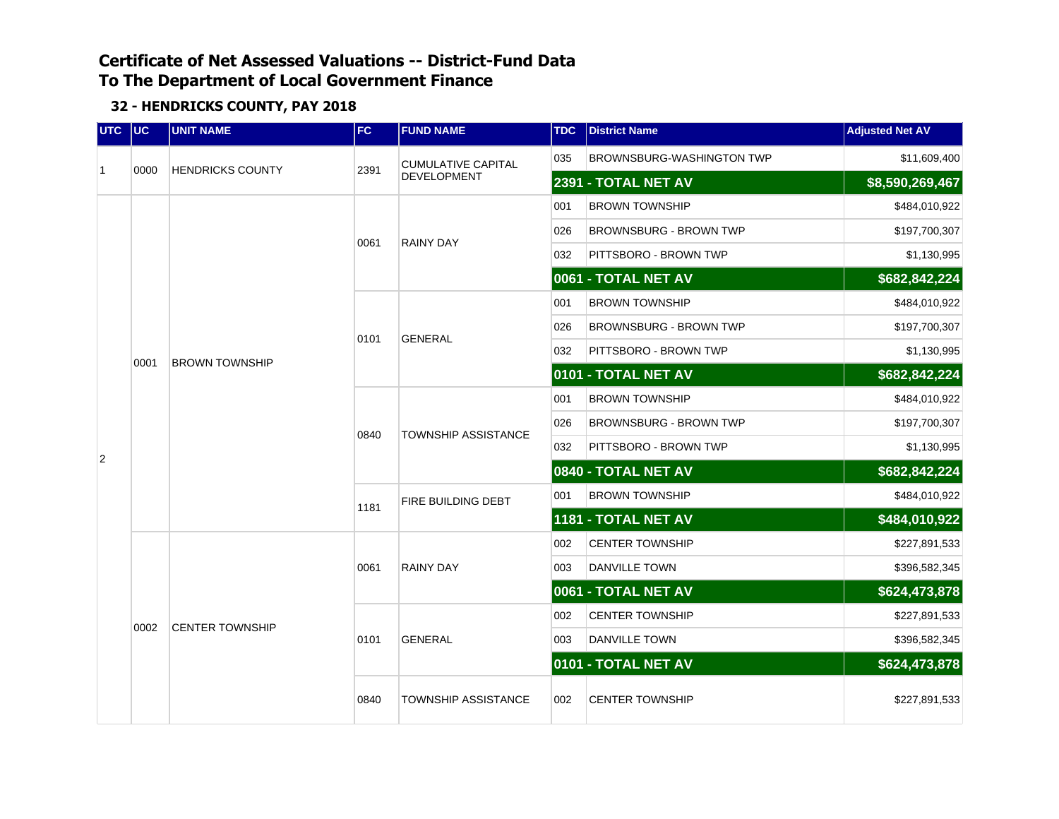# Certificate of Net Assessed Valuations -- District-Fund Data
# To The Department of Local Government Finance

### 32 - HENDRICKS COUNTY, PAY 2018

| UTC | UC | UNIT NAME | FC | FUND NAME | TDC | District Name | Adjusted Net AV |
|---|---|---|---|---|---|---|---|
| 1 | 0000 | HENDRICKS COUNTY | 2391 | CUMULATIVE CAPITAL DEVELOPMENT | 035 | BROWNSBURG-WASHINGTON TWP | $11,609,400 |
| | | | | | **2391 - TOTAL NET AV** | | **$8,590,269,467** |
| 2 | 0001 | BROWN TOWNSHIP | 0061 | RAINY DAY | 001 | BROWN TOWNSHIP | $484,010,922 |
| | | | | | 026 | BROWNSBURG - BROWN TWP | $197,700,307 |
| | | | | | 032 | PITTSBORO - BROWN TWP | $1,130,995 |
| | | | | | **0061 - TOTAL NET AV** | | **$682,842,224** |
| | | | 0101 | GENERAL | 001 | BROWN TOWNSHIP | $484,010,922 |
| | | | | | 026 | BROWNSBURG - BROWN TWP | $197,700,307 |
| | | | | | 032 | PITTSBORO - BROWN TWP | $1,130,995 |
| | | | | | **0101 - TOTAL NET AV** | | **$682,842,224** |
| | | | 0840 | TOWNSHIP ASSISTANCE | 001 | BROWN TOWNSHIP | $484,010,922 |
| | | | | | 026 | BROWNSBURG - BROWN TWP | $197,700,307 |
| | | | | | 032 | PITTSBORO - BROWN TWP | $1,130,995 |
| | | | | | **0840 - TOTAL NET AV** | | **$682,842,224** |
| | | | 1181 | FIRE BUILDING DEBT | 001 | BROWN TOWNSHIP | $484,010,922 |
| | | | | | **1181 - TOTAL NET AV** | | **$484,010,922** |
| | 0002 | CENTER TOWNSHIP | 0061 | RAINY DAY | 002 | CENTER TOWNSHIP | $227,891,533 |
| | | | | | 003 | DANVILLE TOWN | $396,582,345 |
| | | | | | **0061 - TOTAL NET AV** | | **$624,473,878** |
| | | | 0101 | GENERAL | 002 | CENTER TOWNSHIP | $227,891,533 |
| | | | | | 003 | DANVILLE TOWN | $396,582,345 |
| | | | | | **0101 - TOTAL NET AV** | | **$624,473,878** |
| | | | 0840 | TOWNSHIP ASSISTANCE | 002 | CENTER TOWNSHIP | $227,891,533 |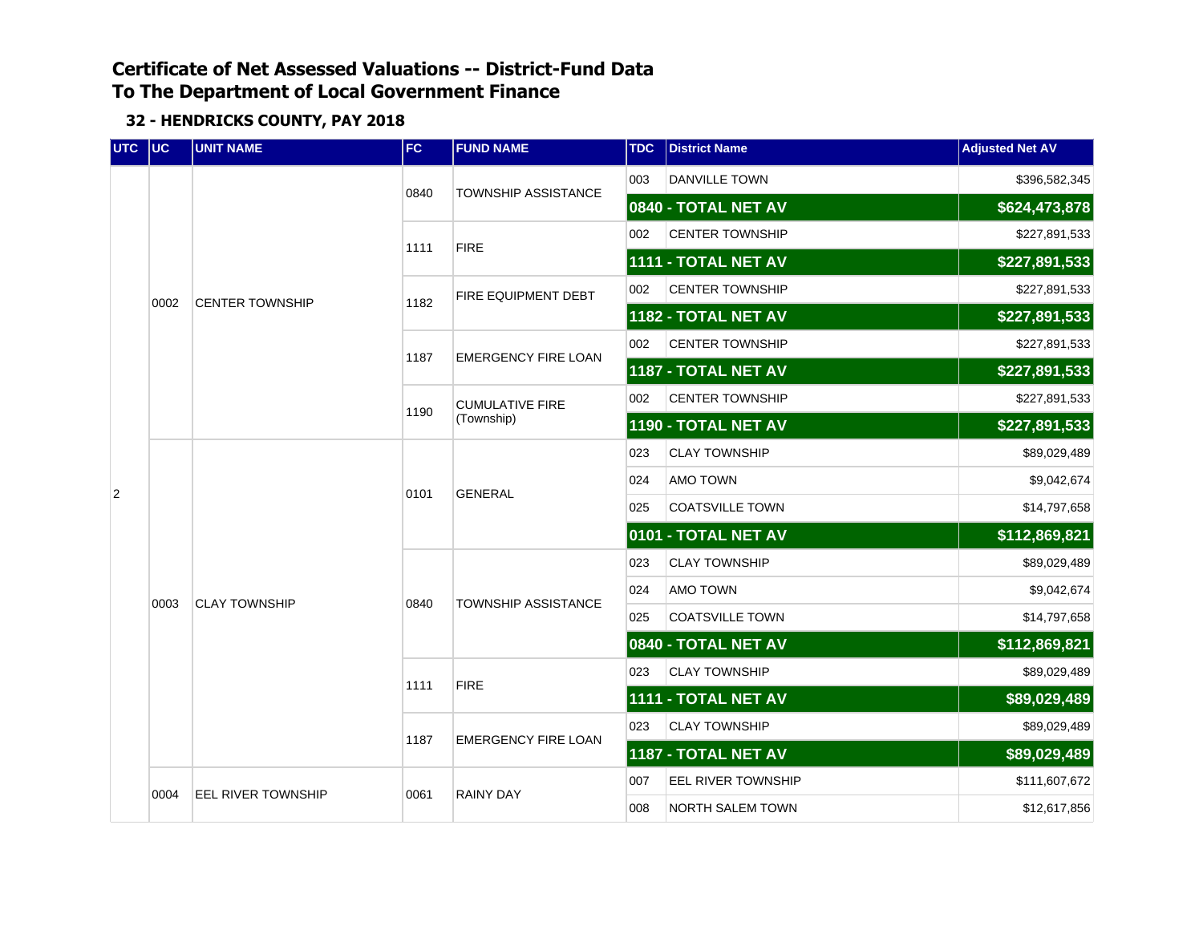# Certificate of Net Assessed Valuations -- District-Fund Data
# To The Department of Local Government Finance

### 32 - HENDRICKS COUNTY, PAY 2018

| UTC | UC | UNIT NAME | FC | FUND NAME | TDC | District Name | Adjusted Net AV |
|---|---|---|---|---|---|---|---|
| 2 | 0002 | CENTER TOWNSHIP | 0840 | TOWNSHIP ASSISTANCE | 003 | DANVILLE TOWN | $396,582,345 |
| | | | | | **0840 - TOTAL NET AV** | | **$624,473,878** |
| | | | 1111 | FIRE | 002 | CENTER TOWNSHIP | $227,891,533 |
| | | | | | **1111 - TOTAL NET AV** | | **$227,891,533** |
| | | | 1182 | FIRE EQUIPMENT DEBT | 002 | CENTER TOWNSHIP | $227,891,533 |
| | | | | | **1182 - TOTAL NET AV** | | **$227,891,533** |
| | | | 1187 | EMERGENCY FIRE LOAN | 002 | CENTER TOWNSHIP | $227,891,533 |
| | | | | | **1187 - TOTAL NET AV** | | **$227,891,533** |
| | | | 1190 | CUMULATIVE FIRE (Township) | 002 | CENTER TOWNSHIP | $227,891,533 |
| | | | | | **1190 - TOTAL NET AV** | | **$227,891,533** |
| | 0003 | CLAY TOWNSHIP | 0101 | GENERAL | 023 | CLAY TOWNSHIP | $89,029,489 |
| | | | | | 024 | AMO TOWN | $9,042,674 |
| | | | | | 025 | COATSVILLE TOWN | $14,797,658 |
| | | | | | **0101 - TOTAL NET AV** | | **$112,869,821** |
| | | | 0840 | TOWNSHIP ASSISTANCE | 023 | CLAY TOWNSHIP | $89,029,489 |
| | | | | | 024 | AMO TOWN | $9,042,674 |
| | | | | | 025 | COATSVILLE TOWN | $14,797,658 |
| | | | | | **0840 - TOTAL NET AV** | | **$112,869,821** |
| | | | 1111 | FIRE | 023 | CLAY TOWNSHIP | $89,029,489 |
| | | | | | **1111 - TOTAL NET AV** | | **$89,029,489** |
| | | | 1187 | EMERGENCY FIRE LOAN | 023 | CLAY TOWNSHIP | $89,029,489 |
| | | | | | **1187 - TOTAL NET AV** | | **$89,029,489** |
| | 0004 | EEL RIVER TOWNSHIP | 0061 | RAINY DAY | 007 | EEL RIVER TOWNSHIP | $111,607,672 |
| | | | | | 008 | NORTH SALEM TOWN | $12,617,856 |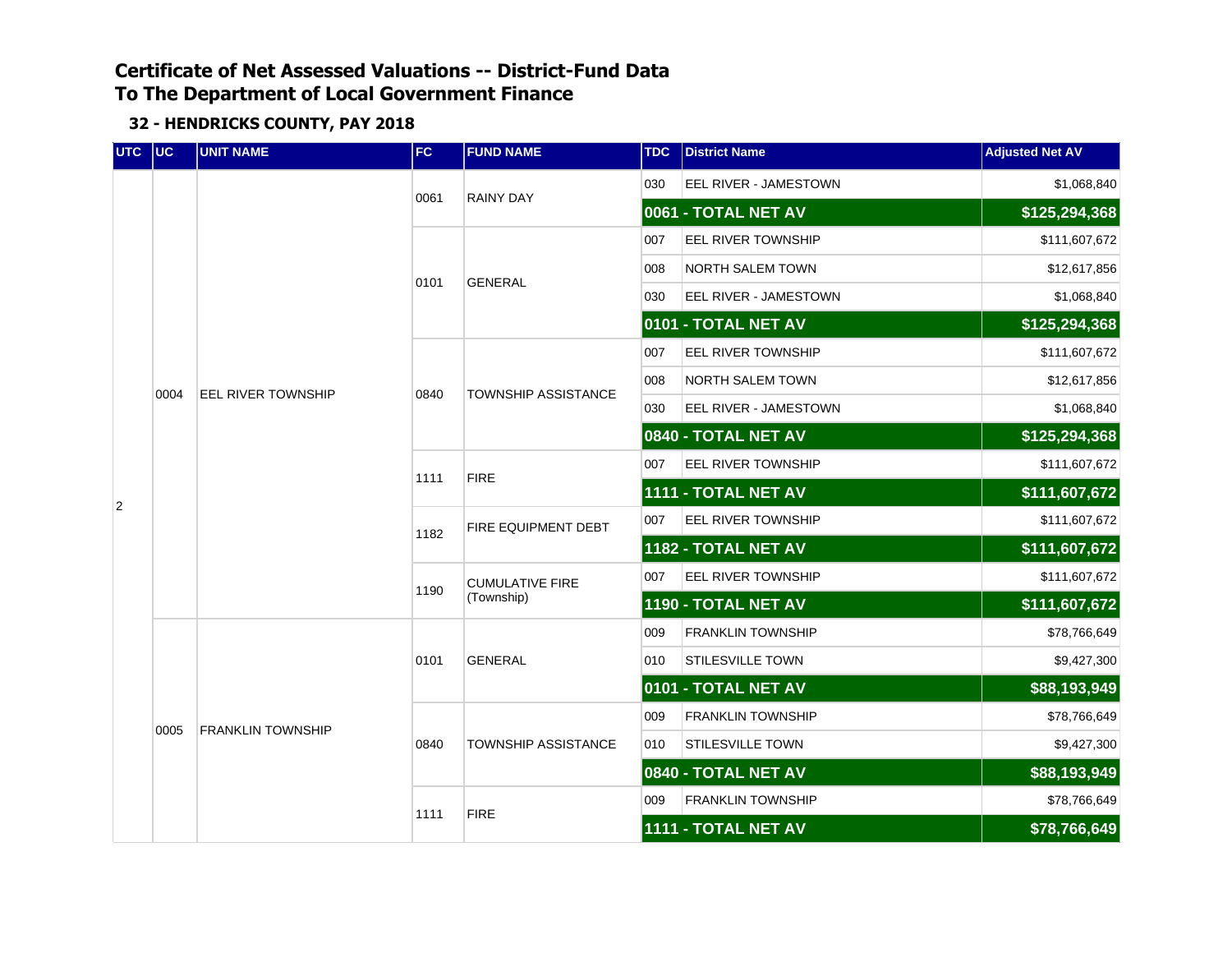# Certificate of Net Assessed Valuations -- District-Fund Data
# To The Department of Local Government Finance

### 32 - HENDRICKS COUNTY, PAY 2018

| UTC | UC | UNIT NAME | FC | FUND NAME | TDC | District Name | Adjusted Net AV |
|---|---|---|---|---|---|---|---|
| 2 | 0004 | EEL RIVER TOWNSHIP | 0061 | RAINY DAY | 030 | EEL RIVER - JAMESTOWN | $1,068,840 |
| | | | | | | **0061 - TOTAL NET AV** | **$125,294,368** |
| | | | 0101 | GENERAL | 007 | EEL RIVER TOWNSHIP | $111,607,672 |
| | | | | | 008 | NORTH SALEM TOWN | $12,617,856 |
| | | | | | 030 | EEL RIVER - JAMESTOWN | $1,068,840 |
| | | | | | | **0101 - TOTAL NET AV** | **$125,294,368** |
| | | | 0840 | TOWNSHIP ASSISTANCE | 007 | EEL RIVER TOWNSHIP | $111,607,672 |
| | | | | | 008 | NORTH SALEM TOWN | $12,617,856 |
| | | | | | 030 | EEL RIVER - JAMESTOWN | $1,068,840 |
| | | | | | | **0840 - TOTAL NET AV** | **$125,294,368** |
| | | | 1111 | FIRE | 007 | EEL RIVER TOWNSHIP | $111,607,672 |
| | | | | | | **1111 - TOTAL NET AV** | **$111,607,672** |
| | | | 1182 | FIRE EQUIPMENT DEBT | 007 | EEL RIVER TOWNSHIP | $111,607,672 |
| | | | | | | **1182 - TOTAL NET AV** | **$111,607,672** |
| | | | 1190 | CUMULATIVE FIRE (Township) | 007 | EEL RIVER TOWNSHIP | $111,607,672 |
| | | | | | | **1190 - TOTAL NET AV** | **$111,607,672** |
| | 0005 | FRANKLIN TOWNSHIP | 0101 | GENERAL | 009 | FRANKLIN TOWNSHIP | $78,766,649 |
| | | | | | 010 | STILESVILLE TOWN | $9,427,300 |
| | | | | | | **0101 - TOTAL NET AV** | **$88,193,949** |
| | | | 0840 | TOWNSHIP ASSISTANCE | 009 | FRANKLIN TOWNSHIP | $78,766,649 |
| | | | | | 010 | STILESVILLE TOWN | $9,427,300 |
| | | | | | | **0840 - TOTAL NET AV** | **$88,193,949** |
| | | | 1111 | FIRE | 009 | FRANKLIN TOWNSHIP | $78,766,649 |
| | | | | | | **1111 - TOTAL NET AV** | **$78,766,649** |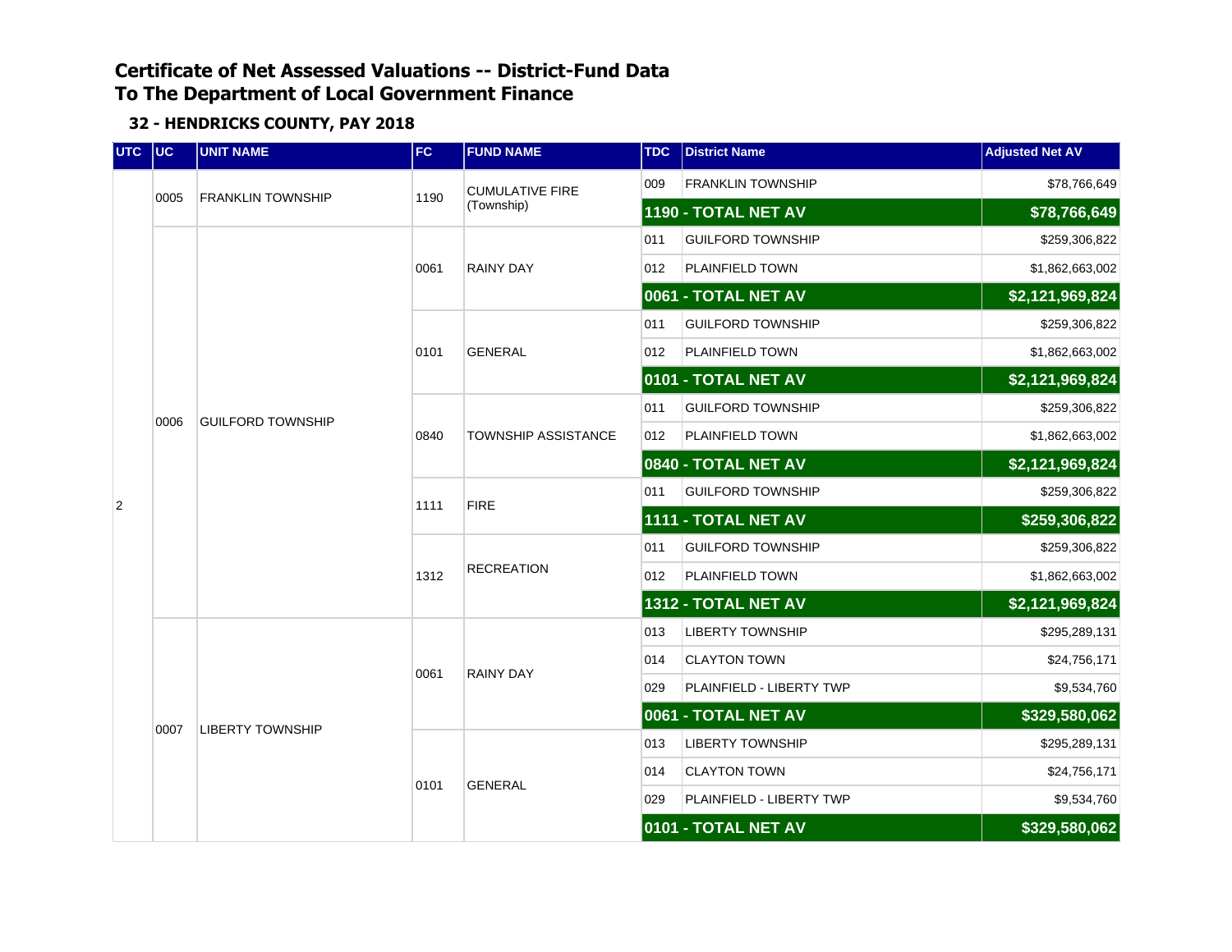# Certificate of Net Assessed Valuations -- District-Fund Data
# To The Department of Local Government Finance

### 32 - HENDRICKS COUNTY, PAY 2018

| UTC | UC | UNIT NAME | FC | FUND NAME | TDC | District Name | Adjusted Net AV |
|---|---|---|---|---|---|---|---|
| 2 | 0005 | FRANKLIN TOWNSHIP | 1190 | CUMULATIVE FIRE (Township) | 009 | FRANKLIN TOWNSHIP | $78,766,649 |
| | | | | | | **1190 - TOTAL NET AV** | **$78,766,649** |
| | 0006 | GUILFORD TOWNSHIP | 0061 | RAINY DAY | 011 | GUILFORD TOWNSHIP | $259,306,822 |
| | | | | | 012 | PLAINFIELD TOWN | $1,862,663,002 |
| | | | | | | **0061 - TOTAL NET AV** | **$2,121,969,824** |
| | | | 0101 | GENERAL | 011 | GUILFORD TOWNSHIP | $259,306,822 |
| | | | | | 012 | PLAINFIELD TOWN | $1,862,663,002 |
| | | | | | | **0101 - TOTAL NET AV** | **$2,121,969,824** |
| | | | 0840 | TOWNSHIP ASSISTANCE | 011 | GUILFORD TOWNSHIP | $259,306,822 |
| | | | | | 012 | PLAINFIELD TOWN | $1,862,663,002 |
| | | | | | | **0840 - TOTAL NET AV** | **$2,121,969,824** |
| | | | 1111 | FIRE | 011 | GUILFORD TOWNSHIP | $259,306,822 |
| | | | | | | **1111 - TOTAL NET AV** | **$259,306,822** |
| | | | 1312 | RECREATION | 011 | GUILFORD TOWNSHIP | $259,306,822 |
| | | | | | 012 | PLAINFIELD TOWN | $1,862,663,002 |
| | | | | | | **1312 - TOTAL NET AV** | **$2,121,969,824** |
| | 0007 | LIBERTY TOWNSHIP | 0061 | RAINY DAY | 013 | LIBERTY TOWNSHIP | $295,289,131 |
| | | | | | 014 | CLAYTON TOWN | $24,756,171 |
| | | | | | 029 | PLAINFIELD - LIBERTY TWP | $9,534,760 |
| | | | | | | **0061 - TOTAL NET AV** | **$329,580,062** |
| | | | 0101 | GENERAL | 013 | LIBERTY TOWNSHIP | $295,289,131 |
| | | | | | 014 | CLAYTON TOWN | $24,756,171 |
| | | | | | 029 | PLAINFIELD - LIBERTY TWP | $9,534,760 |
| | | | | | | **0101 - TOTAL NET AV** | **$329,580,062** |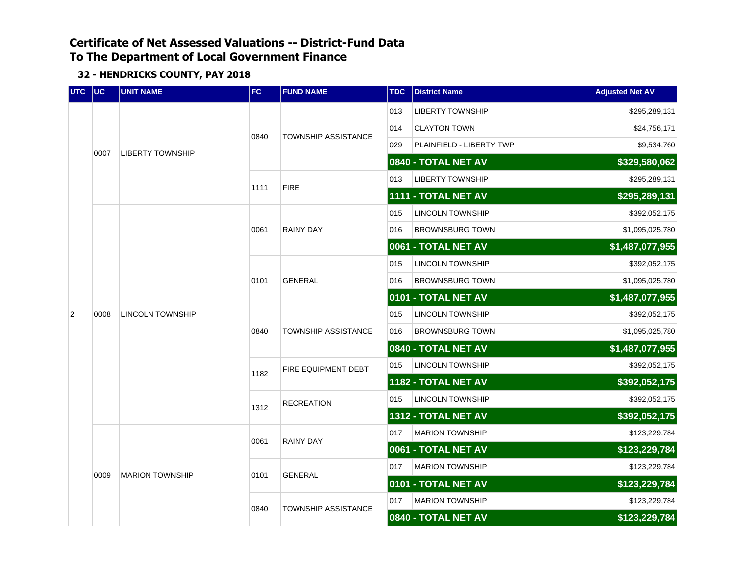# Certificate of Net Assessed Valuations -- District-Fund Data
# To The Department of Local Government Finance

### 32 - HENDRICKS COUNTY, PAY 2018

| UTC | UC | UNIT NAME | FC | FUND NAME | TDC | District Name | Adjusted Net AV |
|---|---|---|---|---|---|---|---|
| 2 | 0007 | LIBERTY TOWNSHIP | 0840 | TOWNSHIP ASSISTANCE | 013 | LIBERTY TOWNSHIP | $295,289,131 |
| | | | | | 014 | CLAYTON TOWN | $24,756,171 |
| | | | | | 029 | PLAINFIELD - LIBERTY TWP | $9,534,760 |
| | | | | | **0840 - TOTAL NET AV** | | **$329,580,062** |
| | | | 1111 | FIRE | 013 | LIBERTY TOWNSHIP | $295,289,131 |
| | | | | | **1111 - TOTAL NET AV** | | **$295,289,131** |
| | 0008 | LINCOLN TOWNSHIP | 0061 | RAINY DAY | 015 | LINCOLN TOWNSHIP | $392,052,175 |
| | | | | | 016 | BROWNSBURG TOWN | $1,095,025,780 |
| | | | | | **0061 - TOTAL NET AV** | | **$1,487,077,955** |
| | | | 0101 | GENERAL | 015 | LINCOLN TOWNSHIP | $392,052,175 |
| | | | | | 016 | BROWNSBURG TOWN | $1,095,025,780 |
| | | | | | **0101 - TOTAL NET AV** | | **$1,487,077,955** |
| | | | 0840 | TOWNSHIP ASSISTANCE | 015 | LINCOLN TOWNSHIP | $392,052,175 |
| | | | | | 016 | BROWNSBURG TOWN | $1,095,025,780 |
| | | | | | **0840 - TOTAL NET AV** | | **$1,487,077,955** |
| | | | 1182 | FIRE EQUIPMENT DEBT | 015 | LINCOLN TOWNSHIP | $392,052,175 |
| | | | | | **1182 - TOTAL NET AV** | | **$392,052,175** |
| | | | 1312 | RECREATION | 015 | LINCOLN TOWNSHIP | $392,052,175 |
| | | | | | **1312 - TOTAL NET AV** | | **$392,052,175** |
| | 0009 | MARION TOWNSHIP | 0061 | RAINY DAY | 017 | MARION TOWNSHIP | $123,229,784 |
| | | | | | **0061 - TOTAL NET AV** | | **$123,229,784** |
| | | | 0101 | GENERAL | 017 | MARION TOWNSHIP | $123,229,784 |
| | | | | | **0101 - TOTAL NET AV** | | **$123,229,784** |
| | | | 0840 | TOWNSHIP ASSISTANCE | 017 | MARION TOWNSHIP | $123,229,784 |
| | | | | | **0840 - TOTAL NET AV** | | **$123,229,784** |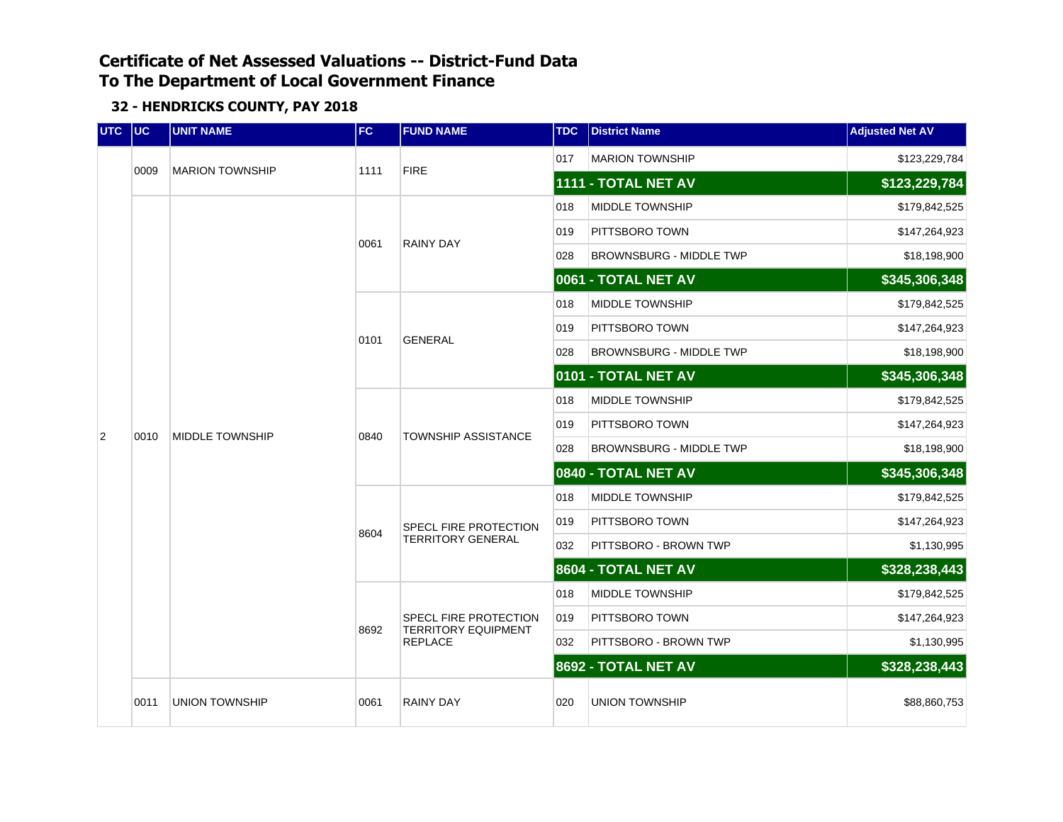# Certificate of Net Assessed Valuations -- District-Fund Data
# To The Department of Local Government Finance

### 32 - HENDRICKS COUNTY, PAY 2018

| UTC | UC | UNIT NAME | FC | FUND NAME | TDC | District Name | Adjusted Net AV |
|---|---|---|---|---|---|---|---|
| | 0009 | MARION TOWNSHIP | 1111 | FIRE | 017 | MARION TOWNSHIP | $123,229,784 |
| | | | | | **1111 - TOTAL NET AV** | | **$123,229,784** |
| 2 | 0010 | MIDDLE TOWNSHIP | 0061 | RAINY DAY | 018 | MIDDLE TOWNSHIP | $179,842,525 |
| | | | | | 019 | PITTSBORO TOWN | $147,264,923 |
| | | | | | 028 | BROWNSBURG - MIDDLE TWP | $18,198,900 |
| | | | | | **0061 - TOTAL NET AV** | | **$345,306,348** |
| | | | 0101 | GENERAL | 018 | MIDDLE TOWNSHIP | $179,842,525 |
| | | | | | 019 | PITTSBORO TOWN | $147,264,923 |
| | | | | | 028 | BROWNSBURG - MIDDLE TWP | $18,198,900 |
| | | | | | **0101 - TOTAL NET AV** | | **$345,306,348** |
| | | | 0840 | TOWNSHIP ASSISTANCE | 018 | MIDDLE TOWNSHIP | $179,842,525 |
| | | | | | 019 | PITTSBORO TOWN | $147,264,923 |
| | | | | | 028 | BROWNSBURG - MIDDLE TWP | $18,198,900 |
| | | | | | **0840 - TOTAL NET AV** | | **$345,306,348** |
| | | | 8604 | SPECL FIRE PROTECTION TERRITORY GENERAL | 018 | MIDDLE TOWNSHIP | $179,842,525 |
| | | | | | 019 | PITTSBORO TOWN | $147,264,923 |
| | | | | | 032 | PITTSBORO - BROWN TWP | $1,130,995 |
| | | | | | **8604 - TOTAL NET AV** | | **$328,238,443** |
| | | | 8692 | SPECL FIRE PROTECTION TERRITORY EQUIPMENT REPLACE | 018 | MIDDLE TOWNSHIP | $179,842,525 |
| | | | | | 019 | PITTSBORO TOWN | $147,264,923 |
| | | | | | 032 | PITTSBORO - BROWN TWP | $1,130,995 |
| | | | | | **8692 - TOTAL NET AV** | | **$328,238,443** |
| | 0011 | UNION TOWNSHIP | 0061 | RAINY DAY | 020 | UNION TOWNSHIP | $88,860,753 |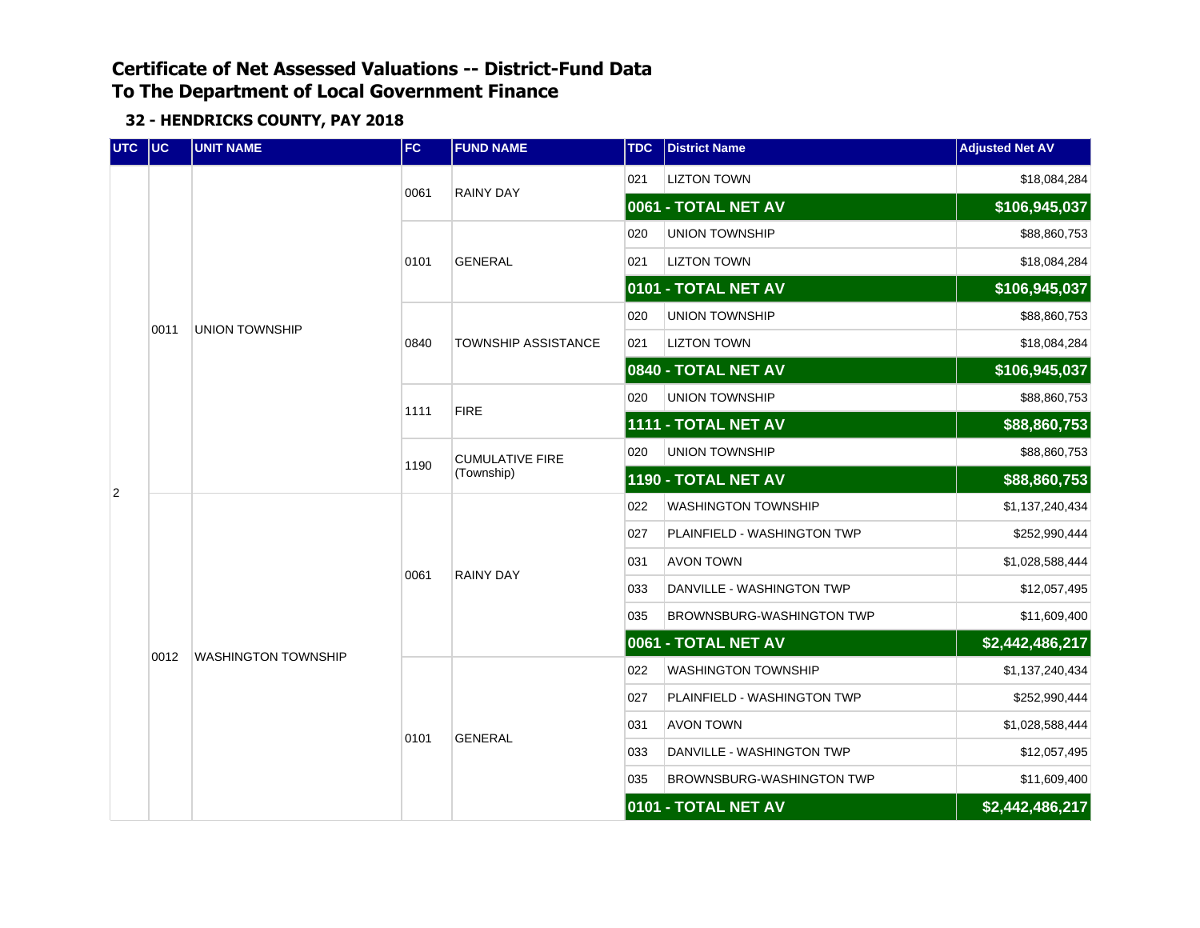# Certificate of Net Assessed Valuations -- District-Fund Data
# To The Department of Local Government Finance

### 32 - HENDRICKS COUNTY, PAY 2018

| UTC | UC | UNIT NAME | FC | FUND NAME | TDC | District Name | Adjusted Net AV |
|---|---|---|---|---|---|---|---|
| 2 | 0011 | UNION TOWNSHIP | 0061 | RAINY DAY | 021 | LIZTON TOWN | $18,084,284 |
| | | | | | **0061 - TOTAL NET AV** | | **$106,945,037** |
| | | | 0101 | GENERAL | 020 | UNION TOWNSHIP | $88,860,753 |
| | | | | | 021 | LIZTON TOWN | $18,084,284 |
| | | | | | **0101 - TOTAL NET AV** | | **$106,945,037** |
| | | | 0840 | TOWNSHIP ASSISTANCE | 020 | UNION TOWNSHIP | $88,860,753 |
| | | | | | 021 | LIZTON TOWN | $18,084,284 |
| | | | | | **0840 - TOTAL NET AV** | | **$106,945,037** |
| | | | 1111 | FIRE | 020 | UNION TOWNSHIP | $88,860,753 |
| | | | | | **1111 - TOTAL NET AV** | | **$88,860,753** |
| | | | 1190 | CUMULATIVE FIRE (Township) | 020 | UNION TOWNSHIP | $88,860,753 |
| | | | | | **1190 - TOTAL NET AV** | | **$88,860,753** |
| | 0012 | WASHINGTON TOWNSHIP | 0061 | RAINY DAY | 022 | WASHINGTON TOWNSHIP | $1,137,240,434 |
| | | | | | 027 | PLAINFIELD - WASHINGTON TWP | $252,990,444 |
| | | | | | 031 | AVON TOWN | $1,028,588,444 |
| | | | | | 033 | DANVILLE - WASHINGTON TWP | $12,057,495 |
| | | | | | 035 | BROWNSBURG-WASHINGTON TWP | $11,609,400 |
| | | | | | **0061 - TOTAL NET AV** | | **$2,442,486,217** |
| | | | 0101 | GENERAL | 022 | WASHINGTON TOWNSHIP | $1,137,240,434 |
| | | | | | 027 | PLAINFIELD - WASHINGTON TWP | $252,990,444 |
| | | | | | 031 | AVON TOWN | $1,028,588,444 |
| | | | | | 033 | DANVILLE - WASHINGTON TWP | $12,057,495 |
| | | | | | 035 | BROWNSBURG-WASHINGTON TWP | $11,609,400 |
| | | | | | **0101 - TOTAL NET AV** | | **$2,442,486,217** |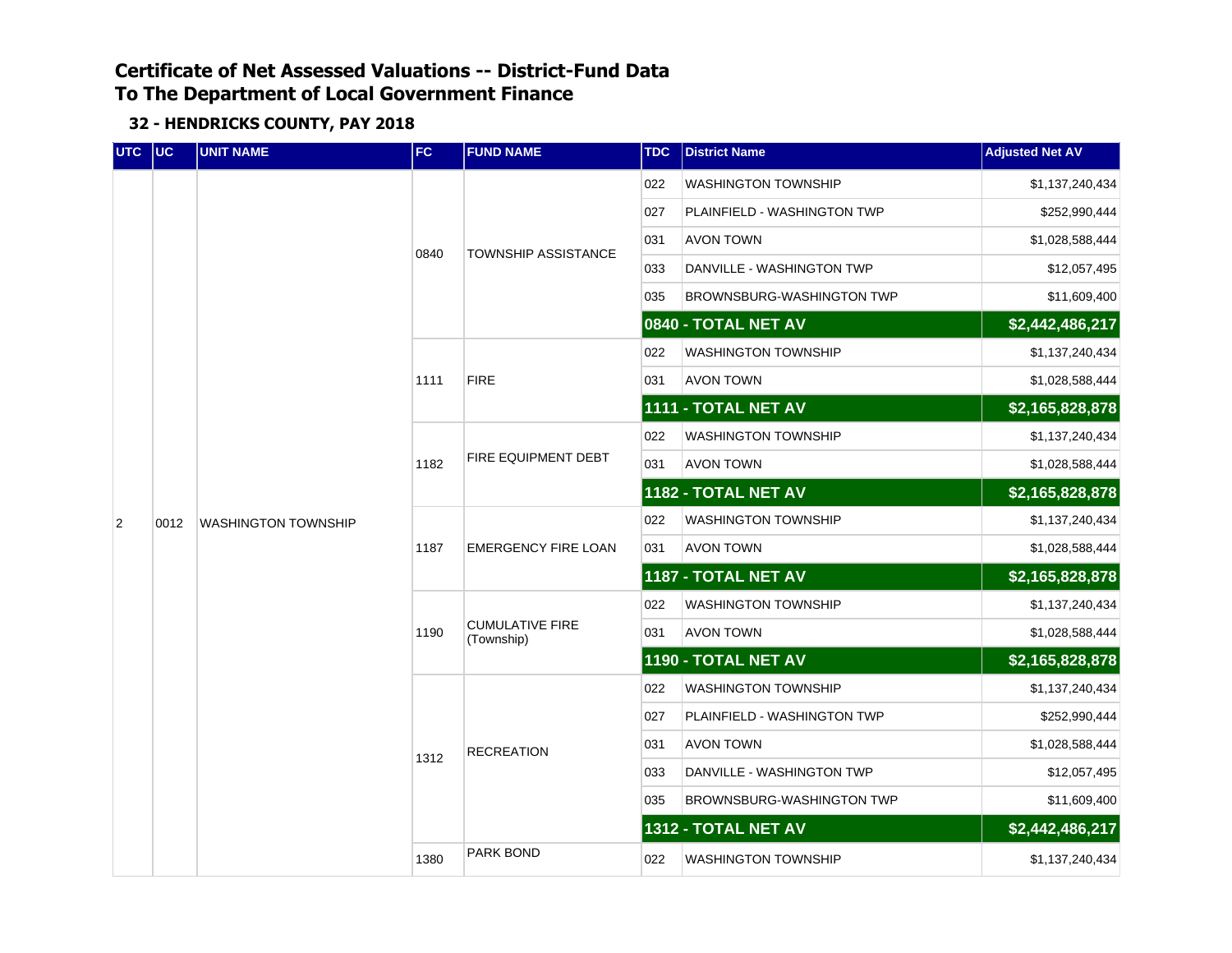# Certificate of Net Assessed Valuations -- District-Fund Data
# To The Department of Local Government Finance

### 32 - HENDRICKS COUNTY, PAY 2018

| UTC | UC | UNIT NAME | FC | FUND NAME | TDC | District Name | Adjusted Net AV |
|---|---|---|---|---|---|---|---|
| 2 | 0012 | WASHINGTON TOWNSHIP | 0840 | TOWNSHIP ASSISTANCE | 022 | WASHINGTON TOWNSHIP | $1,137,240,434 |
| | | | | | 027 | PLAINFIELD - WASHINGTON TWP | $252,990,444 |
| | | | | | 031 | AVON TOWN | $1,028,588,444 |
| | | | | | 033 | DANVILLE - WASHINGTON TWP | $12,057,495 |
| | | | | | 035 | BROWNSBURG-WASHINGTON TWP | $11,609,400 |
| | | | | | **0840 - TOTAL NET AV** | | **$2,442,486,217** |
| | | | 1111 | FIRE | 022 | WASHINGTON TOWNSHIP | $1,137,240,434 |
| | | | | | 031 | AVON TOWN | $1,028,588,444 |
| | | | | | **1111 - TOTAL NET AV** | | **$2,165,828,878** |
| | | | 1182 | FIRE EQUIPMENT DEBT | 022 | WASHINGTON TOWNSHIP | $1,137,240,434 |
| | | | | | 031 | AVON TOWN | $1,028,588,444 |
| | | | | | **1182 - TOTAL NET AV** | | **$2,165,828,878** |
| | | | 1187 | EMERGENCY FIRE LOAN | 022 | WASHINGTON TOWNSHIP | $1,137,240,434 |
| | | | | | 031 | AVON TOWN | $1,028,588,444 |
| | | | | | **1187 - TOTAL NET AV** | | **$2,165,828,878** |
| | | | 1190 | CUMULATIVE FIRE (Township) | 022 | WASHINGTON TOWNSHIP | $1,137,240,434 |
| | | | | | 031 | AVON TOWN | $1,028,588,444 |
| | | | | | **1190 - TOTAL NET AV** | | **$2,165,828,878** |
| | | | 1312 | RECREATION | 022 | WASHINGTON TOWNSHIP | $1,137,240,434 |
| | | | | | 027 | PLAINFIELD - WASHINGTON TWP | $252,990,444 |
| | | | | | 031 | AVON TOWN | $1,028,588,444 |
| | | | | | 033 | DANVILLE - WASHINGTON TWP | $12,057,495 |
| | | | | | 035 | BROWNSBURG-WASHINGTON TWP | $11,609,400 |
| | | | | | **1312 - TOTAL NET AV** | | **$2,442,486,217** |
| | | | 1380 | PARK BOND | 022 | WASHINGTON TOWNSHIP | $1,137,240,434 |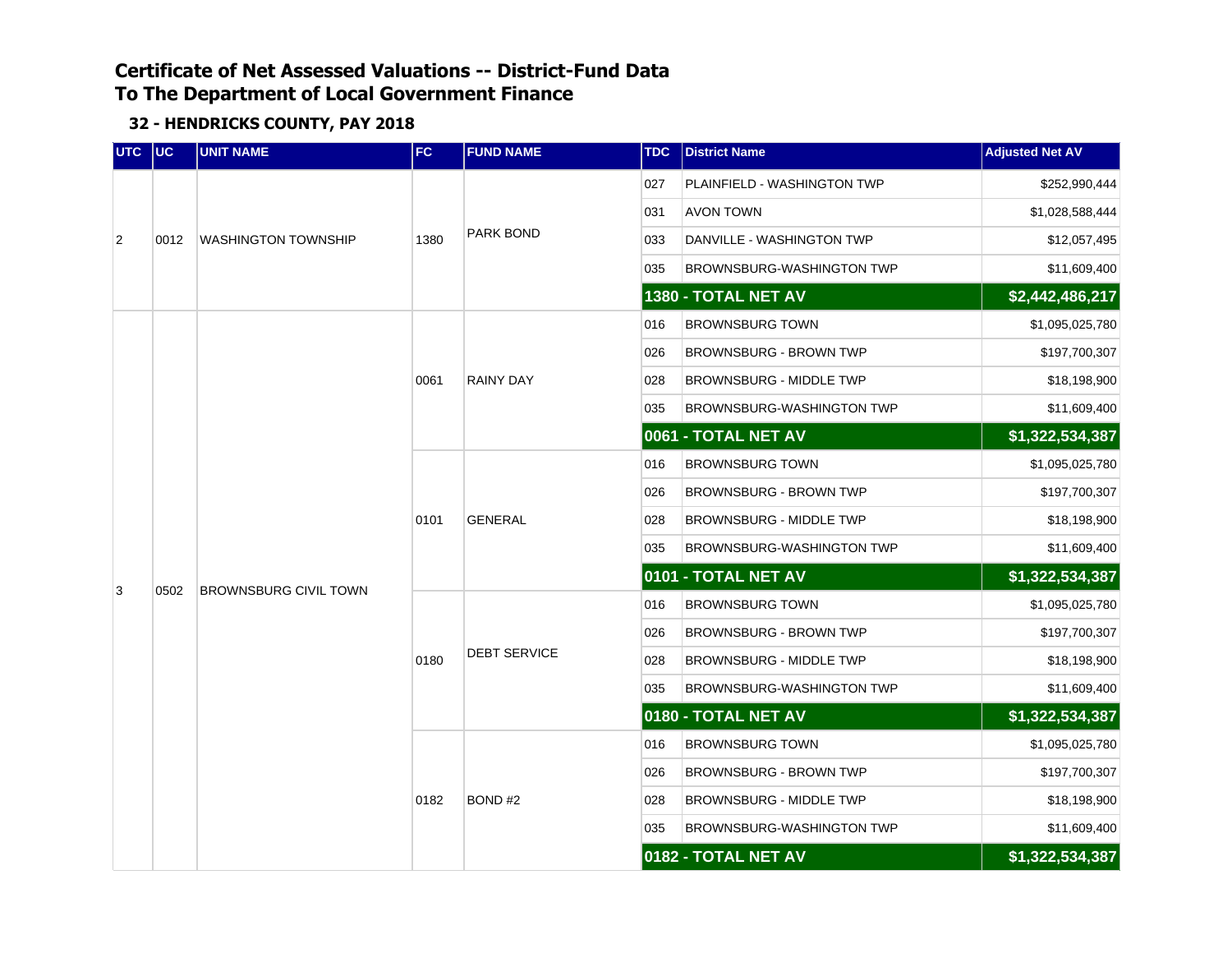# Certificate of Net Assessed Valuations -- District-Fund Data
# To The Department of Local Government Finance

## 32 - HENDRICKS COUNTY, PAY 2018

| UTC | UC | UNIT NAME | FC | FUND NAME | TDC | District Name | Adjusted Net AV |
|---|---|---|---|---|---|---|---|
| 2 | 0012 | WASHINGTON TOWNSHIP | 1380 | PARK BOND | 027 | PLAINFIELD - WASHINGTON TWP | $252,990,444 |
| | | | | | 031 | AVON TOWN | $1,028,588,444 |
| | | | | | 033 | DANVILLE - WASHINGTON TWP | $12,057,495 |
| | | | | | 035 | BROWNSBURG-WASHINGTON TWP | $11,609,400 |
| | | | | | **1380 - TOTAL NET AV** | | **$2,442,486,217** |
| 3 | 0502 | BROWNSBURG CIVIL TOWN | 0061 | RAINY DAY | 016 | BROWNSBURG TOWN | $1,095,025,780 |
| | | | | | 026 | BROWNSBURG - BROWN TWP | $197,700,307 |
| | | | | | 028 | BROWNSBURG - MIDDLE TWP | $18,198,900 |
| | | | | | 035 | BROWNSBURG-WASHINGTON TWP | $11,609,400 |
| | | | | | **0061 - TOTAL NET AV** | | **$1,322,534,387** |
| | | | 0101 | GENERAL | 016 | BROWNSBURG TOWN | $1,095,025,780 |
| | | | | | 026 | BROWNSBURG - BROWN TWP | $197,700,307 |
| | | | | | 028 | BROWNSBURG - MIDDLE TWP | $18,198,900 |
| | | | | | 035 | BROWNSBURG-WASHINGTON TWP | $11,609,400 |
| | | | | | **0101 - TOTAL NET AV** | | **$1,322,534,387** |
| | | | 0180 | DEBT SERVICE | 016 | BROWNSBURG TOWN | $1,095,025,780 |
| | | | | | 026 | BROWNSBURG - BROWN TWP | $197,700,307 |
| | | | | | 028 | BROWNSBURG - MIDDLE TWP | $18,198,900 |
| | | | | | 035 | BROWNSBURG-WASHINGTON TWP | $11,609,400 |
| | | | | | **0180 - TOTAL NET AV** | | **$1,322,534,387** |
| | | | 0182 | BOND #2 | 016 | BROWNSBURG TOWN | $1,095,025,780 |
| | | | | | 026 | BROWNSBURG - BROWN TWP | $197,700,307 |
| | | | | | 028 | BROWNSBURG - MIDDLE TWP | $18,198,900 |
| | | | | | 035 | BROWNSBURG-WASHINGTON TWP | $11,609,400 |
| | | | | | **0182 - TOTAL NET AV** | | **$1,322,534,387** |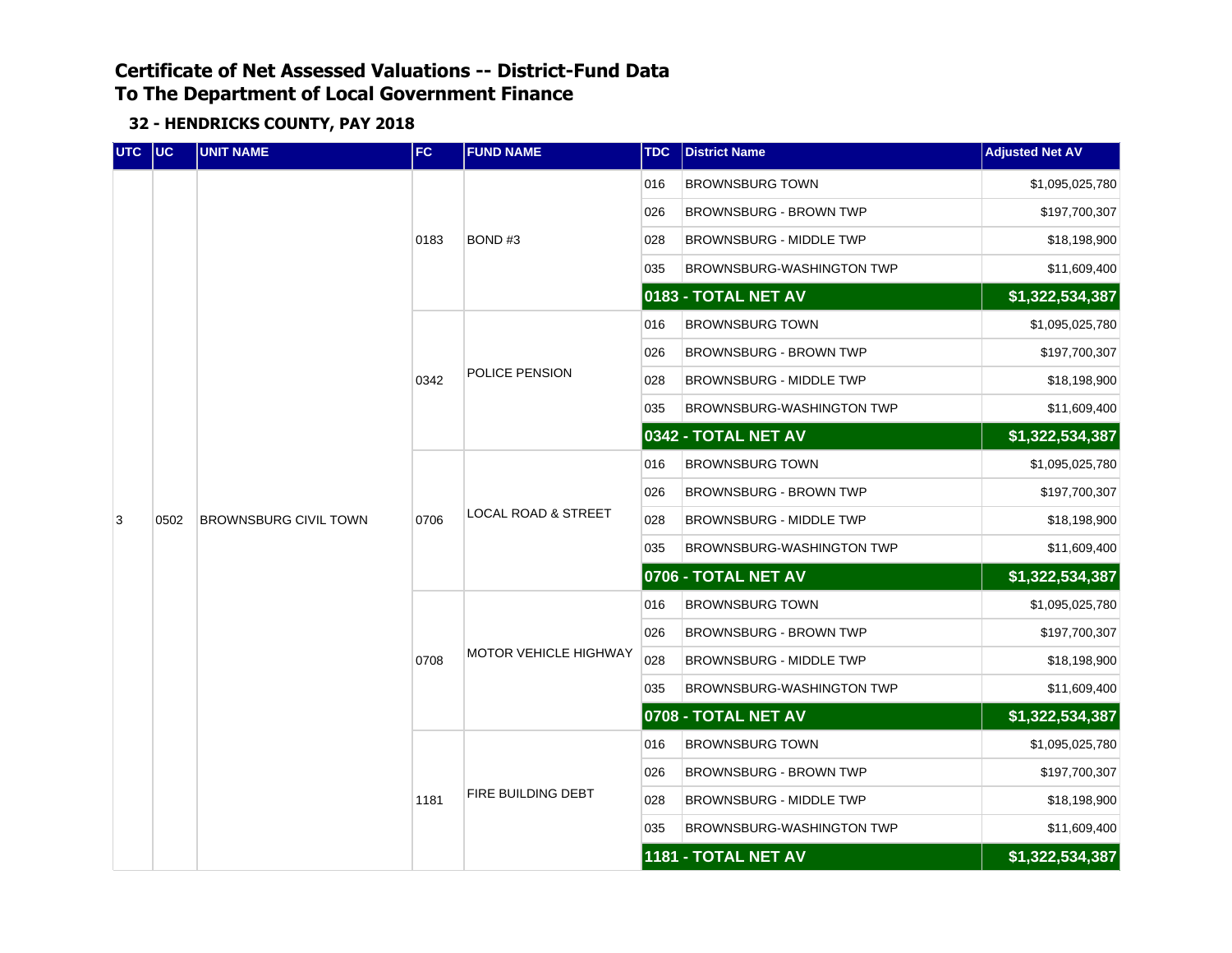# Certificate of Net Assessed Valuations -- District-Fund Data
# To The Department of Local Government Finance

### 32 - HENDRICKS COUNTY, PAY 2018

| UTC | UC | UNIT NAME | FC | FUND NAME | TDC | District Name | Adjusted Net AV |
|---|---|---|---|---|---|---|---|
| 3 | 0502 | BROWNSBURG CIVIL TOWN | 0183 | BOND #3 | 016 | BROWNSBURG TOWN | $1,095,025,780 |
| | | | | | 026 | BROWNSBURG - BROWN TWP | $197,700,307 |
| | | | | | 028 | BROWNSBURG - MIDDLE TWP | $18,198,900 |
| | | | | | 035 | BROWNSBURG-WASHINGTON TWP | $11,609,400 |
| | | | | | **0183 - TOTAL NET AV** | | **$1,322,534,387** |
| | | | 0342 | POLICE PENSION | 016 | BROWNSBURG TOWN | $1,095,025,780 |
| | | | | | 026 | BROWNSBURG - BROWN TWP | $197,700,307 |
| | | | | | 028 | BROWNSBURG - MIDDLE TWP | $18,198,900 |
| | | | | | 035 | BROWNSBURG-WASHINGTON TWP | $11,609,400 |
| | | | | | **0342 - TOTAL NET AV** | | **$1,322,534,387** |
| | | | 0706 | LOCAL ROAD & STREET | 016 | BROWNSBURG TOWN | $1,095,025,780 |
| | | | | | 026 | BROWNSBURG - BROWN TWP | $197,700,307 |
| | | | | | 028 | BROWNSBURG - MIDDLE TWP | $18,198,900 |
| | | | | | 035 | BROWNSBURG-WASHINGTON TWP | $11,609,400 |
| | | | | | **0706 - TOTAL NET AV** | | **$1,322,534,387** |
| | | | 0708 | MOTOR VEHICLE HIGHWAY | 016 | BROWNSBURG TOWN | $1,095,025,780 |
| | | | | | 026 | BROWNSBURG - BROWN TWP | $197,700,307 |
| | | | | | 028 | BROWNSBURG - MIDDLE TWP | $18,198,900 |
| | | | | | 035 | BROWNSBURG-WASHINGTON TWP | $11,609,400 |
| | | | | | **0708 - TOTAL NET AV** | | **$1,322,534,387** |
| | | | 1181 | FIRE BUILDING DEBT | 016 | BROWNSBURG TOWN | $1,095,025,780 |
| | | | | | 026 | BROWNSBURG - BROWN TWP | $197,700,307 |
| | | | | | 028 | BROWNSBURG - MIDDLE TWP | $18,198,900 |
| | | | | | 035 | BROWNSBURG-WASHINGTON TWP | $11,609,400 |
| | | | | | **1181 - TOTAL NET AV** | | **$1,322,534,387** |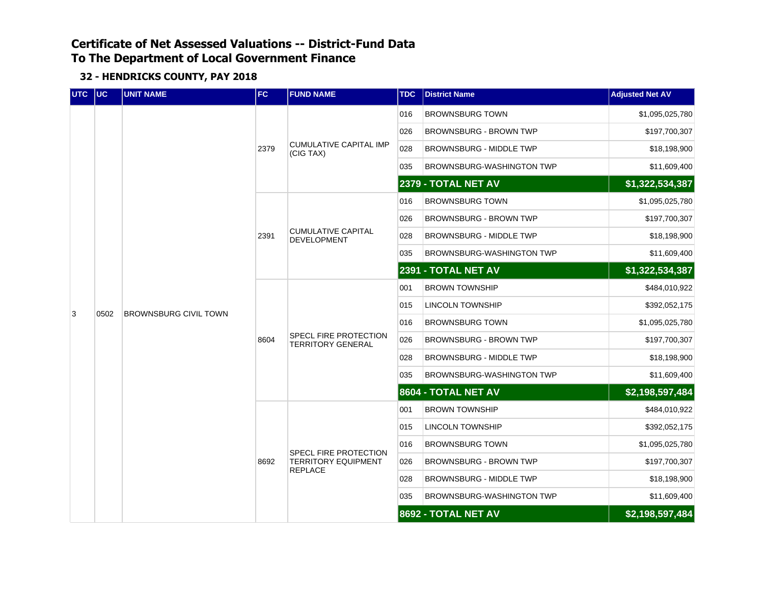# Certificate of Net Assessed Valuations -- District-Fund Data
# To The Department of Local Government Finance

### 32 - HENDRICKS COUNTY, PAY 2018

| UTC | UC | UNIT NAME | FC | FUND NAME | TDC | District Name | Adjusted Net AV |
|---|---|---|---|---|---|---|---|
| 3 | 0502 | BROWNSBURG CIVIL TOWN | 2379 | CUMULATIVE CAPITAL IMP (CIG TAX) | 016 | BROWNSBURG TOWN | $1,095,025,780 |
| | | | | | 026 | BROWNSBURG - BROWN TWP | $197,700,307 |
| | | | | | 028 | BROWNSBURG - MIDDLE TWP | $18,198,900 |
| | | | | | 035 | BROWNSBURG-WASHINGTON TWP | $11,609,400 |
| | | | | | **2379 - TOTAL NET AV** | | **$1,322,534,387** |
| | | | 2391 | CUMULATIVE CAPITAL DEVELOPMENT | 016 | BROWNSBURG TOWN | $1,095,025,780 |
| | | | | | 026 | BROWNSBURG - BROWN TWP | $197,700,307 |
| | | | | | 028 | BROWNSBURG - MIDDLE TWP | $18,198,900 |
| | | | | | 035 | BROWNSBURG-WASHINGTON TWP | $11,609,400 |
| | | | | | **2391 - TOTAL NET AV** | | **$1,322,534,387** |
| | | | 8604 | SPECL FIRE PROTECTION TERRITORY GENERAL | 001 | BROWN TOWNSHIP | $484,010,922 |
| | | | | | 015 | LINCOLN TOWNSHIP | $392,052,175 |
| | | | | | 016 | BROWNSBURG TOWN | $1,095,025,780 |
| | | | | | 026 | BROWNSBURG - BROWN TWP | $197,700,307 |
| | | | | | 028 | BROWNSBURG - MIDDLE TWP | $18,198,900 |
| | | | | | 035 | BROWNSBURG-WASHINGTON TWP | $11,609,400 |
| | | | | | **8604 - TOTAL NET AV** | | **$2,198,597,484** |
| | | | 8692 | SPECL FIRE PROTECTION TERRITORY EQUIPMENT REPLACE | 001 | BROWN TOWNSHIP | $484,010,922 |
| | | | | | 015 | LINCOLN TOWNSHIP | $392,052,175 |
| | | | | | 016 | BROWNSBURG TOWN | $1,095,025,780 |
| | | | | | 026 | BROWNSBURG - BROWN TWP | $197,700,307 |
| | | | | | 028 | BROWNSBURG - MIDDLE TWP | $18,198,900 |
| | | | | | 035 | BROWNSBURG-WASHINGTON TWP | $11,609,400 |
| | | | | | **8692 - TOTAL NET AV** | | **$2,198,597,484** |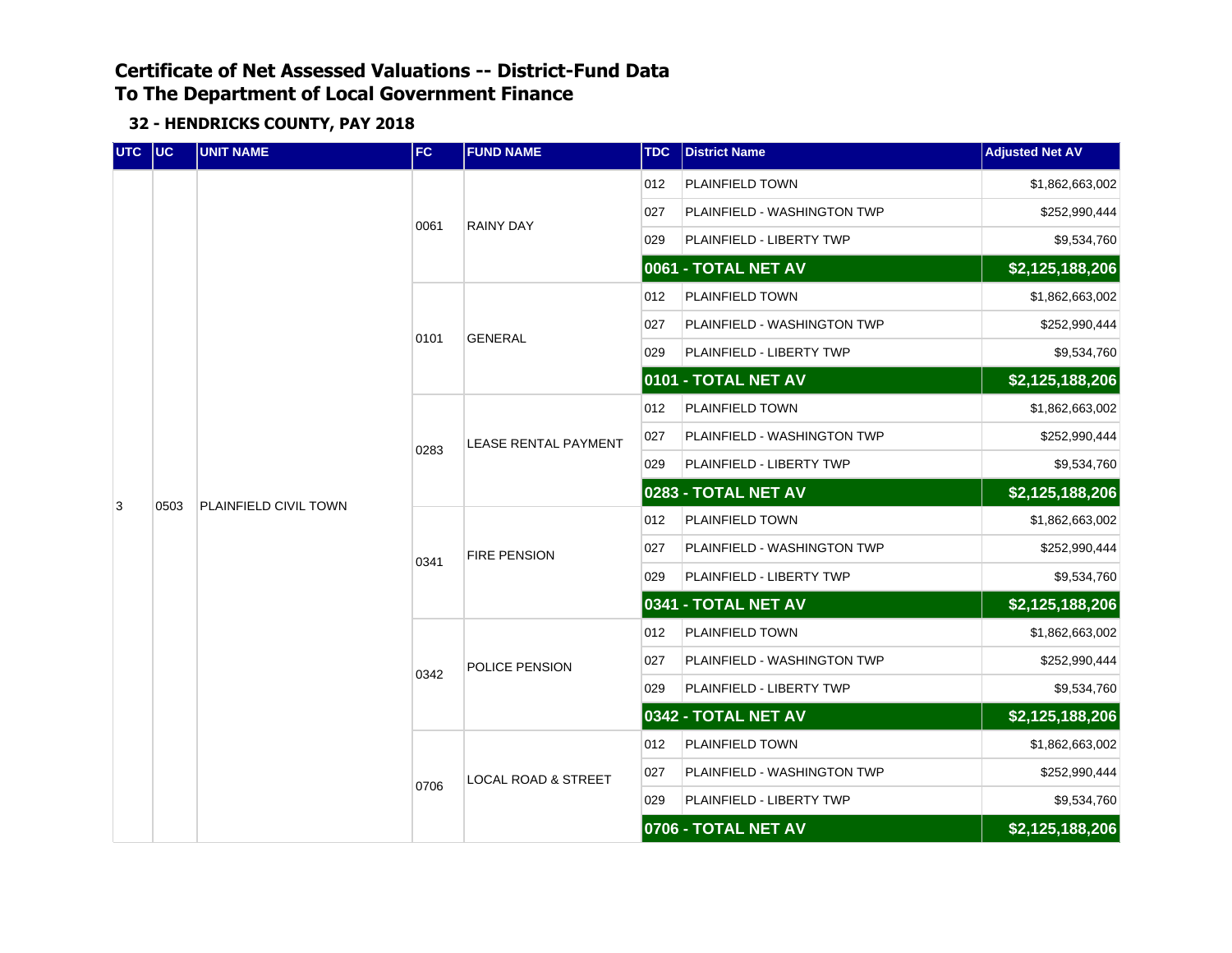# Certificate of Net Assessed Valuations -- District-Fund Data
# To The Department of Local Government Finance

## 32 - HENDRICKS COUNTY, PAY 2018

| UTC | UC | UNIT NAME | FC | FUND NAME | TDC | District Name | Adjusted Net AV |
|---|---|---|---|---|---|---|---|
| 3 | 0503 | PLAINFIELD CIVIL TOWN | 0061 | RAINY DAY | 012 | PLAINFIELD TOWN | $1,862,663,002 |
| | | | | | 027 | PLAINFIELD - WASHINGTON TWP | $252,990,444 |
| | | | | | 029 | PLAINFIELD - LIBERTY TWP | $9,534,760 |
| | | | | | | **0061 - TOTAL NET AV** | **$2,125,188,206** |
| | | | 0101 | GENERAL | 012 | PLAINFIELD TOWN | $1,862,663,002 |
| | | | | | 027 | PLAINFIELD - WASHINGTON TWP | $252,990,444 |
| | | | | | 029 | PLAINFIELD - LIBERTY TWP | $9,534,760 |
| | | | | | | **0101 - TOTAL NET AV** | **$2,125,188,206** |
| | | | 0283 | LEASE RENTAL PAYMENT | 012 | PLAINFIELD TOWN | $1,862,663,002 |
| | | | | | 027 | PLAINFIELD - WASHINGTON TWP | $252,990,444 |
| | | | | | 029 | PLAINFIELD - LIBERTY TWP | $9,534,760 |
| | | | | | | **0283 - TOTAL NET AV** | **$2,125,188,206** |
| | | | 0341 | FIRE PENSION | 012 | PLAINFIELD TOWN | $1,862,663,002 |
| | | | | | 027 | PLAINFIELD - WASHINGTON TWP | $252,990,444 |
| | | | | | 029 | PLAINFIELD - LIBERTY TWP | $9,534,760 |
| | | | | | | **0341 - TOTAL NET AV** | **$2,125,188,206** |
| | | | 0342 | POLICE PENSION | 012 | PLAINFIELD TOWN | $1,862,663,002 |
| | | | | | 027 | PLAINFIELD - WASHINGTON TWP | $252,990,444 |
| | | | | | 029 | PLAINFIELD - LIBERTY TWP | $9,534,760 |
| | | | | | | **0342 - TOTAL NET AV** | **$2,125,188,206** |
| | | | 0706 | LOCAL ROAD & STREET | 012 | PLAINFIELD TOWN | $1,862,663,002 |
| | | | | | 027 | PLAINFIELD - WASHINGTON TWP | $252,990,444 |
| | | | | | 029 | PLAINFIELD - LIBERTY TWP | $9,534,760 |
| | | | | | | **0706 - TOTAL NET AV** | **$2,125,188,206** |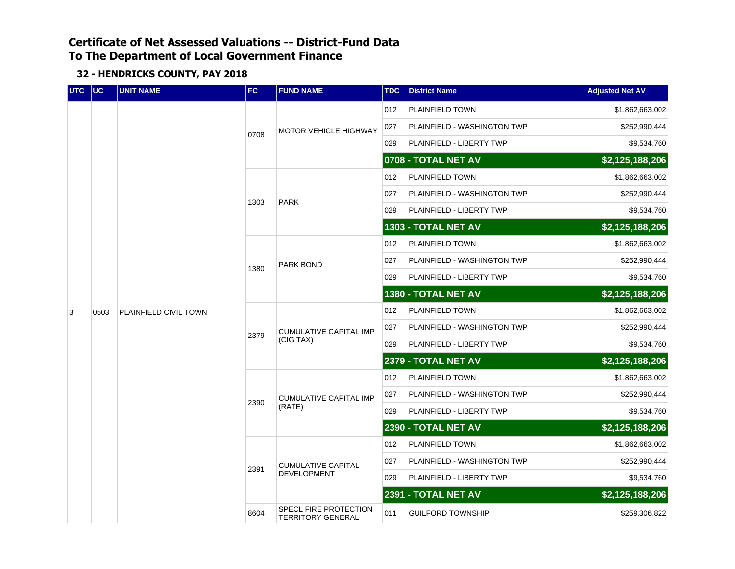# Certificate of Net Assessed Valuations -- District-Fund Data
# To The Department of Local Government Finance

### 32 - HENDRICKS COUNTY, PAY 2018

| UTC | UC | UNIT NAME | FC | FUND NAME | TDC | District Name | Adjusted Net AV |
|---|---|---|---|---|---|---|---|
| 3 | 0503 | PLAINFIELD CIVIL TOWN | 0708 | MOTOR VEHICLE HIGHWAY | 012 | PLAINFIELD TOWN | $1,862,663,002 |
| | | | | | 027 | PLAINFIELD - WASHINGTON TWP | $252,990,444 |
| | | | | | 029 | PLAINFIELD - LIBERTY TWP | $9,534,760 |
| | | | | | **0708 - TOTAL NET AV** | | **$2,125,188,206** |
| | | | 1303 | PARK | 012 | PLAINFIELD TOWN | $1,862,663,002 |
| | | | | | 027 | PLAINFIELD - WASHINGTON TWP | $252,990,444 |
| | | | | | 029 | PLAINFIELD - LIBERTY TWP | $9,534,760 |
| | | | | | **1303 - TOTAL NET AV** | | **$2,125,188,206** |
| | | | 1380 | PARK BOND | 012 | PLAINFIELD TOWN | $1,862,663,002 |
| | | | | | 027 | PLAINFIELD - WASHINGTON TWP | $252,990,444 |
| | | | | | 029 | PLAINFIELD - LIBERTY TWP | $9,534,760 |
| | | | | | **1380 - TOTAL NET AV** | | **$2,125,188,206** |
| | | | 2379 | CUMULATIVE CAPITAL IMP (CIG TAX) | 012 | PLAINFIELD TOWN | $1,862,663,002 |
| | | | | | 027 | PLAINFIELD - WASHINGTON TWP | $252,990,444 |
| | | | | | 029 | PLAINFIELD - LIBERTY TWP | $9,534,760 |
| | | | | | **2379 - TOTAL NET AV** | | **$2,125,188,206** |
| | | | 2390 | CUMULATIVE CAPITAL IMP (RATE) | 012 | PLAINFIELD TOWN | $1,862,663,002 |
| | | | | | 027 | PLAINFIELD - WASHINGTON TWP | $252,990,444 |
| | | | | | 029 | PLAINFIELD - LIBERTY TWP | $9,534,760 |
| | | | | | **2390 - TOTAL NET AV** | | **$2,125,188,206** |
| | | | 2391 | CUMULATIVE CAPITAL DEVELOPMENT | 012 | PLAINFIELD TOWN | $1,862,663,002 |
| | | | | | 027 | PLAINFIELD - WASHINGTON TWP | $252,990,444 |
| | | | | | 029 | PLAINFIELD - LIBERTY TWP | $9,534,760 |
| | | | | | **2391 - TOTAL NET AV** | | **$2,125,188,206** |
| | | | 8604 | SPECL FIRE PROTECTION TERRITORY GENERAL | 011 | GUILFORD TOWNSHIP | $259,306,822 |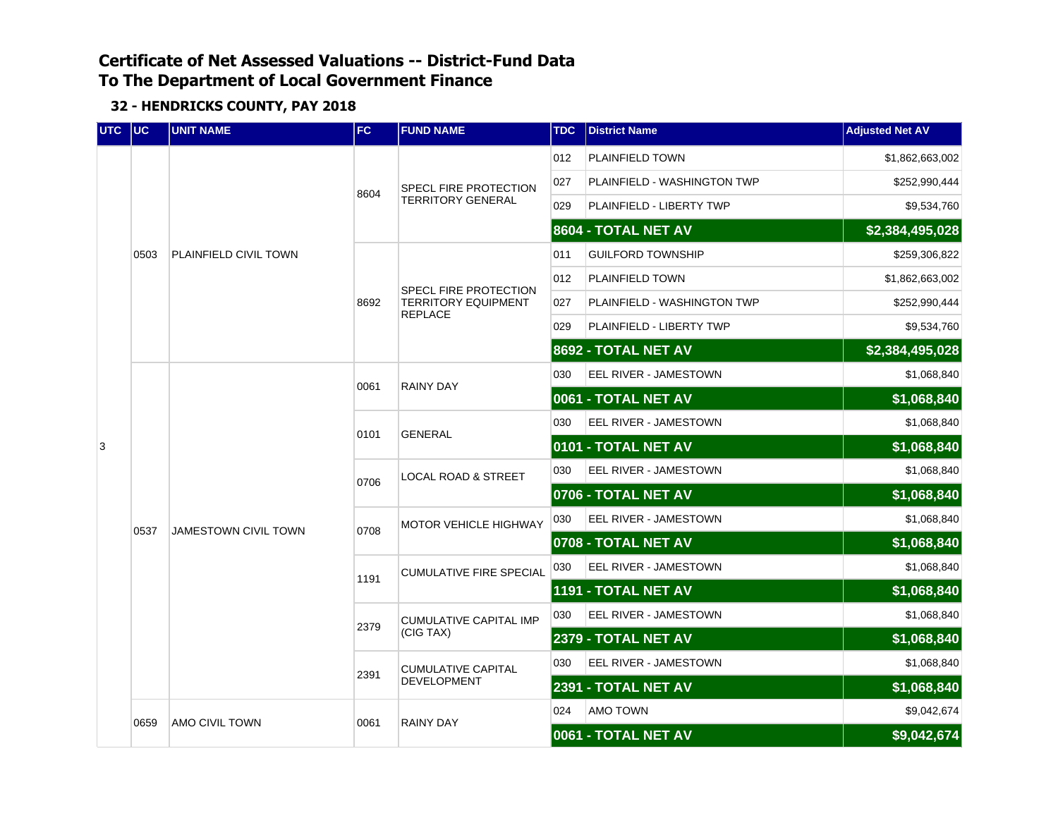## Certificate of Net Assessed Valuations -- District-Fund Data
## To The Department of Local Government Finance

### 32 - HENDRICKS COUNTY, PAY 2018

| UTC | UC | UNIT NAME | FC | FUND NAME | TDC | District Name | Adjusted Net AV |
|---|---|---|---|---|---|---|---|
| 3 | 0503 | PLAINFIELD CIVIL TOWN | 8604 | SPECL FIRE PROTECTION TERRITORY GENERAL | 012 | PLAINFIELD TOWN | $1,862,663,002 |
| | | | | | 027 | PLAINFIELD - WASHINGTON TWP | $252,990,444 |
| | | | | | 029 | PLAINFIELD - LIBERTY TWP | $9,534,760 |
| | | | | | | **8604 - TOTAL NET AV** | **$2,384,495,028** |
| | | | 8692 | SPECL FIRE PROTECTION TERRITORY EQUIPMENT REPLACE | 011 | GUILFORD TOWNSHIP | $259,306,822 |
| | | | | | 012 | PLAINFIELD TOWN | $1,862,663,002 |
| | | | | | 027 | PLAINFIELD - WASHINGTON TWP | $252,990,444 |
| | | | | | 029 | PLAINFIELD - LIBERTY TWP | $9,534,760 |
| | | | | | | **8692 - TOTAL NET AV** | **$2,384,495,028** |
| | 0537 | JAMESTOWN CIVIL TOWN | 0061 | RAINY DAY | 030 | EEL RIVER - JAMESTOWN | $1,068,840 |
| | | | | | | **0061 - TOTAL NET AV** | **$1,068,840** |
| | | | 0101 | GENERAL | 030 | EEL RIVER - JAMESTOWN | $1,068,840 |
| | | | | | | **0101 - TOTAL NET AV** | **$1,068,840** |
| | | | 0706 | LOCAL ROAD & STREET | 030 | EEL RIVER - JAMESTOWN | $1,068,840 |
| | | | | | | **0706 - TOTAL NET AV** | **$1,068,840** |
| | | | 0708 | MOTOR VEHICLE HIGHWAY | 030 | EEL RIVER - JAMESTOWN | $1,068,840 |
| | | | | | | **0708 - TOTAL NET AV** | **$1,068,840** |
| | | | 1191 | CUMULATIVE FIRE SPECIAL | 030 | EEL RIVER - JAMESTOWN | $1,068,840 |
| | | | | | | **1191 - TOTAL NET AV** | **$1,068,840** |
| | | | 2379 | CUMULATIVE CAPITAL IMP (CIG TAX) | 030 | EEL RIVER - JAMESTOWN | $1,068,840 |
| | | | | | | **2379 - TOTAL NET AV** | **$1,068,840** |
| | | | 2391 | CUMULATIVE CAPITAL DEVELOPMENT | 030 | EEL RIVER - JAMESTOWN | $1,068,840 |
| | | | | | | **2391 - TOTAL NET AV** | **$1,068,840** |
| | 0659 | AMO CIVIL TOWN | 0061 | RAINY DAY | 024 | AMO TOWN | $9,042,674 |
| | | | | | | **0061 - TOTAL NET AV** | **$9,042,674** |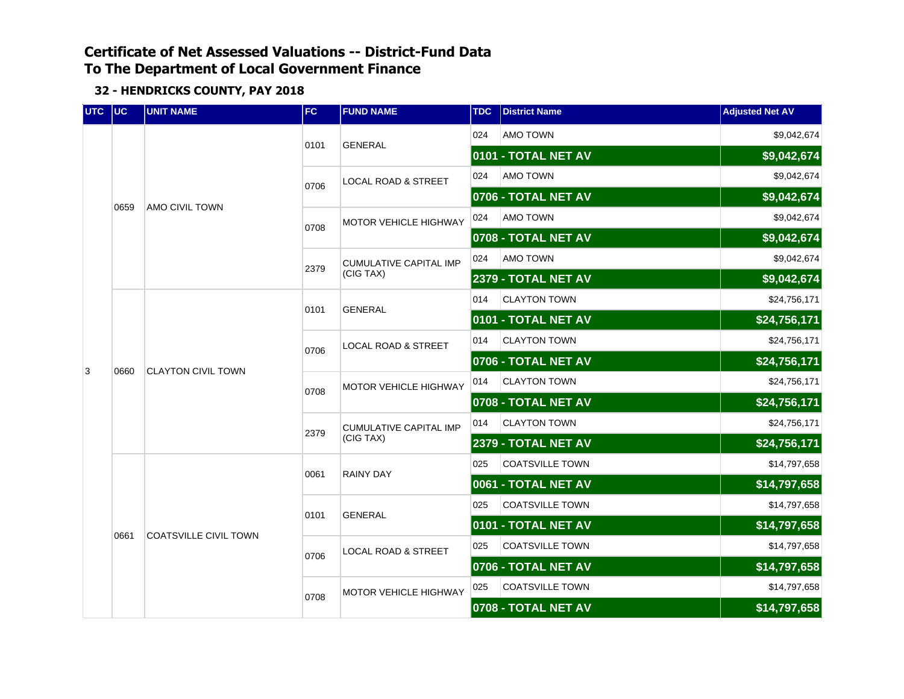# Certificate of Net Assessed Valuations -- District-Fund Data
# To The Department of Local Government Finance

### 32 - HENDRICKS COUNTY, PAY 2018

| UTC | UC | UNIT NAME | FC | FUND NAME | TDC | District Name | Adjusted Net AV |
|---|---|---|---|---|---|---|---|
| 3 | 0659 | AMO CIVIL TOWN | 0101 | GENERAL | 024 | AMO TOWN | $9,042,674 |
| | | | | | | **0101 - TOTAL NET AV** | **$9,042,674** |
| | | | 0706 | LOCAL ROAD & STREET | 024 | AMO TOWN | $9,042,674 |
| | | | | | | **0706 - TOTAL NET AV** | **$9,042,674** |
| | | | 0708 | MOTOR VEHICLE HIGHWAY | 024 | AMO TOWN | $9,042,674 |
| | | | | | | **0708 - TOTAL NET AV** | **$9,042,674** |
| | | | 2379 | CUMULATIVE CAPITAL IMP (CIG TAX) | 024 | AMO TOWN | $9,042,674 |
| | | | | | | **2379 - TOTAL NET AV** | **$9,042,674** |
| | 0660 | CLAYTON CIVIL TOWN | 0101 | GENERAL | 014 | CLAYTON TOWN | $24,756,171 |
| | | | | | | **0101 - TOTAL NET AV** | **$24,756,171** |
| | | | 0706 | LOCAL ROAD & STREET | 014 | CLAYTON TOWN | $24,756,171 |
| | | | | | | **0706 - TOTAL NET AV** | **$24,756,171** |
| | | | 0708 | MOTOR VEHICLE HIGHWAY | 014 | CLAYTON TOWN | $24,756,171 |
| | | | | | | **0708 - TOTAL NET AV** | **$24,756,171** |
| | | | 2379 | CUMULATIVE CAPITAL IMP (CIG TAX) | 014 | CLAYTON TOWN | $24,756,171 |
| | | | | | | **2379 - TOTAL NET AV** | **$24,756,171** |
| | 0661 | COATSVILLE CIVIL TOWN | 0061 | RAINY DAY | 025 | COATSVILLE TOWN | $14,797,658 |
| | | | | | | **0061 - TOTAL NET AV** | **$14,797,658** |
| | | | 0101 | GENERAL | 025 | COATSVILLE TOWN | $14,797,658 |
| | | | | | | **0101 - TOTAL NET AV** | **$14,797,658** |
| | | | 0706 | LOCAL ROAD & STREET | 025 | COATSVILLE TOWN | $14,797,658 |
| | | | | | | **0706 - TOTAL NET AV** | **$14,797,658** |
| | | | 0708 | MOTOR VEHICLE HIGHWAY | 025 | COATSVILLE TOWN | $14,797,658 |
| | | | | | | **0708 - TOTAL NET AV** | **$14,797,658** |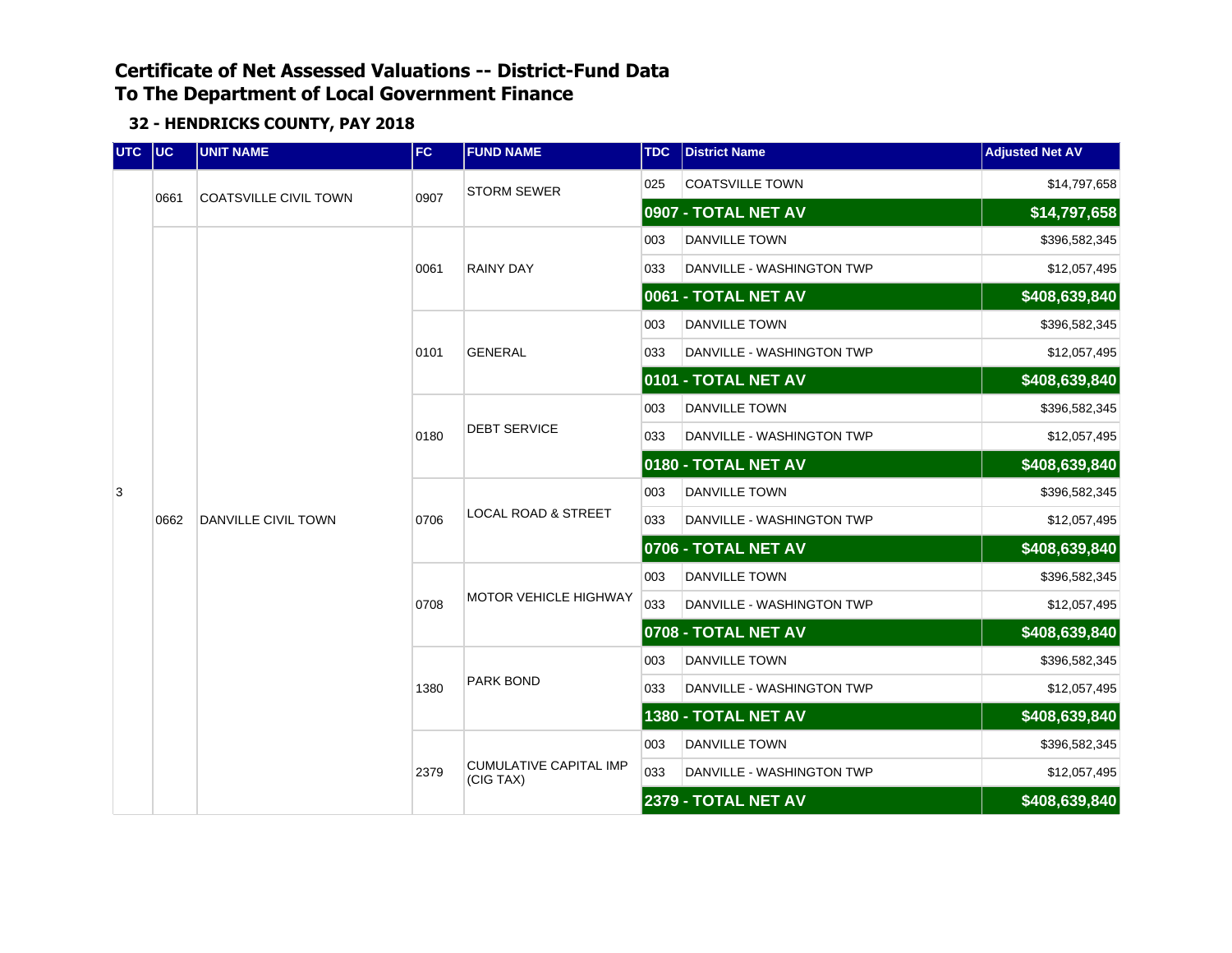# Certificate of Net Assessed Valuations -- District-Fund Data
# To The Department of Local Government Finance

### 32 - HENDRICKS COUNTY, PAY 2018

| UTC | UC | UNIT NAME | FC | FUND NAME | TDC | District Name | Adjusted Net AV |
|---|---|---|---|---|---|---|---|
| 3 | 0661 | COATSVILLE CIVIL TOWN | 0907 | STORM SEWER | 025 | COATSVILLE TOWN | $14,797,658 |
| | | | | | **0907 - TOTAL NET AV** | | **$14,797,658** |
| | 0662 | DANVILLE CIVIL TOWN | 0061 | RAINY DAY | 003 | DANVILLE TOWN | $396,582,345 |
| | | | | | 033 | DANVILLE - WASHINGTON TWP | $12,057,495 |
| | | | | | **0061 - TOTAL NET AV** | | **$408,639,840** |
| | | | 0101 | GENERAL | 003 | DANVILLE TOWN | $396,582,345 |
| | | | | | 033 | DANVILLE - WASHINGTON TWP | $12,057,495 |
| | | | | | **0101 - TOTAL NET AV** | | **$408,639,840** |
| | | | 0180 | DEBT SERVICE | 003 | DANVILLE TOWN | $396,582,345 |
| | | | | | 033 | DANVILLE - WASHINGTON TWP | $12,057,495 |
| | | | | | **0180 - TOTAL NET AV** | | **$408,639,840** |
| | | | 0706 | LOCAL ROAD & STREET | 003 | DANVILLE TOWN | $396,582,345 |
| | | | | | 033 | DANVILLE - WASHINGTON TWP | $12,057,495 |
| | | | | | **0706 - TOTAL NET AV** | | **$408,639,840** |
| | | | 0708 | MOTOR VEHICLE HIGHWAY | 003 | DANVILLE TOWN | $396,582,345 |
| | | | | | 033 | DANVILLE - WASHINGTON TWP | $12,057,495 |
| | | | | | **0708 - TOTAL NET AV** | | **$408,639,840** |
| | | | 1380 | PARK BOND | 003 | DANVILLE TOWN | $396,582,345 |
| | | | | | 033 | DANVILLE - WASHINGTON TWP | $12,057,495 |
| | | | | | **1380 - TOTAL NET AV** | | **$408,639,840** |
| | | | 2379 | CUMULATIVE CAPITAL IMP (CIG TAX) | 003 | DANVILLE TOWN | $396,582,345 |
| | | | | | 033 | DANVILLE - WASHINGTON TWP | $12,057,495 |
| | | | | | **2379 - TOTAL NET AV** | | **$408,639,840** |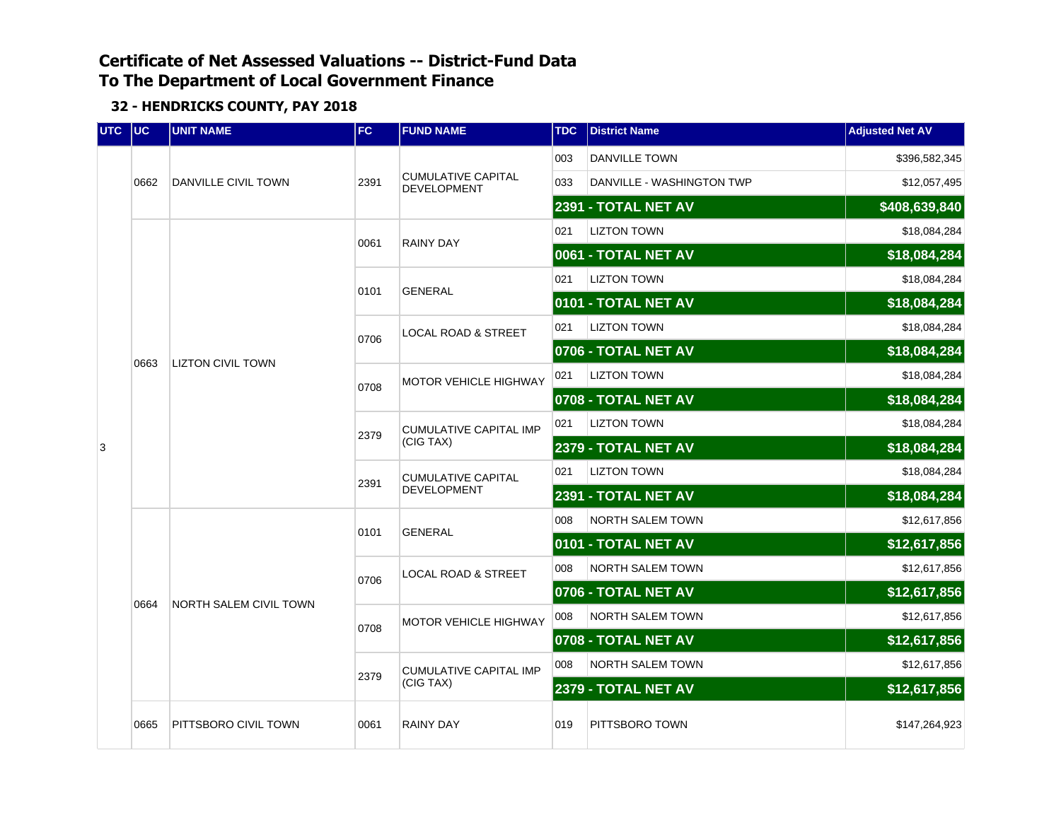# Certificate of Net Assessed Valuations -- District-Fund Data
# To The Department of Local Government Finance

### 32 - HENDRICKS COUNTY, PAY 2018

| UTC | UC | UNIT NAME | FC | FUND NAME | TDC | District Name | Adjusted Net AV |
|---|---|---|---|---|---|---|---|
| 3 | 0662 | DANVILLE CIVIL TOWN | 2391 | CUMULATIVE CAPITAL DEVELOPMENT | 003 | DANVILLE TOWN | $396,582,345 |
| | | | | | 033 | DANVILLE - WASHINGTON TWP | $12,057,495 |
| | | | | | **2391 - TOTAL NET AV** | | **$408,639,840** |
| | 0663 | LIZTON CIVIL TOWN | 0061 | RAINY DAY | 021 | LIZTON TOWN | $18,084,284 |
| | | | | | **0061 - TOTAL NET AV** | | **$18,084,284** |
| | | | 0101 | GENERAL | 021 | LIZTON TOWN | $18,084,284 |
| | | | | | **0101 - TOTAL NET AV** | | **$18,084,284** |
| | | | 0706 | LOCAL ROAD & STREET | 021 | LIZTON TOWN | $18,084,284 |
| | | | | | **0706 - TOTAL NET AV** | | **$18,084,284** |
| | | | 0708 | MOTOR VEHICLE HIGHWAY | 021 | LIZTON TOWN | $18,084,284 |
| | | | | | **0708 - TOTAL NET AV** | | **$18,084,284** |
| | | | 2379 | CUMULATIVE CAPITAL IMP (CIG TAX) | 021 | LIZTON TOWN | $18,084,284 |
| | | | | | **2379 - TOTAL NET AV** | | **$18,084,284** |
| | | | 2391 | CUMULATIVE CAPITAL DEVELOPMENT | 021 | LIZTON TOWN | $18,084,284 |
| | | | | | **2391 - TOTAL NET AV** | | **$18,084,284** |
| | 0664 | NORTH SALEM CIVIL TOWN | 0101 | GENERAL | 008 | NORTH SALEM TOWN | $12,617,856 |
| | | | | | **0101 - TOTAL NET AV** | | **$12,617,856** |
| | | | 0706 | LOCAL ROAD & STREET | 008 | NORTH SALEM TOWN | $12,617,856 |
| | | | | | **0706 - TOTAL NET AV** | | **$12,617,856** |
| | | | 0708 | MOTOR VEHICLE HIGHWAY | 008 | NORTH SALEM TOWN | $12,617,856 |
| | | | | | **0708 - TOTAL NET AV** | | **$12,617,856** |
| | | | 2379 | CUMULATIVE CAPITAL IMP (CIG TAX) | 008 | NORTH SALEM TOWN | $12,617,856 |
| | | | | | **2379 - TOTAL NET AV** | | **$12,617,856** |
| | 0665 | PITTSBORO CIVIL TOWN | 0061 | RAINY DAY | 019 | PITTSBORO TOWN | $147,264,923 |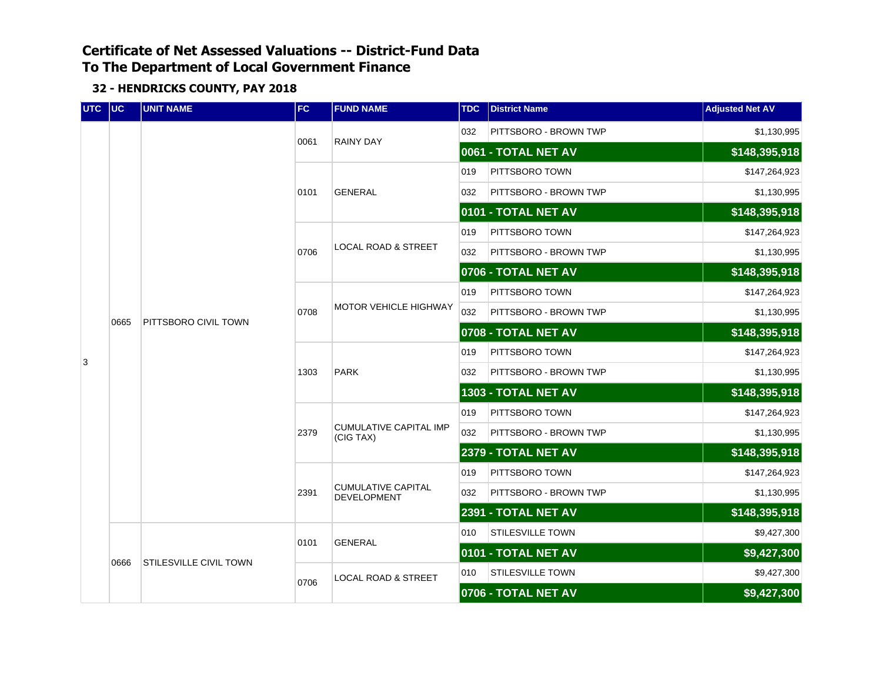# Certificate of Net Assessed Valuations -- District-Fund Data
# To The Department of Local Government Finance

## 32 - HENDRICKS COUNTY, PAY 2018

| UTC | UC | UNIT NAME | FC | FUND NAME | TDC | District Name | Adjusted Net AV |
|---|---|---|---|---|---|---|---|
| 3 | 0665 | PITTSBORO CIVIL TOWN | 0061 | RAINY DAY | 032 | PITTSBORO - BROWN TWP | $1,130,995 |
| | | | | | **0061 - TOTAL NET AV** | | **$148,395,918** |
| | | | 0101 | GENERAL | 019 | PITTSBORO TOWN | $147,264,923 |
| | | | | | 032 | PITTSBORO - BROWN TWP | $1,130,995 |
| | | | | | **0101 - TOTAL NET AV** | | **$148,395,918** |
| | | | 0706 | LOCAL ROAD & STREET | 019 | PITTSBORO TOWN | $147,264,923 |
| | | | | | 032 | PITTSBORO - BROWN TWP | $1,130,995 |
| | | | | | **0706 - TOTAL NET AV** | | **$148,395,918** |
| | | | 0708 | MOTOR VEHICLE HIGHWAY | 019 | PITTSBORO TOWN | $147,264,923 |
| | | | | | 032 | PITTSBORO - BROWN TWP | $1,130,995 |
| | | | | | **0708 - TOTAL NET AV** | | **$148,395,918** |
| | | | 1303 | PARK | 019 | PITTSBORO TOWN | $147,264,923 |
| | | | | | 032 | PITTSBORO - BROWN TWP | $1,130,995 |
| | | | | | **1303 - TOTAL NET AV** | | **$148,395,918** |
| | | | 2379 | CUMULATIVE CAPITAL IMP (CIG TAX) | 019 | PITTSBORO TOWN | $147,264,923 |
| | | | | | 032 | PITTSBORO - BROWN TWP | $1,130,995 |
| | | | | | **2379 - TOTAL NET AV** | | **$148,395,918** |
| | | | 2391 | CUMULATIVE CAPITAL DEVELOPMENT | 019 | PITTSBORO TOWN | $147,264,923 |
| | | | | | 032 | PITTSBORO - BROWN TWP | $1,130,995 |
| | | | | | **2391 - TOTAL NET AV** | | **$148,395,918** |
| | 0666 | STILESVILLE CIVIL TOWN | 0101 | GENERAL | 010 | STILESVILLE TOWN | $9,427,300 |
| | | | | | **0101 - TOTAL NET AV** | | **$9,427,300** |
| | | | 0706 | LOCAL ROAD & STREET | 010 | STILESVILLE TOWN | $9,427,300 |
| | | | | | **0706 - TOTAL NET AV** | | **$9,427,300** |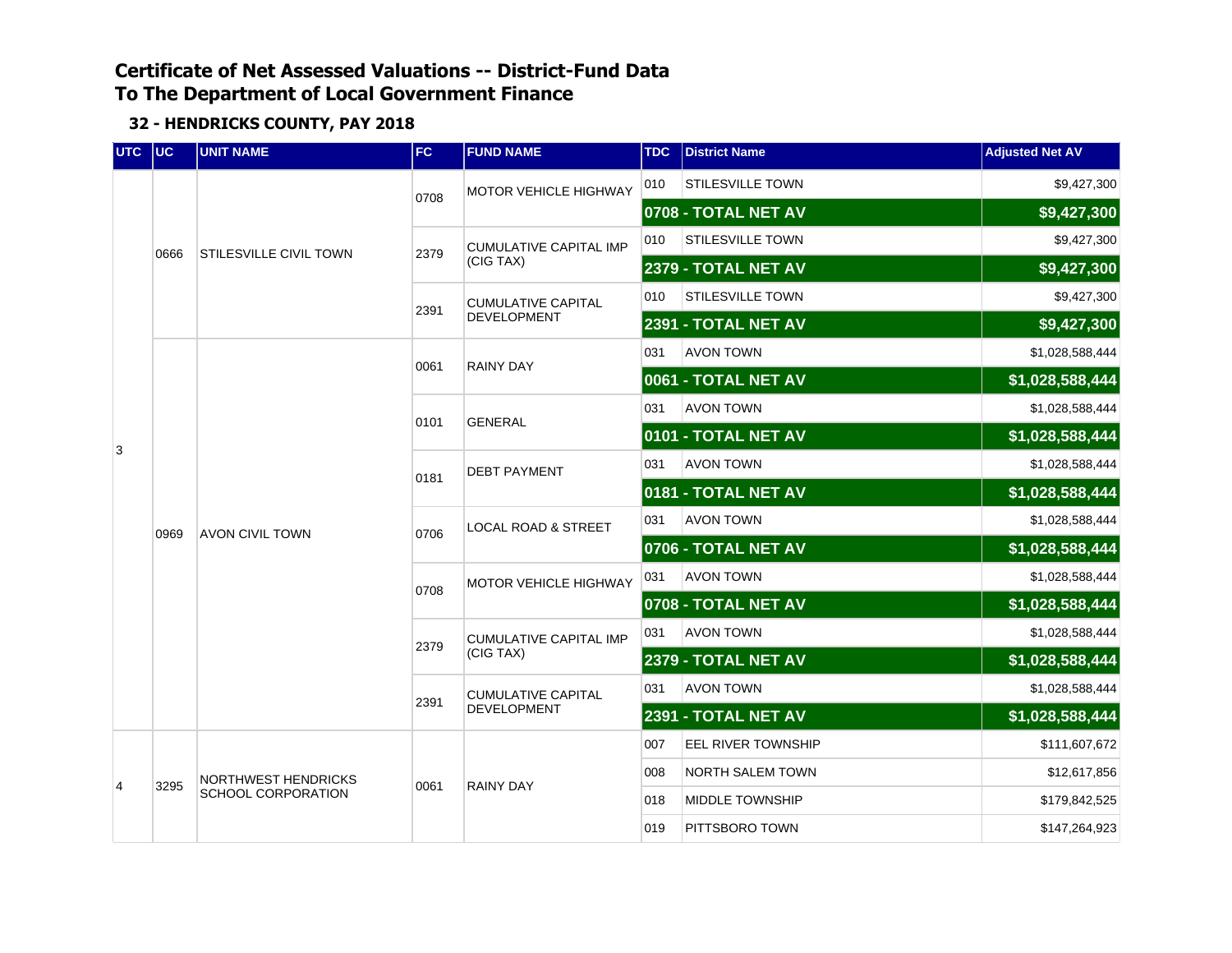# Certificate of Net Assessed Valuations -- District-Fund Data
# To The Department of Local Government Finance

### 32 - HENDRICKS COUNTY, PAY 2018

| UTC | UC | UNIT NAME | FC | FUND NAME | TDC | District Name | Adjusted Net AV |
|---|---|---|---|---|---|---|---|
| 3 | 0666 | STILESVILLE CIVIL TOWN | 0708 | MOTOR VEHICLE HIGHWAY | 010 | STILESVILLE TOWN | $9,427,300 |
| | | | | | **0708 - TOTAL NET AV** | | **$9,427,300** |
| | | | 2379 | CUMULATIVE CAPITAL IMP (CIG TAX) | 010 | STILESVILLE TOWN | $9,427,300 |
| | | | | | **2379 - TOTAL NET AV** | | **$9,427,300** |
| | | | 2391 | CUMULATIVE CAPITAL DEVELOPMENT | 010 | STILESVILLE TOWN | $9,427,300 |
| | | | | | **2391 - TOTAL NET AV** | | **$9,427,300** |
| | 0969 | AVON CIVIL TOWN | 0061 | RAINY DAY | 031 | AVON TOWN | $1,028,588,444 |
| | | | | | **0061 - TOTAL NET AV** | | **$1,028,588,444** |
| | | | 0101 | GENERAL | 031 | AVON TOWN | $1,028,588,444 |
| | | | | | **0101 - TOTAL NET AV** | | **$1,028,588,444** |
| | | | 0181 | DEBT PAYMENT | 031 | AVON TOWN | $1,028,588,444 |
| | | | | | **0181 - TOTAL NET AV** | | **$1,028,588,444** |
| | | | 0706 | LOCAL ROAD & STREET | 031 | AVON TOWN | $1,028,588,444 |
| | | | | | **0706 - TOTAL NET AV** | | **$1,028,588,444** |
| | | | 0708 | MOTOR VEHICLE HIGHWAY | 031 | AVON TOWN | $1,028,588,444 |
| | | | | | **0708 - TOTAL NET AV** | | **$1,028,588,444** |
| | | | 2379 | CUMULATIVE CAPITAL IMP (CIG TAX) | 031 | AVON TOWN | $1,028,588,444 |
| | | | | | **2379 - TOTAL NET AV** | | **$1,028,588,444** |
| | | | 2391 | CUMULATIVE CAPITAL DEVELOPMENT | 031 | AVON TOWN | $1,028,588,444 |
| | | | | | **2391 - TOTAL NET AV** | | **$1,028,588,444** |
| 4 | 3295 | NORTHWEST HENDRICKS SCHOOL CORPORATION | 0061 | RAINY DAY | 007 | EEL RIVER TOWNSHIP | $111,607,672 |
| | | | | | 008 | NORTH SALEM TOWN | $12,617,856 |
| | | | | | 018 | MIDDLE TOWNSHIP | $179,842,525 |
| | | | | | 019 | PITTSBORO TOWN | $147,264,923 |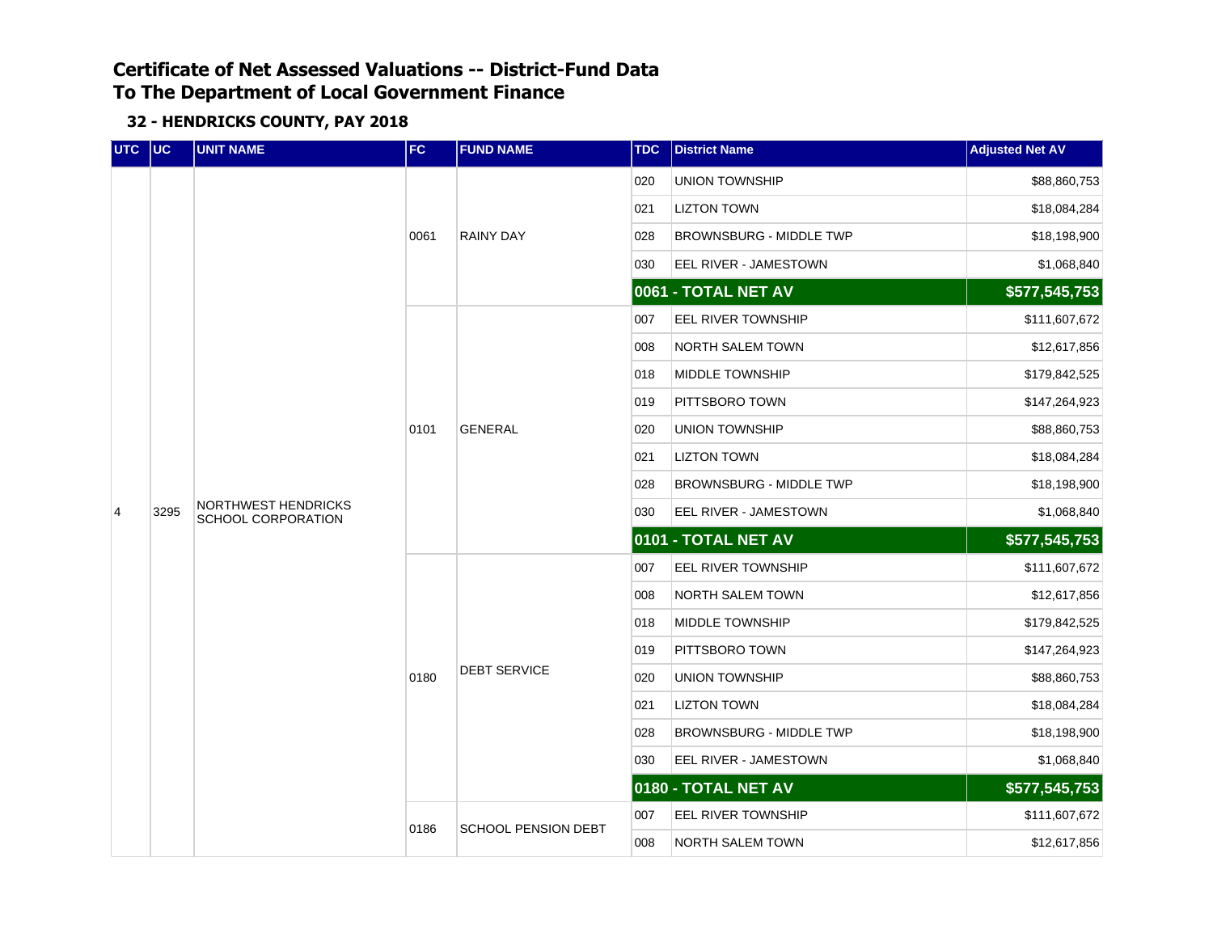# Certificate of Net Assessed Valuations -- District-Fund Data
# To The Department of Local Government Finance

## 32 - HENDRICKS COUNTY, PAY 2018

| UTC | UC | UNIT NAME | FC | FUND NAME | TDC | District Name | Adjusted Net AV |
|---|---|---|---|---|---|---|---|
| 4 | 3295 | NORTHWEST HENDRICKS SCHOOL CORPORATION | 0061 | RAINY DAY | 020 | UNION TOWNSHIP | $88,860,753 |
| | | | | | 021 | LIZTON TOWN | $18,084,284 |
| | | | | | 028 | BROWNSBURG - MIDDLE TWP | $18,198,900 |
| | | | | | 030 | EEL RIVER - JAMESTOWN | $1,068,840 |
| | | | | | **0061 - TOTAL NET AV** | | **$577,545,753** |
| | | | 0101 | GENERAL | 007 | EEL RIVER TOWNSHIP | $111,607,672 |
| | | | | | 008 | NORTH SALEM TOWN | $12,617,856 |
| | | | | | 018 | MIDDLE TOWNSHIP | $179,842,525 |
| | | | | | 019 | PITTSBORO TOWN | $147,264,923 |
| | | | | | 020 | UNION TOWNSHIP | $88,860,753 |
| | | | | | 021 | LIZTON TOWN | $18,084,284 |
| | | | | | 028 | BROWNSBURG - MIDDLE TWP | $18,198,900 |
| | | | | | 030 | EEL RIVER - JAMESTOWN | $1,068,840 |
| | | | | | **0101 - TOTAL NET AV** | | **$577,545,753** |
| | | | 0180 | DEBT SERVICE | 007 | EEL RIVER TOWNSHIP | $111,607,672 |
| | | | | | 008 | NORTH SALEM TOWN | $12,617,856 |
| | | | | | 018 | MIDDLE TOWNSHIP | $179,842,525 |
| | | | | | 019 | PITTSBORO TOWN | $147,264,923 |
| | | | | | 020 | UNION TOWNSHIP | $88,860,753 |
| | | | | | 021 | LIZTON TOWN | $18,084,284 |
| | | | | | 028 | BROWNSBURG - MIDDLE TWP | $18,198,900 |
| | | | | | 030 | EEL RIVER - JAMESTOWN | $1,068,840 |
| | | | | | **0180 - TOTAL NET AV** | | **$577,545,753** |
| | | | 0186 | SCHOOL PENSION DEBT | 007 | EEL RIVER TOWNSHIP | $111,607,672 |
| | | | | | 008 | NORTH SALEM TOWN | $12,617,856 |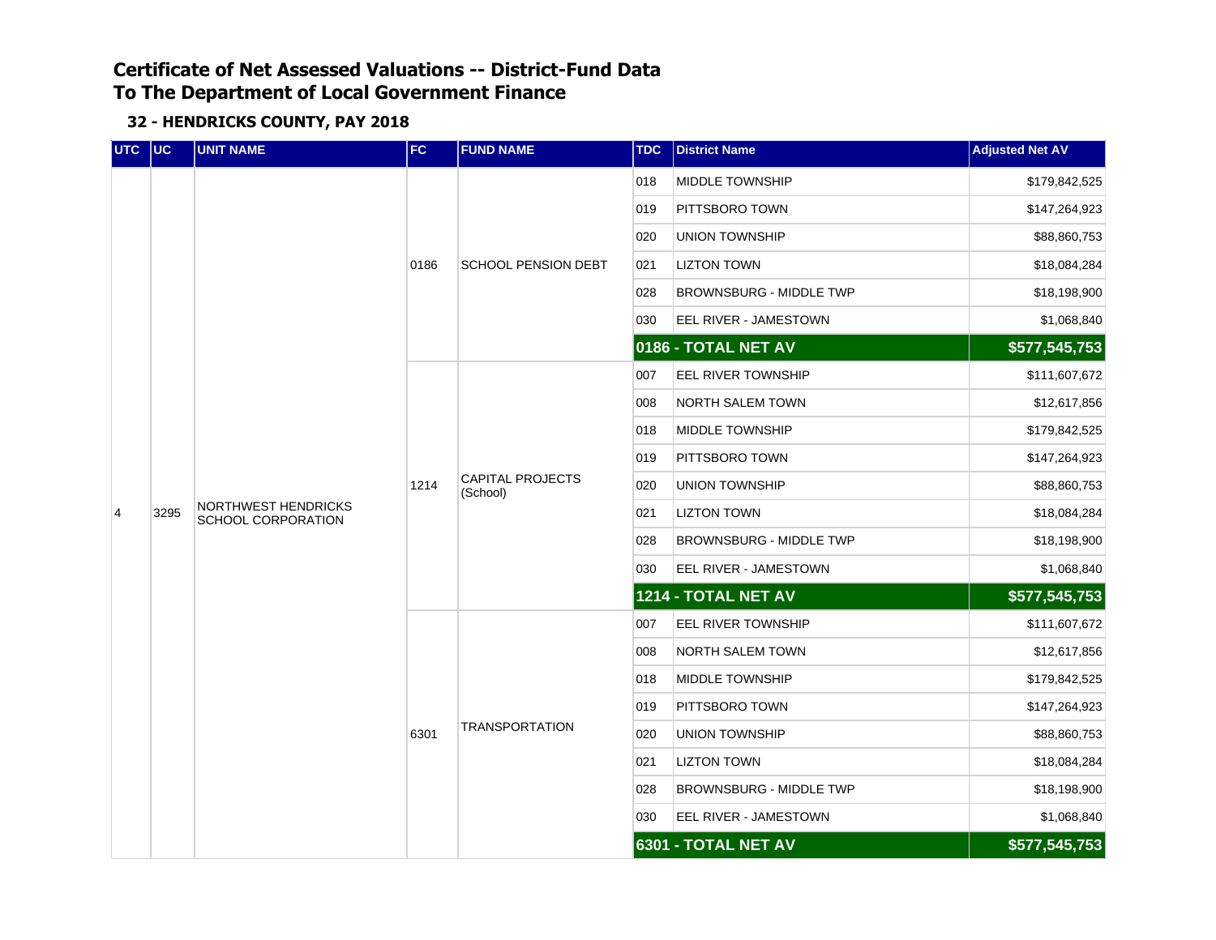# Certificate of Net Assessed Valuations -- District-Fund Data
# To The Department of Local Government Finance

### 32 - HENDRICKS COUNTY, PAY 2018

| UTC | UC | UNIT NAME | FC | FUND NAME | TDC | District Name | Adjusted Net AV |
|---|---|---|---|---|---|---|---|
| 4 | 3295 | NORTHWEST HENDRICKS SCHOOL CORPORATION | 0186 | SCHOOL PENSION DEBT | 018 | MIDDLE TOWNSHIP | $179,842,525 |
| | | | | | 019 | PITTSBORO TOWN | $147,264,923 |
| | | | | | 020 | UNION TOWNSHIP | $88,860,753 |
| | | | | | 021 | LIZTON TOWN | $18,084,284 |
| | | | | | 028 | BROWNSBURG - MIDDLE TWP | $18,198,900 |
| | | | | | 030 | EEL RIVER - JAMESTOWN | $1,068,840 |
| | | | | | **0186 - TOTAL NET AV** | | **$577,545,753** |
| | | | 1214 | CAPITAL PROJECTS (School) | 007 | EEL RIVER TOWNSHIP | $111,607,672 |
| | | | | | 008 | NORTH SALEM TOWN | $12,617,856 |
| | | | | | 018 | MIDDLE TOWNSHIP | $179,842,525 |
| | | | | | 019 | PITTSBORO TOWN | $147,264,923 |
| | | | | | 020 | UNION TOWNSHIP | $88,860,753 |
| | | | | | 021 | LIZTON TOWN | $18,084,284 |
| | | | | | 028 | BROWNSBURG - MIDDLE TWP | $18,198,900 |
| | | | | | 030 | EEL RIVER - JAMESTOWN | $1,068,840 |
| | | | | | **1214 - TOTAL NET AV** | | **$577,545,753** |
| | | | 6301 | TRANSPORTATION | 007 | EEL RIVER TOWNSHIP | $111,607,672 |
| | | | | | 008 | NORTH SALEM TOWN | $12,617,856 |
| | | | | | 018 | MIDDLE TOWNSHIP | $179,842,525 |
| | | | | | 019 | PITTSBORO TOWN | $147,264,923 |
| | | | | | 020 | UNION TOWNSHIP | $88,860,753 |
| | | | | | 021 | LIZTON TOWN | $18,084,284 |
| | | | | | 028 | BROWNSBURG - MIDDLE TWP | $18,198,900 |
| | | | | | 030 | EEL RIVER - JAMESTOWN | $1,068,840 |
| | | | | | **6301 - TOTAL NET AV** | | **$577,545,753** |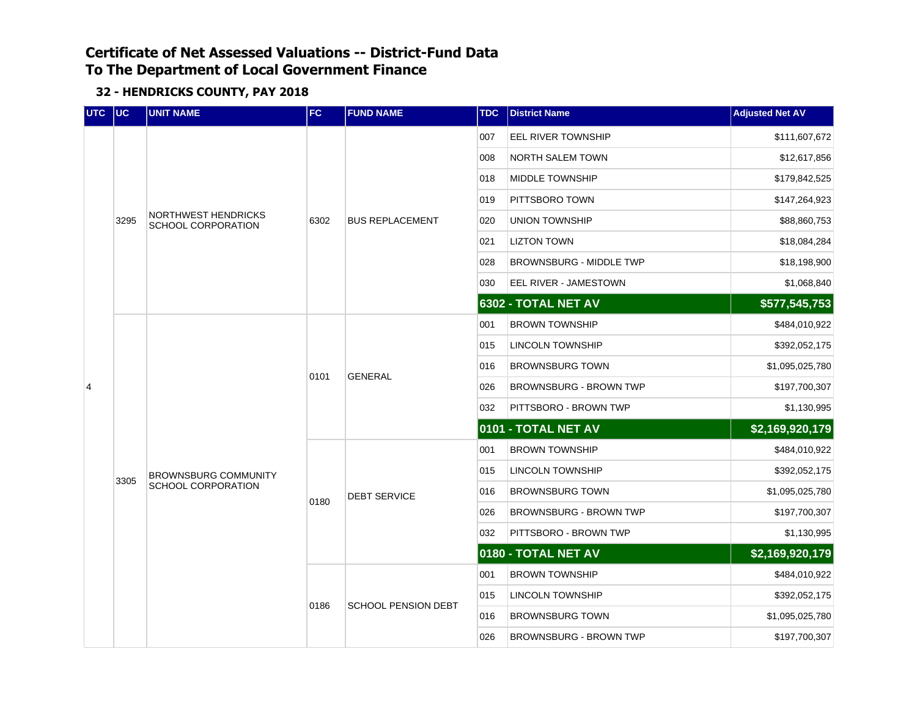# Certificate of Net Assessed Valuations -- District-Fund Data
# To The Department of Local Government Finance

### 32 - HENDRICKS COUNTY, PAY 2018

| UTC | UC | UNIT NAME | FC | FUND NAME | TDC | District Name | Adjusted Net AV |
|---|---|---|---|---|---|---|---|
| 4 | 3295 | NORTHWEST HENDRICKS SCHOOL CORPORATION | 6302 | BUS REPLACEMENT | 007 | EEL RIVER TOWNSHIP | $111,607,672 |
| | | | | | 008 | NORTH SALEM TOWN | $12,617,856 |
| | | | | | 018 | MIDDLE TOWNSHIP | $179,842,525 |
| | | | | | 019 | PITTSBORO TOWN | $147,264,923 |
| | | | | | 020 | UNION TOWNSHIP | $88,860,753 |
| | | | | | 021 | LIZTON TOWN | $18,084,284 |
| | | | | | 028 | BROWNSBURG - MIDDLE TWP | $18,198,900 |
| | | | | | 030 | EEL RIVER - JAMESTOWN | $1,068,840 |
| | | | | | | **6302 - TOTAL NET AV** | **$577,545,753** |
| | 3305 | BROWNSBURG COMMUNITY SCHOOL CORPORATION | 0101 | GENERAL | 001 | BROWN TOWNSHIP | $484,010,922 |
| | | | | | 015 | LINCOLN TOWNSHIP | $392,052,175 |
| | | | | | 016 | BROWNSBURG TOWN | $1,095,025,780 |
| | | | | | 026 | BROWNSBURG - BROWN TWP | $197,700,307 |
| | | | | | 032 | PITTSBORO - BROWN TWP | $1,130,995 |
| | | | | | | **0101 - TOTAL NET AV** | **$2,169,920,179** |
| | | | 0180 | DEBT SERVICE | 001 | BROWN TOWNSHIP | $484,010,922 |
| | | | | | 015 | LINCOLN TOWNSHIP | $392,052,175 |
| | | | | | 016 | BROWNSBURG TOWN | $1,095,025,780 |
| | | | | | 026 | BROWNSBURG - BROWN TWP | $197,700,307 |
| | | | | | 032 | PITTSBORO - BROWN TWP | $1,130,995 |
| | | | | | | **0180 - TOTAL NET AV** | **$2,169,920,179** |
| | | | 0186 | SCHOOL PENSION DEBT | 001 | BROWN TOWNSHIP | $484,010,922 |
| | | | | | 015 | LINCOLN TOWNSHIP | $392,052,175 |
| | | | | | 016 | BROWNSBURG TOWN | $1,095,025,780 |
| | | | | | 026 | BROWNSBURG - BROWN TWP | $197,700,307 |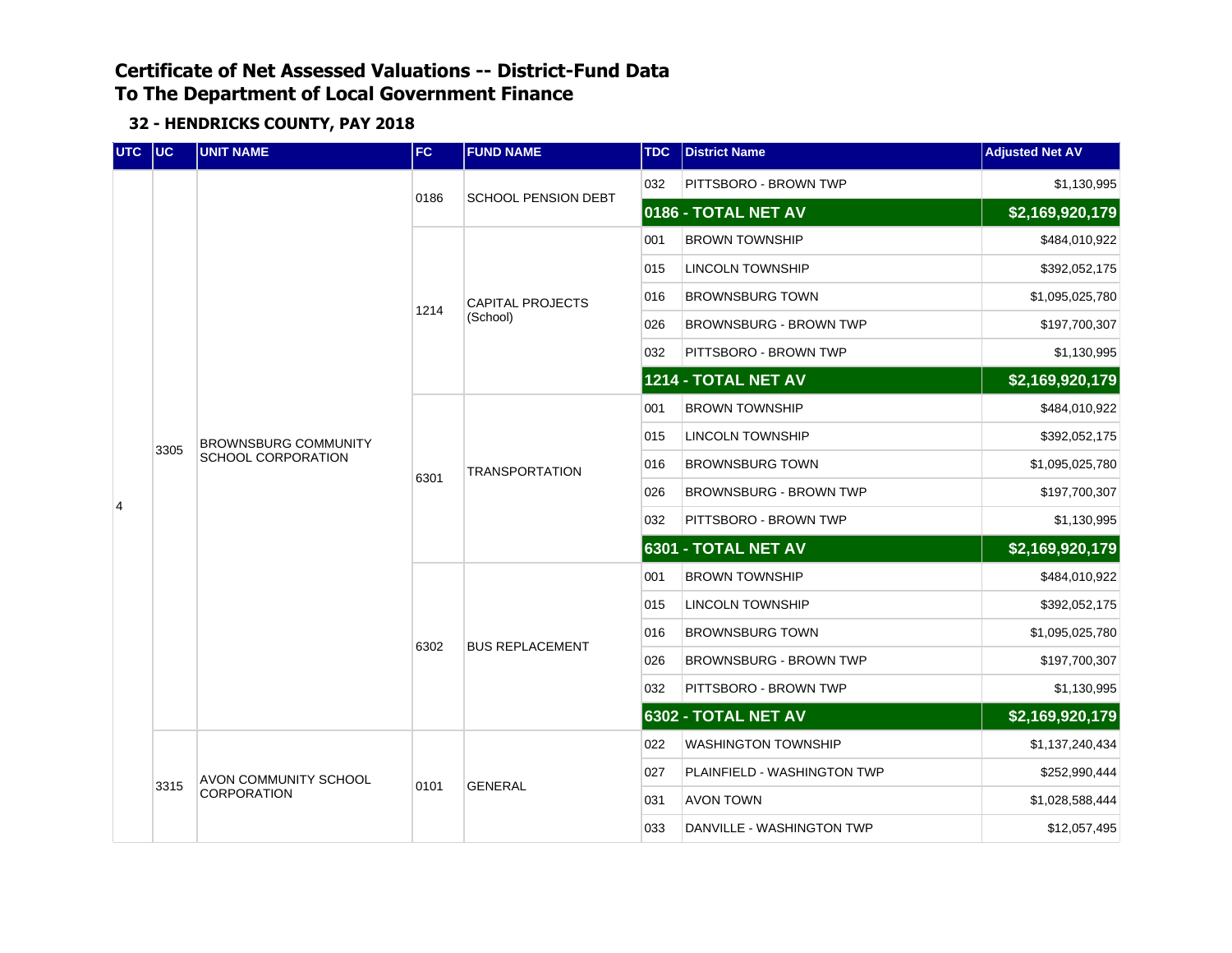# Certificate of Net Assessed Valuations -- District-Fund Data
# To The Department of Local Government Finance

## 32 - HENDRICKS COUNTY, PAY 2018

| UTC | UC | UNIT NAME | FC | FUND NAME | TDC | District Name | Adjusted Net AV |
|---|---|---|---|---|---|---|---|
| 4 | 3305 | BROWNSBURG COMMUNITY SCHOOL CORPORATION | 0186 | SCHOOL PENSION DEBT | 032 | PITTSBORO - BROWN TWP | $1,130,995 |
| | | | | | **0186 - TOTAL NET AV** | | **$2,169,920,179** |
| | | | 1214 | CAPITAL PROJECTS (School) | 001 | BROWN TOWNSHIP | $484,010,922 |
| | | | | | 015 | LINCOLN TOWNSHIP | $392,052,175 |
| | | | | | 016 | BROWNSBURG TOWN | $1,095,025,780 |
| | | | | | 026 | BROWNSBURG - BROWN TWP | $197,700,307 |
| | | | | | 032 | PITTSBORO - BROWN TWP | $1,130,995 |
| | | | | | **1214 - TOTAL NET AV** | | **$2,169,920,179** |
| | | | 6301 | TRANSPORTATION | 001 | BROWN TOWNSHIP | $484,010,922 |
| | | | | | 015 | LINCOLN TOWNSHIP | $392,052,175 |
| | | | | | 016 | BROWNSBURG TOWN | $1,095,025,780 |
| | | | | | 026 | BROWNSBURG - BROWN TWP | $197,700,307 |
| | | | | | 032 | PITTSBORO - BROWN TWP | $1,130,995 |
| | | | | | **6301 - TOTAL NET AV** | | **$2,169,920,179** |
| | | | 6302 | BUS REPLACEMENT | 001 | BROWN TOWNSHIP | $484,010,922 |
| | | | | | 015 | LINCOLN TOWNSHIP | $392,052,175 |
| | | | | | 016 | BROWNSBURG TOWN | $1,095,025,780 |
| | | | | | 026 | BROWNSBURG - BROWN TWP | $197,700,307 |
| | | | | | 032 | PITTSBORO - BROWN TWP | $1,130,995 |
| | | | | | **6302 - TOTAL NET AV** | | **$2,169,920,179** |
| | 3315 | AVON COMMUNITY SCHOOL CORPORATION | 0101 | GENERAL | 022 | WASHINGTON TOWNSHIP | $1,137,240,434 |
| | | | | | 027 | PLAINFIELD - WASHINGTON TWP | $252,990,444 |
| | | | | | 031 | AVON TOWN | $1,028,588,444 |
| | | | | | 033 | DANVILLE - WASHINGTON TWP | $12,057,495 |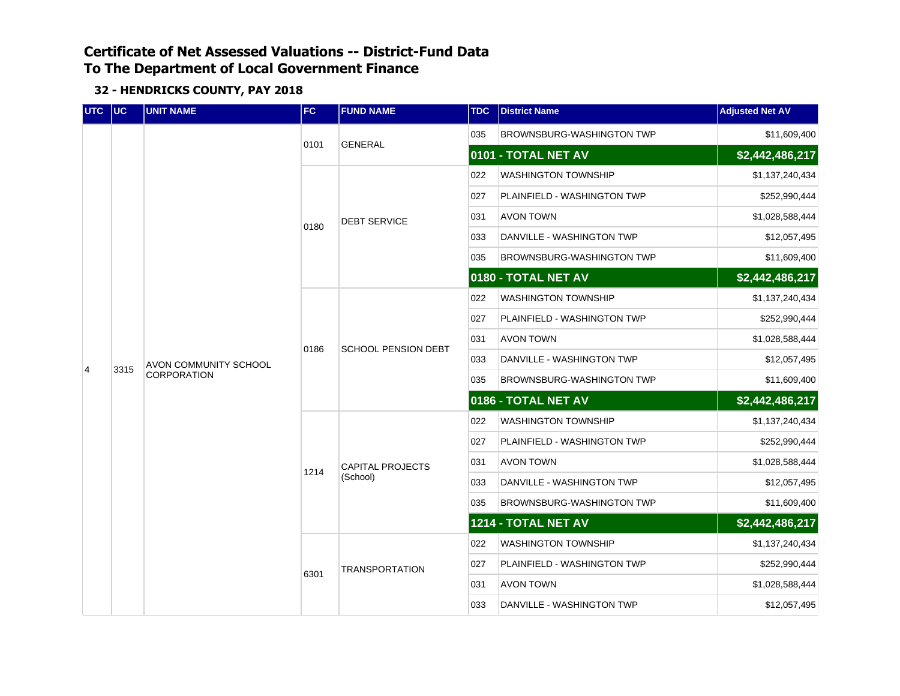# Certificate of Net Assessed Valuations -- District-Fund Data
# To The Department of Local Government Finance

### 32 - HENDRICKS COUNTY, PAY 2018

| UTC | UC | UNIT NAME | FC | FUND NAME | TDC | District Name | Adjusted Net AV |
|---|---|---|---|---|---|---|---|
| 4 | 3315 | AVON COMMUNITY SCHOOL CORPORATION | 0101 | GENERAL | 035 | BROWNSBURG-WASHINGTON TWP | $11,609,400 |
| | | | | | **0101 - TOTAL NET AV** | | **$2,442,486,217** |
| | | | 0180 | DEBT SERVICE | 022 | WASHINGTON TOWNSHIP | $1,137,240,434 |
| | | | | | 027 | PLAINFIELD - WASHINGTON TWP | $252,990,444 |
| | | | | | 031 | AVON TOWN | $1,028,588,444 |
| | | | | | 033 | DANVILLE - WASHINGTON TWP | $12,057,495 |
| | | | | | 035 | BROWNSBURG-WASHINGTON TWP | $11,609,400 |
| | | | | | **0180 - TOTAL NET AV** | | **$2,442,486,217** |
| | | | 0186 | SCHOOL PENSION DEBT | 022 | WASHINGTON TOWNSHIP | $1,137,240,434 |
| | | | | | 027 | PLAINFIELD - WASHINGTON TWP | $252,990,444 |
| | | | | | 031 | AVON TOWN | $1,028,588,444 |
| | | | | | 033 | DANVILLE - WASHINGTON TWP | $12,057,495 |
| | | | | | 035 | BROWNSBURG-WASHINGTON TWP | $11,609,400 |
| | | | | | **0186 - TOTAL NET AV** | | **$2,442,486,217** |
| | | | 1214 | CAPITAL PROJECTS (School) | 022 | WASHINGTON TOWNSHIP | $1,137,240,434 |
| | | | | | 027 | PLAINFIELD - WASHINGTON TWP | $252,990,444 |
| | | | | | 031 | AVON TOWN | $1,028,588,444 |
| | | | | | 033 | DANVILLE - WASHINGTON TWP | $12,057,495 |
| | | | | | 035 | BROWNSBURG-WASHINGTON TWP | $11,609,400 |
| | | | | | **1214 - TOTAL NET AV** | | **$2,442,486,217** |
| | | | 6301 | TRANSPORTATION | 022 | WASHINGTON TOWNSHIP | $1,137,240,434 |
| | | | | | 027 | PLAINFIELD - WASHINGTON TWP | $252,990,444 |
| | | | | | 031 | AVON TOWN | $1,028,588,444 |
| | | | | | 033 | DANVILLE - WASHINGTON TWP | $12,057,495 |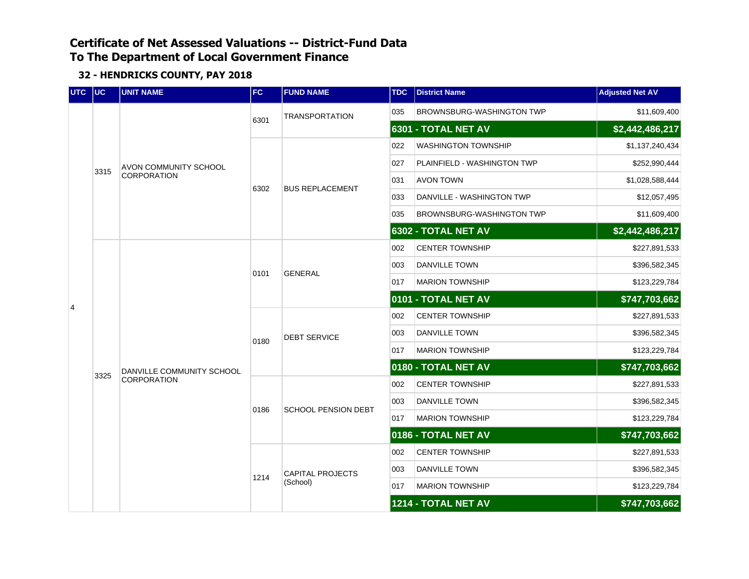# Certificate of Net Assessed Valuations -- District-Fund Data
# To The Department of Local Government Finance

### 32 - HENDRICKS COUNTY, PAY 2018

| UTC | UC | UNIT NAME | FC | FUND NAME | TDC | District Name | Adjusted Net AV |
|---|---|---|---|---|---|---|---|
| 4 | 3315 | AVON COMMUNITY SCHOOL CORPORATION | 6301 | TRANSPORTATION | 035 | BROWNSBURG-WASHINGTON TWP | $11,609,400 |
| | | | | | **6301 - TOTAL NET AV** | | **$2,442,486,217** |
| | | | 6302 | BUS REPLACEMENT | 022 | WASHINGTON TOWNSHIP | $1,137,240,434 |
| | | | | | 027 | PLAINFIELD - WASHINGTON TWP | $252,990,444 |
| | | | | | 031 | AVON TOWN | $1,028,588,444 |
| | | | | | 033 | DANVILLE - WASHINGTON TWP | $12,057,495 |
| | | | | | 035 | BROWNSBURG-WASHINGTON TWP | $11,609,400 |
| | | | | | **6302 - TOTAL NET AV** | | **$2,442,486,217** |
| | 3325 | DANVILLE COMMUNITY SCHOOL CORPORATION | 0101 | GENERAL | 002 | CENTER TOWNSHIP | $227,891,533 |
| | | | | | 003 | DANVILLE TOWN | $396,582,345 |
| | | | | | 017 | MARION TOWNSHIP | $123,229,784 |
| | | | | | **0101 - TOTAL NET AV** | | **$747,703,662** |
| | | | 0180 | DEBT SERVICE | 002 | CENTER TOWNSHIP | $227,891,533 |
| | | | | | 003 | DANVILLE TOWN | $396,582,345 |
| | | | | | 017 | MARION TOWNSHIP | $123,229,784 |
| | | | | | **0180 - TOTAL NET AV** | | **$747,703,662** |
| | | | 0186 | SCHOOL PENSION DEBT | 002 | CENTER TOWNSHIP | $227,891,533 |
| | | | | | 003 | DANVILLE TOWN | $396,582,345 |
| | | | | | 017 | MARION TOWNSHIP | $123,229,784 |
| | | | | | **0186 - TOTAL NET AV** | | **$747,703,662** |
| | | | 1214 | CAPITAL PROJECTS (School) | 002 | CENTER TOWNSHIP | $227,891,533 |
| | | | | | 003 | DANVILLE TOWN | $396,582,345 |
| | | | | | 017 | MARION TOWNSHIP | $123,229,784 |
| | | | | | **1214 - TOTAL NET AV** | | **$747,703,662** |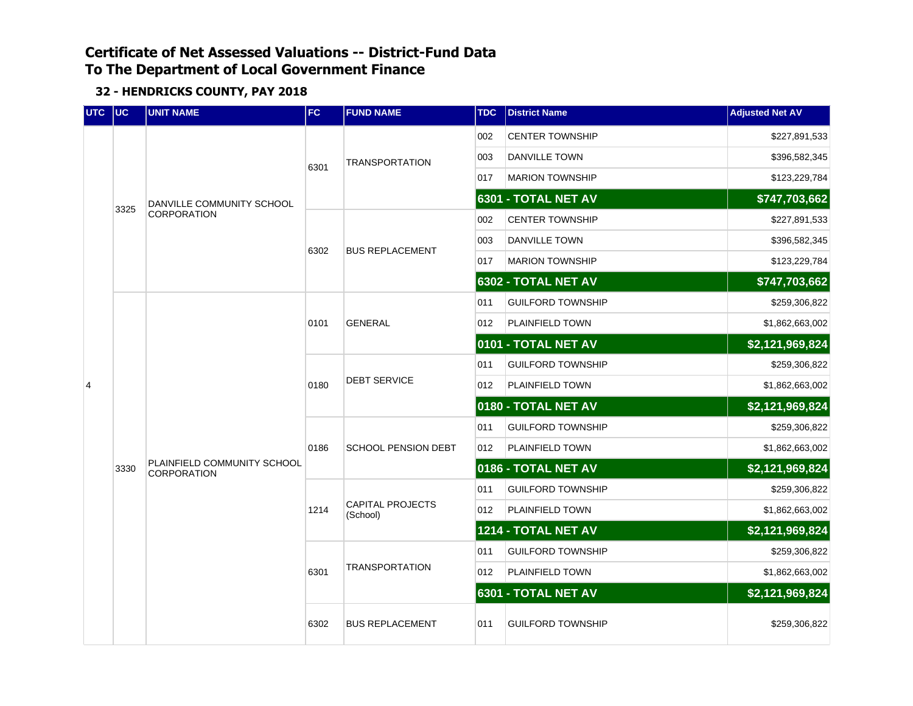# Certificate of Net Assessed Valuations -- District-Fund Data
# To The Department of Local Government Finance

### 32 - HENDRICKS COUNTY, PAY 2018

| UTC | UC | UNIT NAME | FC | FUND NAME | TDC | District Name | Adjusted Net AV |
|---|---|---|---|---|---|---|---|
| 4 | 3325 | DANVILLE COMMUNITY SCHOOL CORPORATION | 6301 | TRANSPORTATION | 002 | CENTER TOWNSHIP | $227,891,533 |
| | | | | | 003 | DANVILLE TOWN | $396,582,345 |
| | | | | | 017 | MARION TOWNSHIP | $123,229,784 |
| | | | | | **6301 - TOTAL NET AV** | | **$747,703,662** |
| | | | 6302 | BUS REPLACEMENT | 002 | CENTER TOWNSHIP | $227,891,533 |
| | | | | | 003 | DANVILLE TOWN | $396,582,345 |
| | | | | | 017 | MARION TOWNSHIP | $123,229,784 |
| | | | | | **6302 - TOTAL NET AV** | | **$747,703,662** |
| | 3330 | PLAINFIELD COMMUNITY SCHOOL CORPORATION | 0101 | GENERAL | 011 | GUILFORD TOWNSHIP | $259,306,822 |
| | | | | | 012 | PLAINFIELD TOWN | $1,862,663,002 |
| | | | | | **0101 - TOTAL NET AV** | | **$2,121,969,824** |
| | | | 0180 | DEBT SERVICE | 011 | GUILFORD TOWNSHIP | $259,306,822 |
| | | | | | 012 | PLAINFIELD TOWN | $1,862,663,002 |
| | | | | | **0180 - TOTAL NET AV** | | **$2,121,969,824** |
| | | | 0186 | SCHOOL PENSION DEBT | 011 | GUILFORD TOWNSHIP | $259,306,822 |
| | | | | | 012 | PLAINFIELD TOWN | $1,862,663,002 |
| | | | | | **0186 - TOTAL NET AV** | | **$2,121,969,824** |
| | | | 1214 | CAPITAL PROJECTS (School) | 011 | GUILFORD TOWNSHIP | $259,306,822 |
| | | | | | 012 | PLAINFIELD TOWN | $1,862,663,002 |
| | | | | | **1214 - TOTAL NET AV** | | **$2,121,969,824** |
| | | | 6301 | TRANSPORTATION | 011 | GUILFORD TOWNSHIP | $259,306,822 |
| | | | | | 012 | PLAINFIELD TOWN | $1,862,663,002 |
| | | | | | **6301 - TOTAL NET AV** | | **$2,121,969,824** |
| | | | 6302 | BUS REPLACEMENT | 011 | GUILFORD TOWNSHIP | $259,306,822 |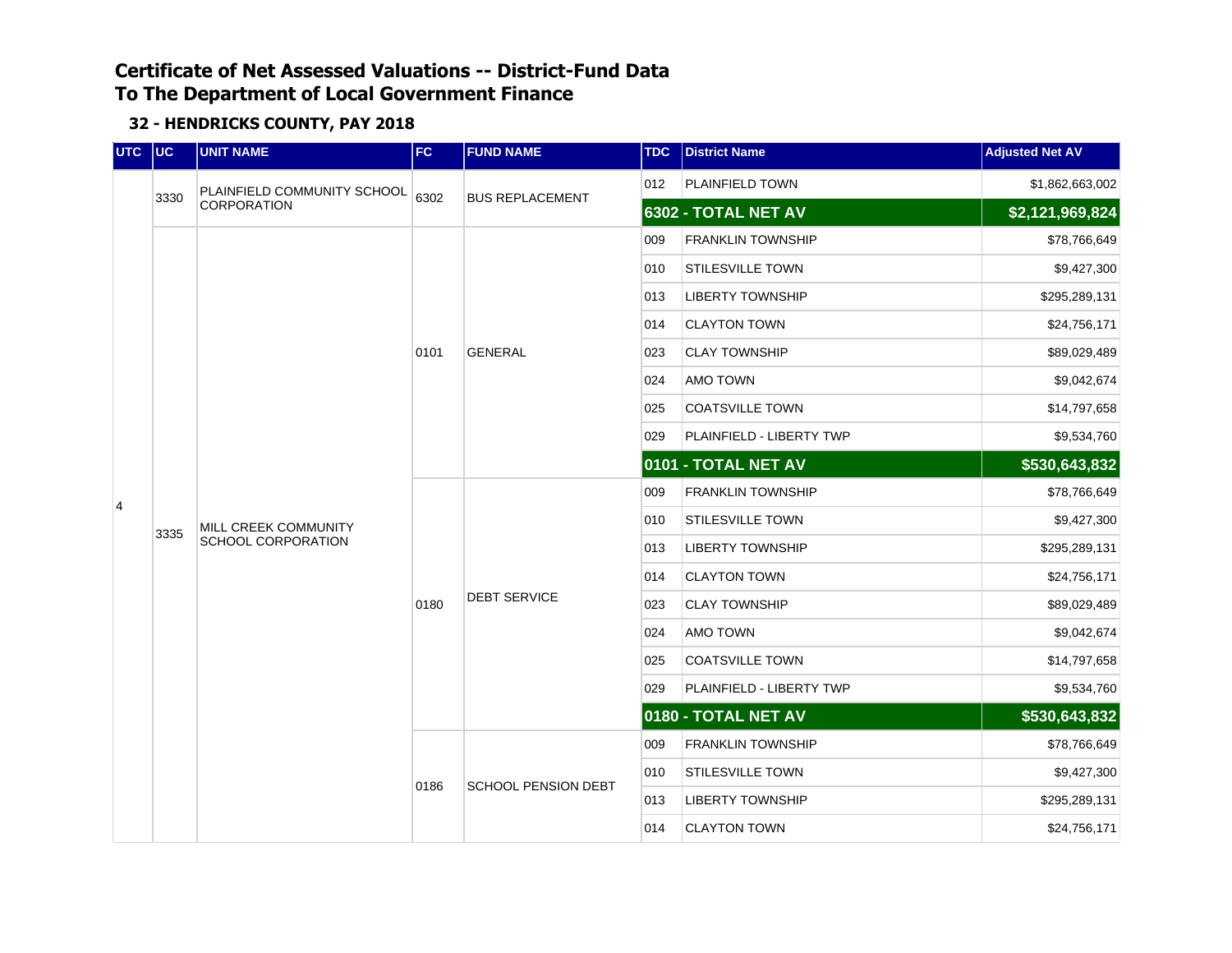# Certificate of Net Assessed Valuations -- District-Fund Data
# To The Department of Local Government Finance

## 32 - HENDRICKS COUNTY, PAY 2018

| UTC | UC | UNIT NAME | FC | FUND NAME | TDC | District Name | Adjusted Net AV |
|---|---|---|---|---|---|---|---|
| | 3330 | PLAINFIELD COMMUNITY SCHOOL CORPORATION | 6302 | BUS REPLACEMENT | 012 | PLAINFIELD TOWN | $1,862,663,002 |
| | | | | | **6302 - TOTAL NET AV** | | **$2,121,969,824** |
| 4 | 3335 | MILL CREEK COMMUNITY SCHOOL CORPORATION | 0101 | GENERAL | 009 | FRANKLIN TOWNSHIP | $78,766,649 |
| | | | | | 010 | STILESVILLE TOWN | $9,427,300 |
| | | | | | 013 | LIBERTY TOWNSHIP | $295,289,131 |
| | | | | | 014 | CLAYTON TOWN | $24,756,171 |
| | | | | | 023 | CLAY TOWNSHIP | $89,029,489 |
| | | | | | 024 | AMO TOWN | $9,042,674 |
| | | | | | 025 | COATSVILLE TOWN | $14,797,658 |
| | | | | | 029 | PLAINFIELD - LIBERTY TWP | $9,534,760 |
| | | | | | **0101 - TOTAL NET AV** | | **$530,643,832** |
| | | | 0180 | DEBT SERVICE | 009 | FRANKLIN TOWNSHIP | $78,766,649 |
| | | | | | 010 | STILESVILLE TOWN | $9,427,300 |
| | | | | | 013 | LIBERTY TOWNSHIP | $295,289,131 |
| | | | | | 014 | CLAYTON TOWN | $24,756,171 |
| | | | | | 023 | CLAY TOWNSHIP | $89,029,489 |
| | | | | | 024 | AMO TOWN | $9,042,674 |
| | | | | | 025 | COATSVILLE TOWN | $14,797,658 |
| | | | | | 029 | PLAINFIELD - LIBERTY TWP | $9,534,760 |
| | | | | | **0180 - TOTAL NET AV** | | **$530,643,832** |
| | | | 0186 | SCHOOL PENSION DEBT | 009 | FRANKLIN TOWNSHIP | $78,766,649 |
| | | | | | 010 | STILESVILLE TOWN | $9,427,300 |
| | | | | | 013 | LIBERTY TOWNSHIP | $295,289,131 |
| | | | | | 014 | CLAYTON TOWN | $24,756,171 |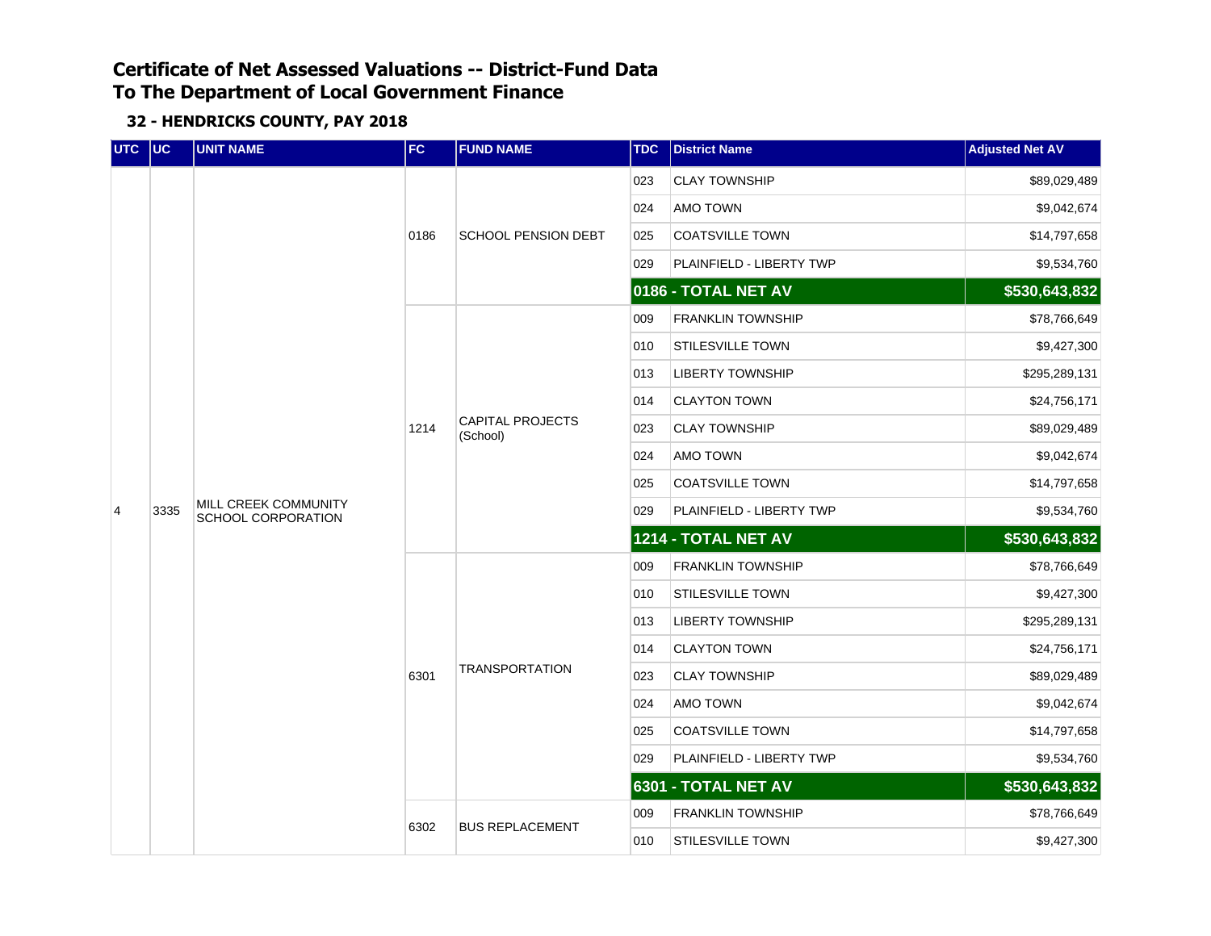# Certificate of Net Assessed Valuations -- District-Fund Data
# To The Department of Local Government Finance

### 32 - HENDRICKS COUNTY, PAY 2018

| UTC | UC | UNIT NAME | FC | FUND NAME | TDC | District Name | Adjusted Net AV |
|---|---|---|---|---|---|---|---|
| 4 | 3335 | MILL CREEK COMMUNITY SCHOOL CORPORATION | 0186 | SCHOOL PENSION DEBT | 023 | CLAY TOWNSHIP | $89,029,489 |
| | | | | | 024 | AMO TOWN | $9,042,674 |
| | | | | | 025 | COATSVILLE TOWN | $14,797,658 |
| | | | | | 029 | PLAINFIELD - LIBERTY TWP | $9,534,760 |
| | | | | | **0186 - TOTAL NET AV** | | **$530,643,832** |
| | | | 1214 | CAPITAL PROJECTS (School) | 009 | FRANKLIN TOWNSHIP | $78,766,649 |
| | | | | | 010 | STILESVILLE TOWN | $9,427,300 |
| | | | | | 013 | LIBERTY TOWNSHIP | $295,289,131 |
| | | | | | 014 | CLAYTON TOWN | $24,756,171 |
| | | | | | 023 | CLAY TOWNSHIP | $89,029,489 |
| | | | | | 024 | AMO TOWN | $9,042,674 |
| | | | | | 025 | COATSVILLE TOWN | $14,797,658 |
| | | | | | 029 | PLAINFIELD - LIBERTY TWP | $9,534,760 |
| | | | | | **1214 - TOTAL NET AV** | | **$530,643,832** |
| | | | 6301 | TRANSPORTATION | 009 | FRANKLIN TOWNSHIP | $78,766,649 |
| | | | | | 010 | STILESVILLE TOWN | $9,427,300 |
| | | | | | 013 | LIBERTY TOWNSHIP | $295,289,131 |
| | | | | | 014 | CLAYTON TOWN | $24,756,171 |
| | | | | | 023 | CLAY TOWNSHIP | $89,029,489 |
| | | | | | 024 | AMO TOWN | $9,042,674 |
| | | | | | 025 | COATSVILLE TOWN | $14,797,658 |
| | | | | | 029 | PLAINFIELD - LIBERTY TWP | $9,534,760 |
| | | | | | **6301 - TOTAL NET AV** | | **$530,643,832** |
| | | | 6302 | BUS REPLACEMENT | 009 | FRANKLIN TOWNSHIP | $78,766,649 |
| | | | | | 010 | STILESVILLE TOWN | $9,427,300 |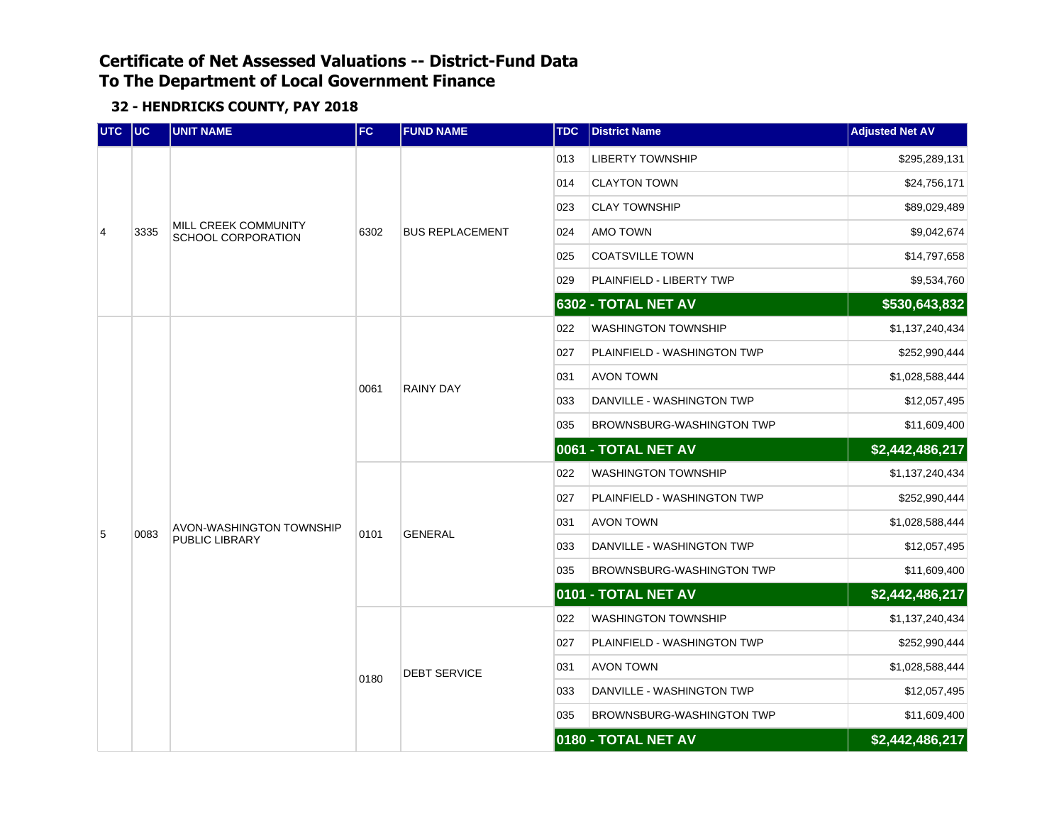# Certificate of Net Assessed Valuations -- District-Fund Data
# To The Department of Local Government Finance

## 32 - HENDRICKS COUNTY, PAY 2018

| UTC | UC | UNIT NAME | FC | FUND NAME | TDC | District Name | Adjusted Net AV |
|---|---|---|---|---|---|---|---|
| 4 | 3335 | MILL CREEK COMMUNITY SCHOOL CORPORATION | 6302 | BUS REPLACEMENT | 013 | LIBERTY TOWNSHIP | $295,289,131 |
| | | | | | 014 | CLAYTON TOWN | $24,756,171 |
| | | | | | 023 | CLAY TOWNSHIP | $89,029,489 |
| | | | | | 024 | AMO TOWN | $9,042,674 |
| | | | | | 025 | COATSVILLE TOWN | $14,797,658 |
| | | | | | 029 | PLAINFIELD - LIBERTY TWP | $9,534,760 |
| | | | | | **6302 - TOTAL NET AV** | | **$530,643,832** |
| 5 | 0083 | AVON-WASHINGTON TOWNSHIP PUBLIC LIBRARY | 0061 | RAINY DAY | 022 | WASHINGTON TOWNSHIP | $1,137,240,434 |
| | | | | | 027 | PLAINFIELD - WASHINGTON TWP | $252,990,444 |
| | | | | | 031 | AVON TOWN | $1,028,588,444 |
| | | | | | 033 | DANVILLE - WASHINGTON TWP | $12,057,495 |
| | | | | | 035 | BROWNSBURG-WASHINGTON TWP | $11,609,400 |
| | | | | | **0061 - TOTAL NET AV** | | **$2,442,486,217** |
| | | | 0101 | GENERAL | 022 | WASHINGTON TOWNSHIP | $1,137,240,434 |
| | | | | | 027 | PLAINFIELD - WASHINGTON TWP | $252,990,444 |
| | | | | | 031 | AVON TOWN | $1,028,588,444 |
| | | | | | 033 | DANVILLE - WASHINGTON TWP | $12,057,495 |
| | | | | | 035 | BROWNSBURG-WASHINGTON TWP | $11,609,400 |
| | | | | | **0101 - TOTAL NET AV** | | **$2,442,486,217** |
| | | | 0180 | DEBT SERVICE | 022 | WASHINGTON TOWNSHIP | $1,137,240,434 |
| | | | | | 027 | PLAINFIELD - WASHINGTON TWP | $252,990,444 |
| | | | | | 031 | AVON TOWN | $1,028,588,444 |
| | | | | | 033 | DANVILLE - WASHINGTON TWP | $12,057,495 |
| | | | | | 035 | BROWNSBURG-WASHINGTON TWP | $11,609,400 |
| | | | | | **0180 - TOTAL NET AV** | | **$2,442,486,217** |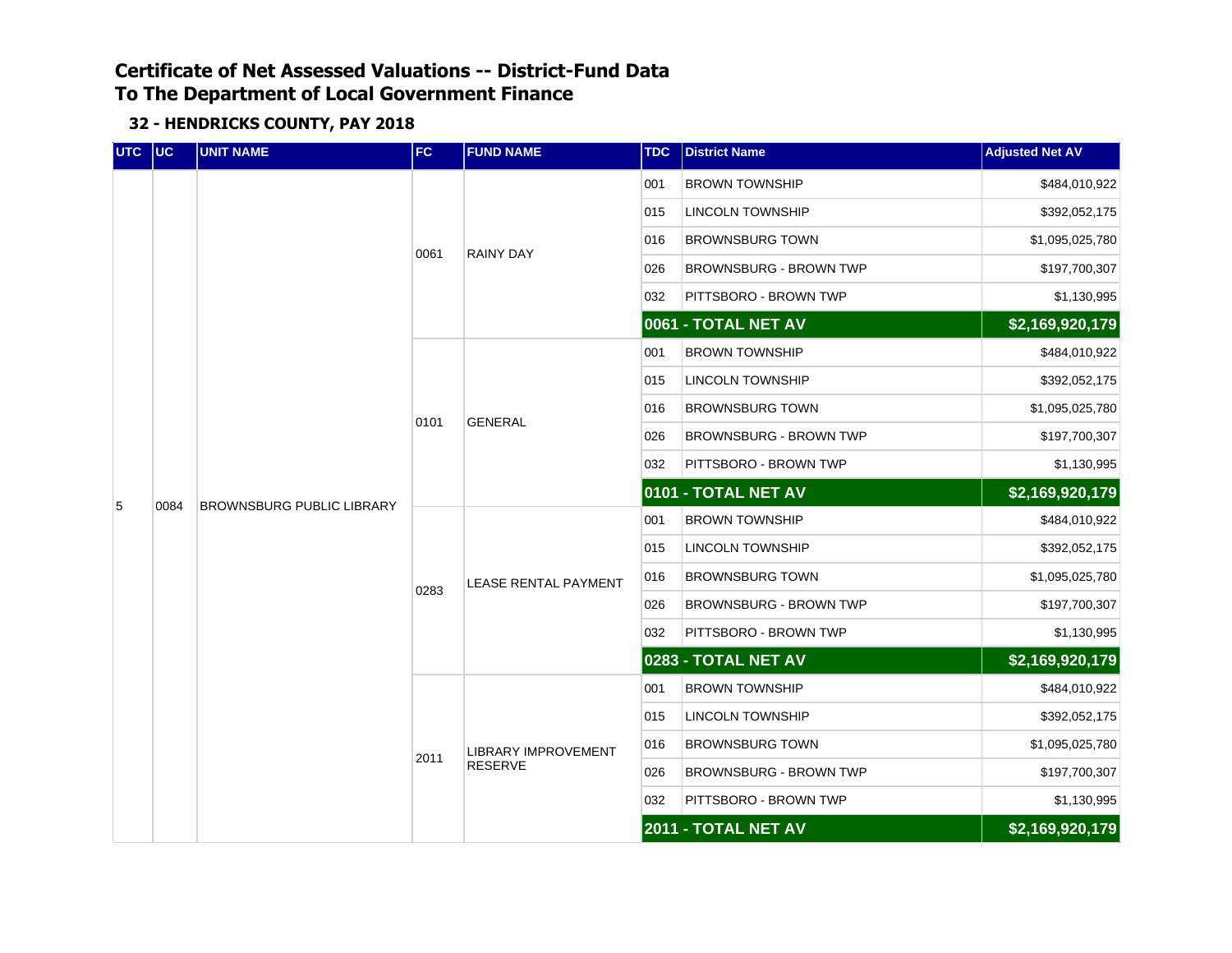# Certificate of Net Assessed Valuations -- District-Fund Data
# To The Department of Local Government Finance

### 32 - HENDRICKS COUNTY, PAY 2018

| UTC | UC | UNIT NAME | FC | FUND NAME | TDC | District Name | Adjusted Net AV |
|---|---|---|---|---|---|---|---|
| 5 | 0084 | BROWNSBURG PUBLIC LIBRARY | 0061 | RAINY DAY | 001 | BROWN TOWNSHIP | $484,010,922 |
| | | | | | 015 | LINCOLN TOWNSHIP | $392,052,175 |
| | | | | | 016 | BROWNSBURG TOWN | $1,095,025,780 |
| | | | | | 026 | BROWNSBURG - BROWN TWP | $197,700,307 |
| | | | | | 032 | PITTSBORO - BROWN TWP | $1,130,995 |
| | | | | | **0061 - TOTAL NET AV** | | **$2,169,920,179** |
| | | | 0101 | GENERAL | 001 | BROWN TOWNSHIP | $484,010,922 |
| | | | | | 015 | LINCOLN TOWNSHIP | $392,052,175 |
| | | | | | 016 | BROWNSBURG TOWN | $1,095,025,780 |
| | | | | | 026 | BROWNSBURG - BROWN TWP | $197,700,307 |
| | | | | | 032 | PITTSBORO - BROWN TWP | $1,130,995 |
| | | | | | **0101 - TOTAL NET AV** | | **$2,169,920,179** |
| | | | 0283 | LEASE RENTAL PAYMENT | 001 | BROWN TOWNSHIP | $484,010,922 |
| | | | | | 015 | LINCOLN TOWNSHIP | $392,052,175 |
| | | | | | 016 | BROWNSBURG TOWN | $1,095,025,780 |
| | | | | | 026 | BROWNSBURG - BROWN TWP | $197,700,307 |
| | | | | | 032 | PITTSBORO - BROWN TWP | $1,130,995 |
| | | | | | **0283 - TOTAL NET AV** | | **$2,169,920,179** |
| | | | 2011 | LIBRARY IMPROVEMENT RESERVE | 001 | BROWN TOWNSHIP | $484,010,922 |
| | | | | | 015 | LINCOLN TOWNSHIP | $392,052,175 |
| | | | | | 016 | BROWNSBURG TOWN | $1,095,025,780 |
| | | | | | 026 | BROWNSBURG - BROWN TWP | $197,700,307 |
| | | | | | 032 | PITTSBORO - BROWN TWP | $1,130,995 |
| | | | | | **2011 - TOTAL NET AV** | | **$2,169,920,179** |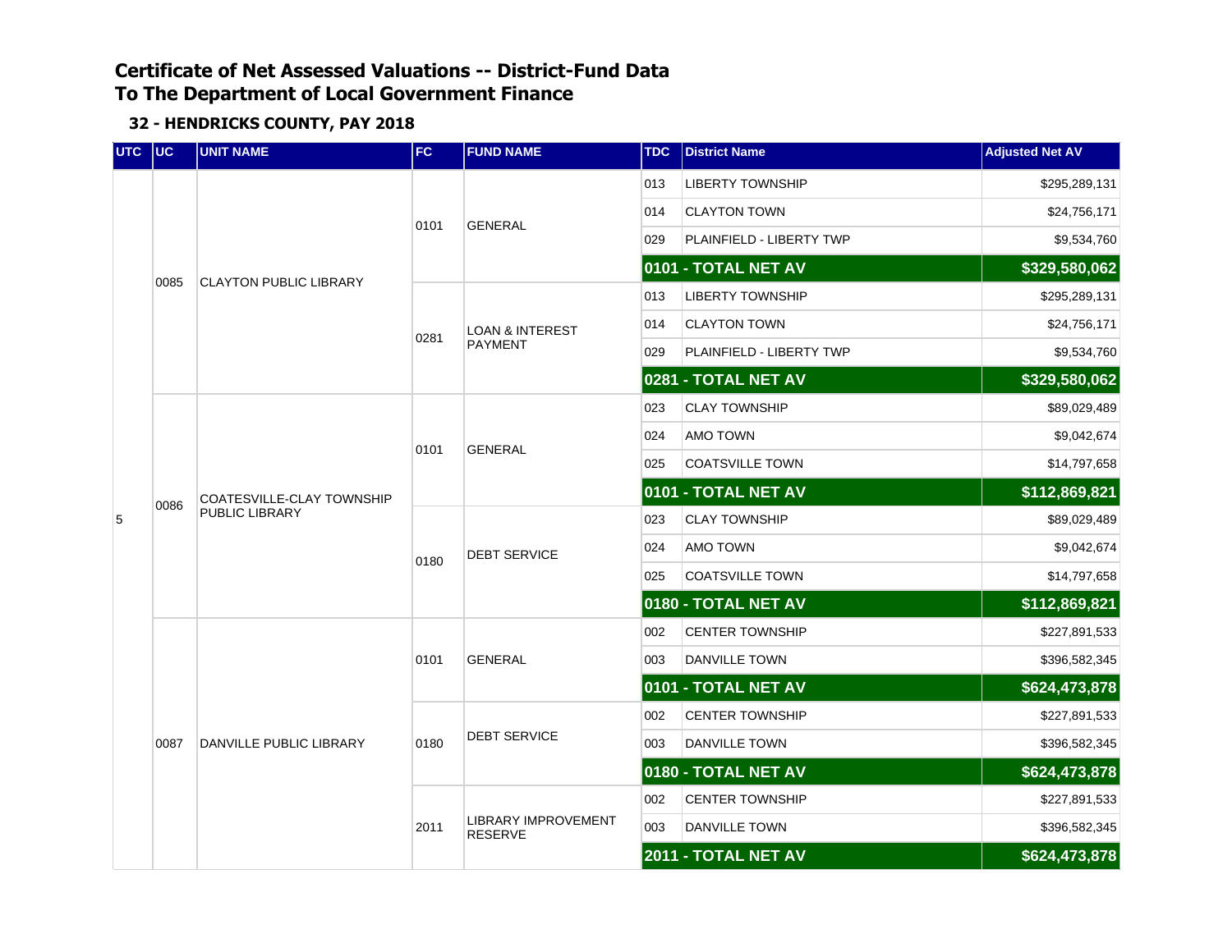# Certificate of Net Assessed Valuations -- District-Fund Data
# To The Department of Local Government Finance

### 32 - HENDRICKS COUNTY, PAY 2018

| UTC | UC | UNIT NAME | FC | FUND NAME | TDC | District Name | Adjusted Net AV |
|---|---|---|---|---|---|---|---|
| 5 | 0085 | CLAYTON PUBLIC LIBRARY | 0101 | GENERAL | 013 | LIBERTY TOWNSHIP | $295,289,131 |
| | | | | | 014 | CLAYTON TOWN | $24,756,171 |
| | | | | | 029 | PLAINFIELD - LIBERTY TWP | $9,534,760 |
| | | | | | **0101 - TOTAL NET AV** | | **$329,580,062** |
| | | | 0281 | LOAN & INTEREST PAYMENT | 013 | LIBERTY TOWNSHIP | $295,289,131 |
| | | | | | 014 | CLAYTON TOWN | $24,756,171 |
| | | | | | 029 | PLAINFIELD - LIBERTY TWP | $9,534,760 |
| | | | | | **0281 - TOTAL NET AV** | | **$329,580,062** |
| | 0086 | COATESVILLE-CLAY TOWNSHIP PUBLIC LIBRARY | 0101 | GENERAL | 023 | CLAY TOWNSHIP | $89,029,489 |
| | | | | | 024 | AMO TOWN | $9,042,674 |
| | | | | | 025 | COATSVILLE TOWN | $14,797,658 |
| | | | | | **0101 - TOTAL NET AV** | | **$112,869,821** |
| | | | 0180 | DEBT SERVICE | 023 | CLAY TOWNSHIP | $89,029,489 |
| | | | | | 024 | AMO TOWN | $9,042,674 |
| | | | | | 025 | COATSVILLE TOWN | $14,797,658 |
| | | | | | **0180 - TOTAL NET AV** | | **$112,869,821** |
| | 0087 | DANVILLE PUBLIC LIBRARY | 0101 | GENERAL | 002 | CENTER TOWNSHIP | $227,891,533 |
| | | | | | 003 | DANVILLE TOWN | $396,582,345 |
| | | | | | **0101 - TOTAL NET AV** | | **$624,473,878** |
| | | | 0180 | DEBT SERVICE | 002 | CENTER TOWNSHIP | $227,891,533 |
| | | | | | 003 | DANVILLE TOWN | $396,582,345 |
| | | | | | **0180 - TOTAL NET AV** | | **$624,473,878** |
| | | | 2011 | LIBRARY IMPROVEMENT RESERVE | 002 | CENTER TOWNSHIP | $227,891,533 |
| | | | | | 003 | DANVILLE TOWN | $396,582,345 |
| | | | | | **2011 - TOTAL NET AV** | | **$624,473,878** |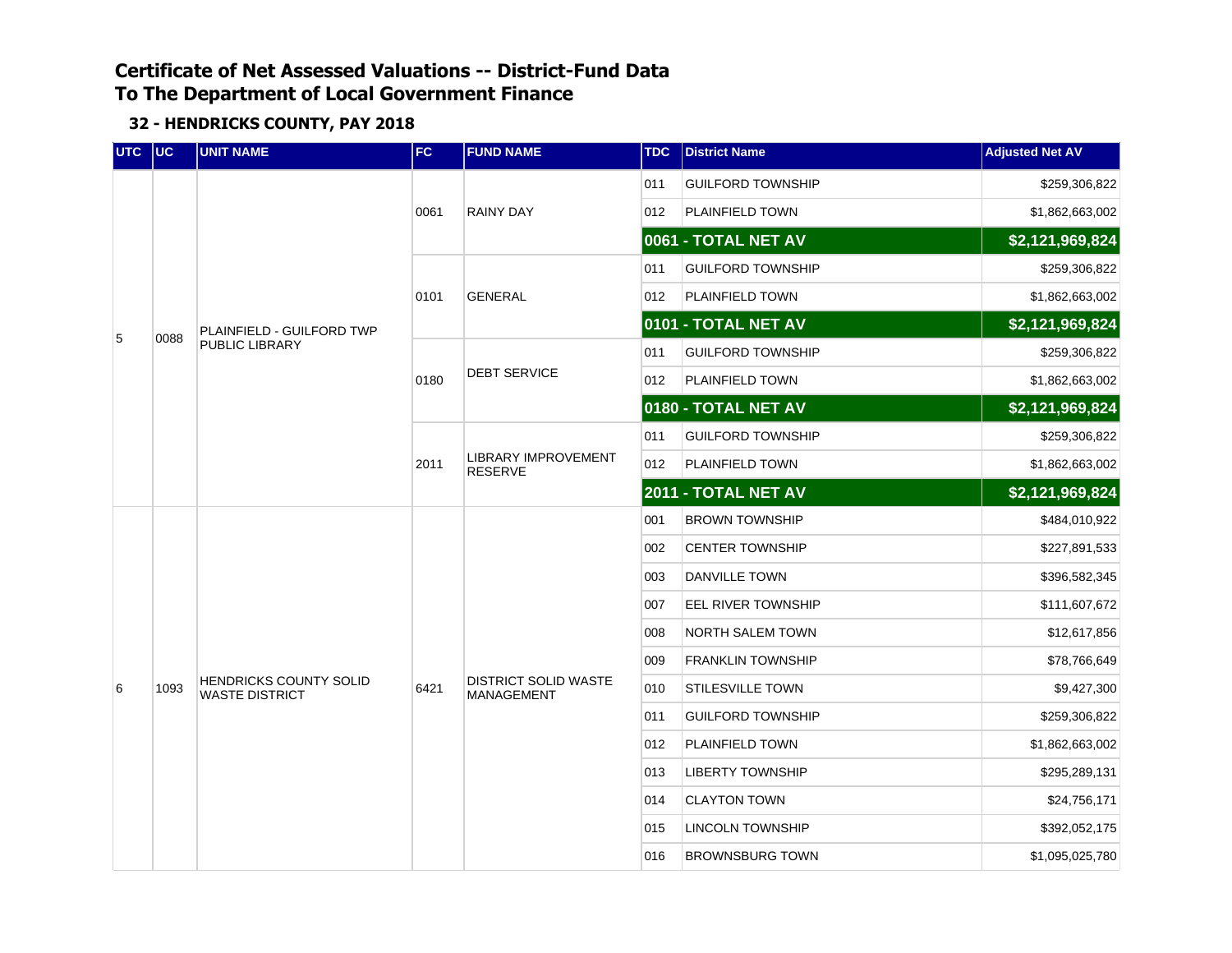# Certificate of Net Assessed Valuations -- District-Fund Data
# To The Department of Local Government Finance

### 32 - HENDRICKS COUNTY, PAY 2018

| UTC | UC | UNIT NAME | FC | FUND NAME | TDC | District Name | Adjusted Net AV |
|---|---|---|---|---|---|---|---|
| 5 | 0088 | PLAINFIELD - GUILFORD TWP PUBLIC LIBRARY | 0061 | RAINY DAY | 011 | GUILFORD TOWNSHIP | $259,306,822 |
| | | | | | 012 | PLAINFIELD TOWN | $1,862,663,002 |
| | | | | | **0061 - TOTAL NET AV** | | **$2,121,969,824** |
| | | | 0101 | GENERAL | 011 | GUILFORD TOWNSHIP | $259,306,822 |
| | | | | | 012 | PLAINFIELD TOWN | $1,862,663,002 |
| | | | | | **0101 - TOTAL NET AV** | | **$2,121,969,824** |
| | | | 0180 | DEBT SERVICE | 011 | GUILFORD TOWNSHIP | $259,306,822 |
| | | | | | 012 | PLAINFIELD TOWN | $1,862,663,002 |
| | | | | | **0180 - TOTAL NET AV** | | **$2,121,969,824** |
| | | | 2011 | LIBRARY IMPROVEMENT RESERVE | 011 | GUILFORD TOWNSHIP | $259,306,822 |
| | | | | | 012 | PLAINFIELD TOWN | $1,862,663,002 |
| | | | | | **2011 - TOTAL NET AV** | | **$2,121,969,824** |
| 6 | 1093 | HENDRICKS COUNTY SOLID WASTE DISTRICT | 6421 | DISTRICT SOLID WASTE MANAGEMENT | 001 | BROWN TOWNSHIP | $484,010,922 |
| | | | | | 002 | CENTER TOWNSHIP | $227,891,533 |
| | | | | | 003 | DANVILLE TOWN | $396,582,345 |
| | | | | | 007 | EEL RIVER TOWNSHIP | $111,607,672 |
| | | | | | 008 | NORTH SALEM TOWN | $12,617,856 |
| | | | | | 009 | FRANKLIN TOWNSHIP | $78,766,649 |
| | | | | | 010 | STILESVILLE TOWN | $9,427,300 |
| | | | | | 011 | GUILFORD TOWNSHIP | $259,306,822 |
| | | | | | 012 | PLAINFIELD TOWN | $1,862,663,002 |
| | | | | | 013 | LIBERTY TOWNSHIP | $295,289,131 |
| | | | | | 014 | CLAYTON TOWN | $24,756,171 |
| | | | | | 015 | LINCOLN TOWNSHIP | $392,052,175 |
| | | | | | 016 | BROWNSBURG TOWN | $1,095,025,780 |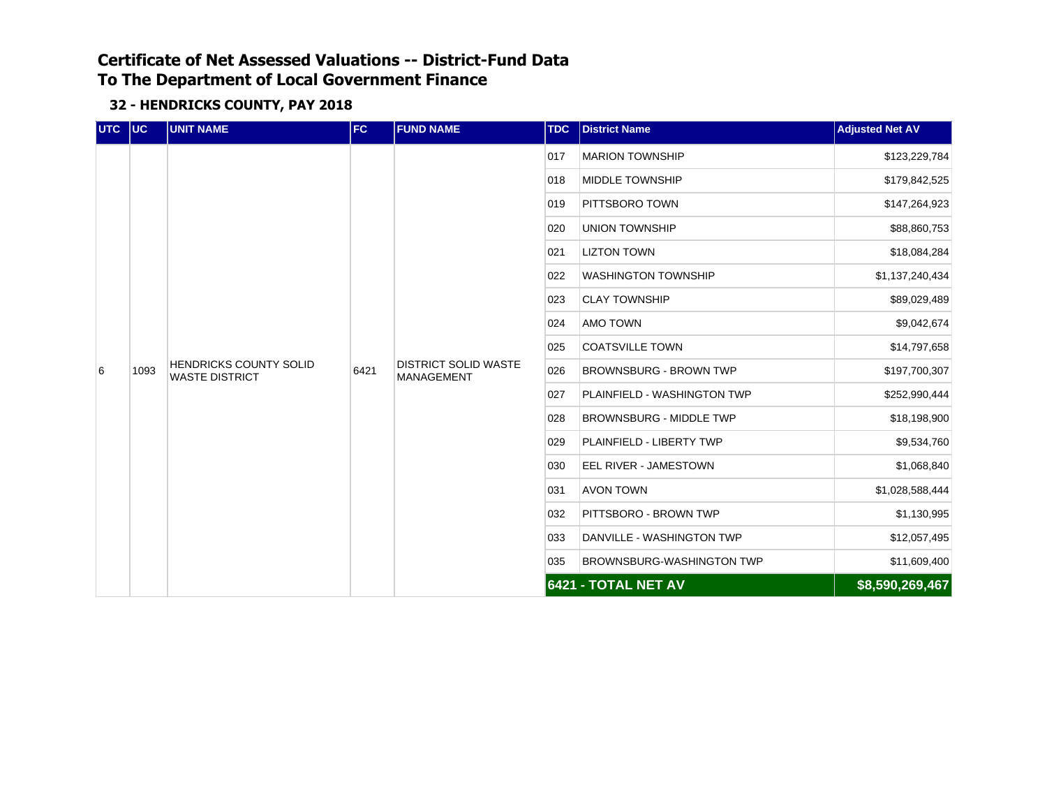# Certificate of Net Assessed Valuations -- District-Fund Data
# To The Department of Local Government Finance

### 32 - HENDRICKS COUNTY, PAY 2018

| UTC | UC | UNIT NAME | FC | FUND NAME | TDC | District Name | Adjusted Net AV |
|---|---|---|---|---|---|---|---|
| 6 | 1093 | HENDRICKS COUNTY SOLID WASTE DISTRICT | 6421 | DISTRICT SOLID WASTE MANAGEMENT | 017 | MARION TOWNSHIP | $123,229,784 |
| | | | | | 018 | MIDDLE TOWNSHIP | $179,842,525 |
| | | | | | 019 | PITTSBORO TOWN | $147,264,923 |
| | | | | | 020 | UNION TOWNSHIP | $88,860,753 |
| | | | | | 021 | LIZTON TOWN | $18,084,284 |
| | | | | | 022 | WASHINGTON TOWNSHIP | $1,137,240,434 |
| | | | | | 023 | CLAY TOWNSHIP | $89,029,489 |
| | | | | | 024 | AMO TOWN | $9,042,674 |
| | | | | | 025 | COATSVILLE TOWN | $14,797,658 |
| | | | | | 026 | BROWNSBURG - BROWN TWP | $197,700,307 |
| | | | | | 027 | PLAINFIELD - WASHINGTON TWP | $252,990,444 |
| | | | | | 028 | BROWNSBURG - MIDDLE TWP | $18,198,900 |
| | | | | | 029 | PLAINFIELD - LIBERTY TWP | $9,534,760 |
| | | | | | 030 | EEL RIVER - JAMESTOWN | $1,068,840 |
| | | | | | 031 | AVON TOWN | $1,028,588,444 |
| | | | | | 032 | PITTSBORO - BROWN TWP | $1,130,995 |
| | | | | | 033 | DANVILLE - WASHINGTON TWP | $12,057,495 |
| | | | | | 035 | BROWNSBURG-WASHINGTON TWP | $11,609,400 |
| | | | | | **6421 - TOTAL NET AV** | | **$8,590,269,467** |